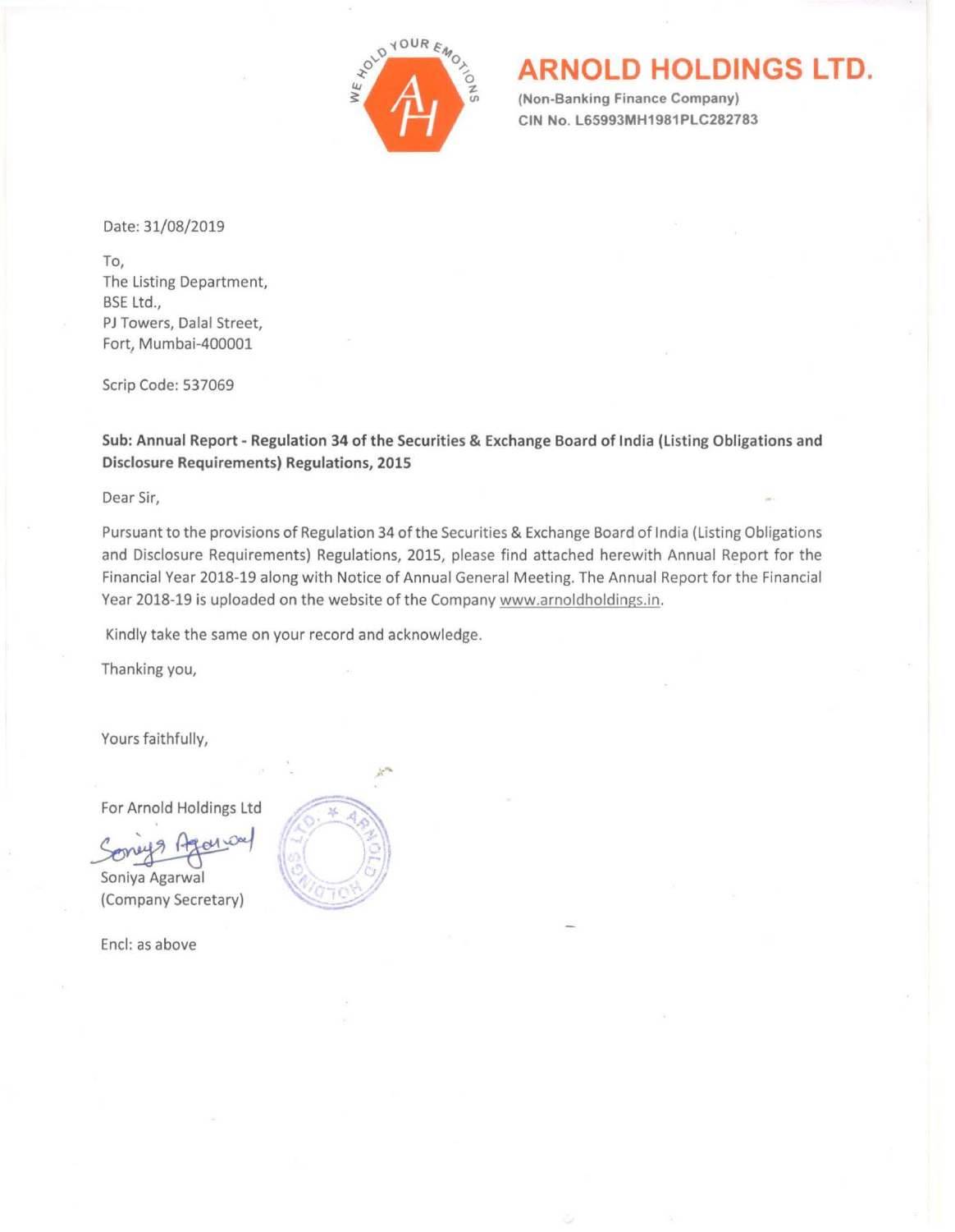# ARNOLD HOLDINGS LTD.

**(Non-Banking Finance Company)**
**CIN No. L65993MH1981PLC282783**

Date: 31/08/2019

To,
The Listing Department,
BSE Ltd.,
PJ Towers, Dalal Street,
Fort, Mumbai-400001

Scrip Code: 537069

**Sub: Annual Report - Regulation 34 of the Securities & Exchange Board of India (Listing Obligations and Disclosure Requirements) Regulations, 2015**

Dear Sir,

Pursuant to the provisions of Regulation 34 of the Securities & Exchange Board of India (Listing Obligations and Disclosure Requirements) Regulations, 2015, please find attached herewith Annual Report for the Financial Year 2018-19 along with Notice of Annual General Meeting. The Annual Report for the Financial Year 2018-19 is uploaded on the website of the Company www.arnoldholdings.in.

Kindly take the same on your record and acknowledge.

Thanking you,

Yours faithfully,

For Arnold Holdings Ltd

Soniya Agarwal
(Company Secretary)

Encl: as above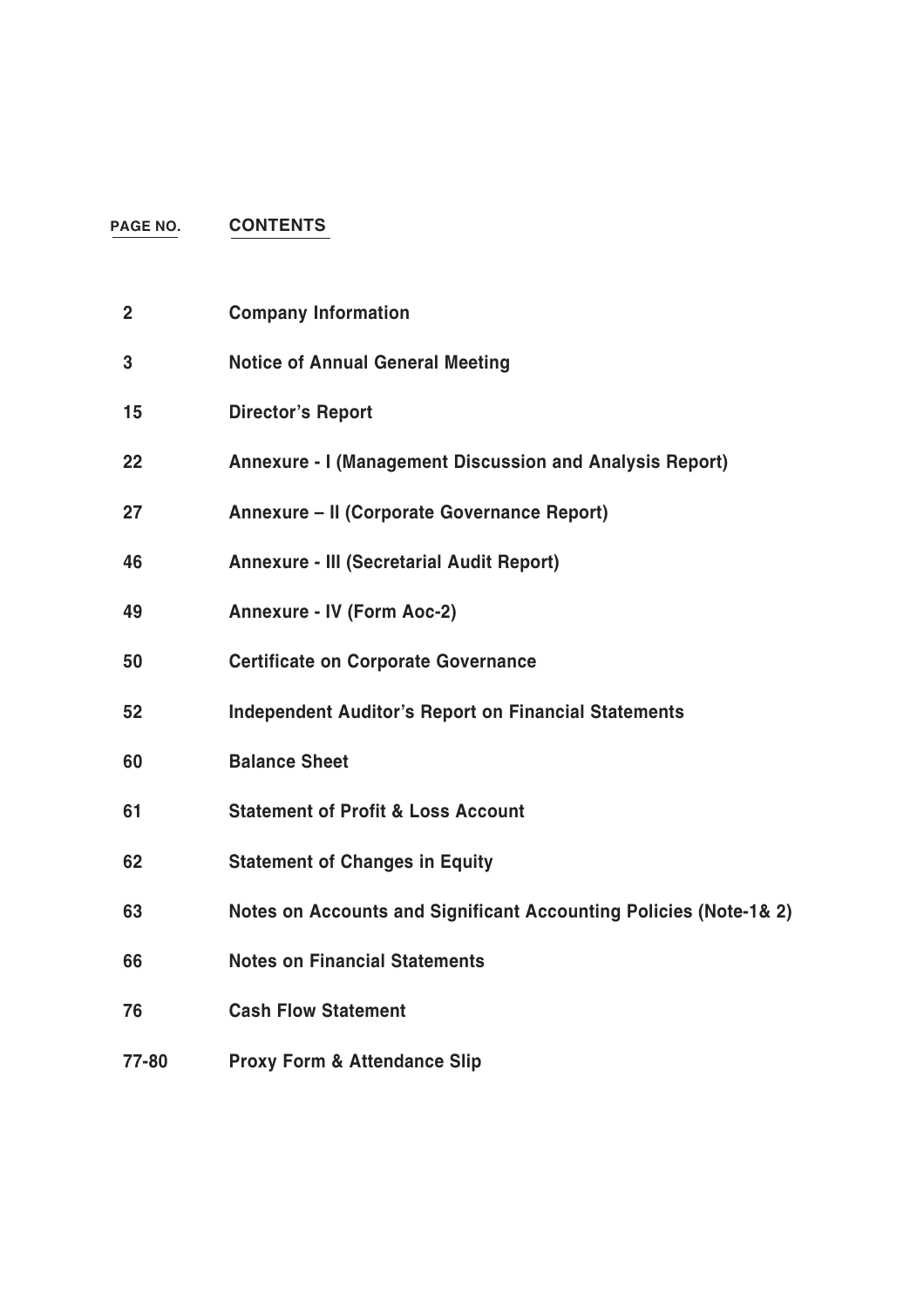| PAGE NO. | CONTENTS |
| --- | --- |
| 2 | Company Information |
| 3 | Notice of Annual General Meeting |
| 15 | Director's Report |
| 22 | Annexure - I (Management Discussion and Analysis Report) |
| 27 | Annexure – II (Corporate Governance Report) |
| 46 | Annexure - III (Secretarial Audit Report) |
| 49 | Annexure - IV (Form Aoc-2) |
| 50 | Certificate on Corporate Governance |
| 52 | Independent Auditor's Report on Financial Statements |
| 60 | Balance Sheet |
| 61 | Statement of Profit & Loss Account |
| 62 | Statement of Changes in Equity |
| 63 | Notes on Accounts and Significant Accounting Policies (Note-1& 2) |
| 66 | Notes on Financial Statements |
| 76 | Cash Flow Statement |
| 77-80 | Proxy Form & Attendance Slip |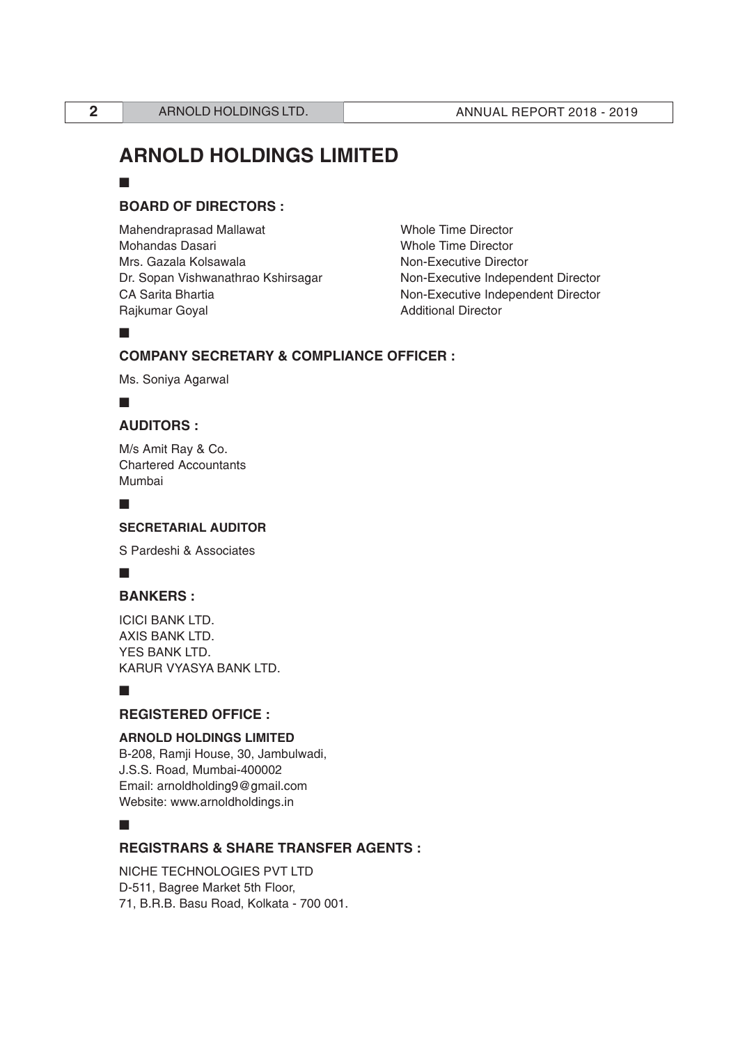# ARNOLD HOLDINGS LIMITED

## BOARD OF DIRECTORS :

| | |
|---|---|
| Mahendraprasad Mallawat | Whole Time Director |
| Mohandas Dasari | Whole Time Director |
| Mrs. Gazala Kolsawala | Non-Executive Director |
| Dr. Sopan Vishwanathrao Kshirsagar | Non-Executive Independent Director |
| CA Sarita Bhartia | Non-Executive Independent Director |
| Rajkumar Goyal | Additional Director |

## COMPANY SECRETARY & COMPLIANCE OFFICER :

Ms. Soniya Agarwal

## AUDITORS :

M/s Amit Ray & Co.
Chartered Accountants
Mumbai

### SECRETARIAL AUDITOR

S Pardeshi & Associates

## BANKERS :

ICICI BANK LTD.
AXIS BANK LTD.
YES BANK LTD.
KARUR VYASYA BANK LTD.

## REGISTERED OFFICE :

**ARNOLD HOLDINGS LIMITED**
B-208, Ramji House, 30, Jambulwadi,
J.S.S. Road, Mumbai-400002
Email: arnoldholding9@gmail.com
Website: www.arnoldholdings.in

## REGISTRARS & SHARE TRANSFER AGENTS :

NICHE TECHNOLOGIES PVT LTD
D-511, Bagree Market 5th Floor,
71, B.R.B. Basu Road, Kolkata - 700 001.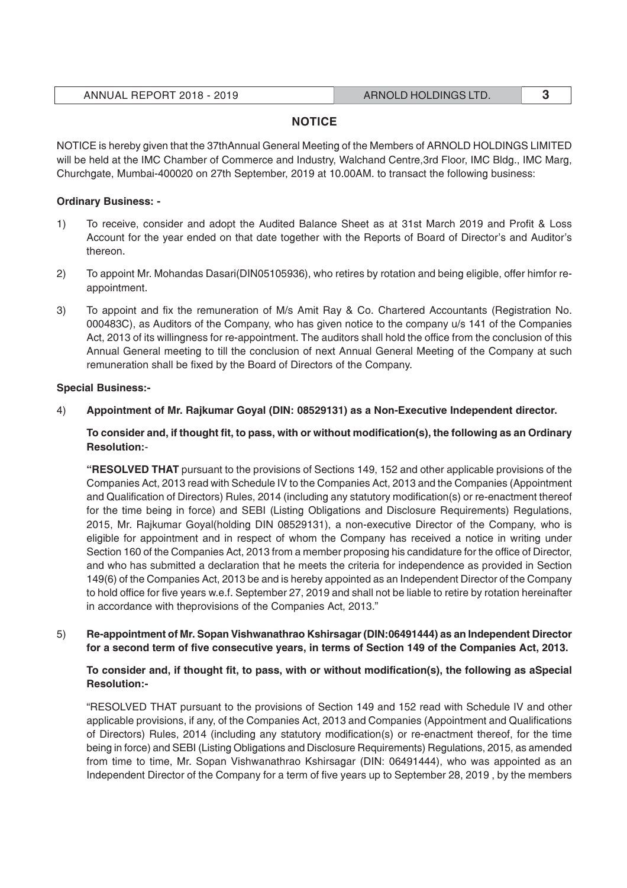## NOTICE

NOTICE is hereby given that the 37thAnnual General Meeting of the Members of ARNOLD HOLDINGS LIMITED will be held at the IMC Chamber of Commerce and Industry, Walchand Centre,3rd Floor, IMC Bldg., IMC Marg, Churchgate, Mumbai-400020 on 27th September, 2019 at 10.00AM. to transact the following business:

**Ordinary Business: -**

1) To receive, consider and adopt the Audited Balance Sheet as at 31st March 2019 and Profit & Loss Account for the year ended on that date together with the Reports of Board of Director's and Auditor's thereon.

2) To appoint Mr. Mohandas Dasari(DIN05105936), who retires by rotation and being eligible, offer himfor re-appointment.

3) To appoint and fix the remuneration of M/s Amit Ray & Co. Chartered Accountants (Registration No. 000483C), as Auditors of the Company, who has given notice to the company u/s 141 of the Companies Act, 2013 of its willingness for re-appointment. The auditors shall hold the office from the conclusion of this Annual General meeting to till the conclusion of next Annual General Meeting of the Company at such remuneration shall be fixed by the Board of Directors of the Company.

**Special Business:-**

4) **Appointment of Mr. Rajkumar Goyal (DIN: 08529131) as a Non-Executive Independent director.**

   **To consider and, if thought fit, to pass, with or without modification(s), the following as an Ordinary Resolution:-**

   **"RESOLVED THAT** pursuant to the provisions of Sections 149, 152 and other applicable provisions of the Companies Act, 2013 read with Schedule IV to the Companies Act, 2013 and the Companies (Appointment and Qualification of Directors) Rules, 2014 (including any statutory modification(s) or re-enactment thereof for the time being in force) and SEBI (Listing Obligations and Disclosure Requirements) Regulations, 2015, Mr. Rajkumar Goyal(holding DIN 08529131), a non-executive Director of the Company, who is eligible for appointment and in respect of whom the Company has received a notice in writing under Section 160 of the Companies Act, 2013 from a member proposing his candidature for the office of Director, and who has submitted a declaration that he meets the criteria for independence as provided in Section 149(6) of the Companies Act, 2013 be and is hereby appointed as an Independent Director of the Company to hold office for five years w.e.f. September 27, 2019 and shall not be liable to retire by rotation hereinafter in accordance with theprovisions of the Companies Act, 2013."

5) **Re-appointment of Mr. Sopan Vishwanathrao Kshirsagar (DIN:06491444) as an Independent Director for a second term of five consecutive years, in terms of Section 149 of the Companies Act, 2013.**

   **To consider and, if thought fit, to pass, with or without modification(s), the following as aSpecial Resolution:-**

   "RESOLVED THAT pursuant to the provisions of Section 149 and 152 read with Schedule IV and other applicable provisions, if any, of the Companies Act, 2013 and Companies (Appointment and Qualifications of Directors) Rules, 2014 (including any statutory modification(s) or re-enactment thereof, for the time being in force) and SEBI (Listing Obligations and Disclosure Requirements) Regulations, 2015, as amended from time to time, Mr. Sopan Vishwanathrao Kshirsagar (DIN: 06491444), who was appointed as an Independent Director of the Company for a term of five years up to September 28, 2019 , by the members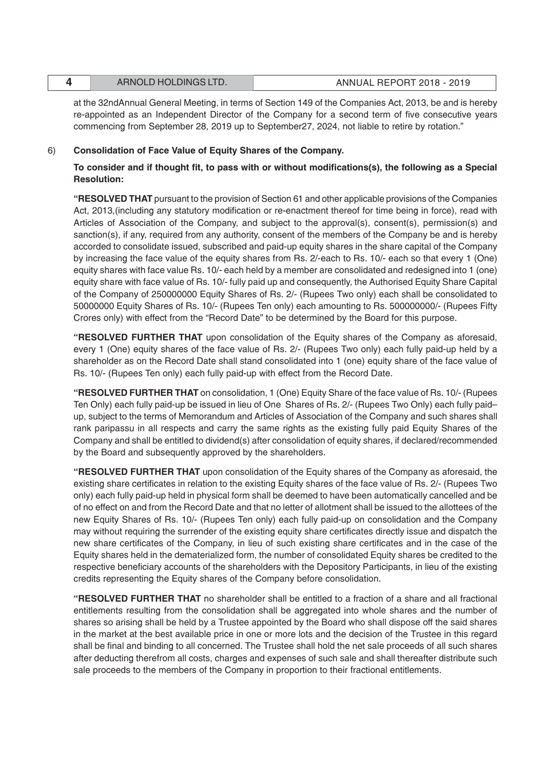at the 32ndAnnual General Meeting, in terms of Section 149 of the Companies Act, 2013, be and is hereby re-appointed as an Independent Director of the Company for a second term of five consecutive years commencing from September 28, 2019 up to September27, 2024, not liable to retire by rotation."

6) **Consolidation of Face Value of Equity Shares of the Company.**

**To consider and if thought fit, to pass with or without modifications(s), the following as a Special Resolution:**

**"RESOLVED THAT** pursuant to the provision of Section 61 and other applicable provisions of the Companies Act, 2013,(including any statutory modification or re-enactment thereof for time being in force), read with Articles of Association of the Company, and subject to the approval(s), consent(s), permission(s) and sanction(s), if any, required from any authority, consent of the members of the Company be and is hereby accorded to consolidate issued, subscribed and paid-up equity shares in the share capital of the Company by increasing the face value of the equity shares from Rs. 2/-each to Rs. 10/- each so that every 1 (One) equity shares with face value Rs. 10/- each held by a member are consolidated and redesigned into 1 (one) equity share with face value of Rs. 10/- fully paid up and consequently, the Authorised Equity Share Capital of the Company of 250000000 Equity Shares of Rs. 2/- (Rupees Two only) each shall be consolidated to 50000000 Equity Shares of Rs. 10/- (Rupees Ten only) each amounting to Rs. 500000000/- (Rupees Fifty Crores only) with effect from the "Record Date" to be determined by the Board for this purpose.

**"RESOLVED FURTHER THAT** upon consolidation of the Equity shares of the Company as aforesaid, every 1 (One) equity shares of the face value of Rs. 2/- (Rupees Two only) each fully paid-up held by a shareholder as on the Record Date shall stand consolidated into 1 (one) equity share of the face value of Rs. 10/- (Rupees Ten only) each fully paid-up with effect from the Record Date.

**"RESOLVED FURTHER THAT** on consolidation, 1 (One) Equity Share of the face value of Rs. 10/- (Rupees Ten Only) each fully paid-up be issued in lieu of One Shares of Rs. 2/- (Rupees Two Only) each fully paid–up, subject to the terms of Memorandum and Articles of Association of the Company and such shares shall rank paripassu in all respects and carry the same rights as the existing fully paid Equity Shares of the Company and shall be entitled to dividend(s) after consolidation of equity shares, if declared/recommended by the Board and subsequently approved by the shareholders.

**"RESOLVED FURTHER THAT** upon consolidation of the Equity shares of the Company as aforesaid, the existing share certificates in relation to the existing Equity shares of the face value of Rs. 2/- (Rupees Two only) each fully paid-up held in physical form shall be deemed to have been automatically cancelled and be of no effect on and from the Record Date and that no letter of allotment shall be issued to the allottees of the new Equity Shares of Rs. 10/- (Rupees Ten only) each fully paid-up on consolidation and the Company may without requiring the surrender of the existing equity share certificates directly issue and dispatch the new share certificates of the Company, in lieu of such existing share certificates and in the case of the Equity shares held in the dematerialized form, the number of consolidated Equity shares be credited to the respective beneficiary accounts of the shareholders with the Depository Participants, in lieu of the existing credits representing the Equity shares of the Company before consolidation.

**"RESOLVED FURTHER THAT** no shareholder shall be entitled to a fraction of a share and all fractional entitlements resulting from the consolidation shall be aggregated into whole shares and the number of shares so arising shall be held by a Trustee appointed by the Board who shall dispose off the said shares in the market at the best available price in one or more lots and the decision of the Trustee in this regard shall be final and binding to all concerned. The Trustee shall hold the net sale proceeds of all such shares after deducting therefrom all costs, charges and expenses of such sale and shall thereafter distribute such sale proceeds to the members of the Company in proportion to their fractional entitlements.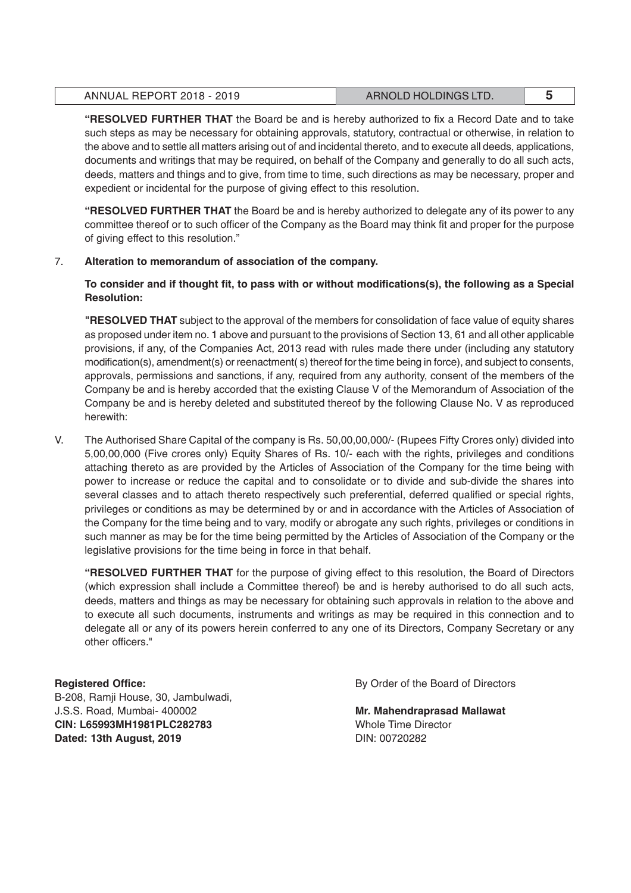**"RESOLVED FURTHER THAT** the Board be and is hereby authorized to fix a Record Date and to take such steps as may be necessary for obtaining approvals, statutory, contractual or otherwise, in relation to the above and to settle all matters arising out of and incidental thereto, and to execute all deeds, applications, documents and writings that may be required, on behalf of the Company and generally to do all such acts, deeds, matters and things and to give, from time to time, such directions as may be necessary, proper and expedient or incidental for the purpose of giving effect to this resolution.

**"RESOLVED FURTHER THAT** the Board be and is hereby authorized to delegate any of its power to any committee thereof or to such officer of the Company as the Board may think fit and proper for the purpose of giving effect to this resolution."

7. **Alteration to memorandum of association of the company.**

**To consider and if thought fit, to pass with or without modifications(s), the following as a Special Resolution:**

**"RESOLVED THAT** subject to the approval of the members for consolidation of face value of equity shares as proposed under item no. 1 above and pursuant to the provisions of Section 13, 61 and all other applicable provisions, if any, of the Companies Act, 2013 read with rules made there under (including any statutory modification(s), amendment(s) or reenactment( s) thereof for the time being in force), and subject to consents, approvals, permissions and sanctions, if any, required from any authority, consent of the members of the Company be and is hereby accorded that the existing Clause V of the Memorandum of Association of the Company be and is hereby deleted and substituted thereof by the following Clause No. V as reproduced herewith:

V. The Authorised Share Capital of the company is Rs. 50,00,00,000/- (Rupees Fifty Crores only) divided into 5,00,00,000 (Five crores only) Equity Shares of Rs. 10/- each with the rights, privileges and conditions attaching thereto as are provided by the Articles of Association of the Company for the time being with power to increase or reduce the capital and to consolidate or to divide and sub-divide the shares into several classes and to attach thereto respectively such preferential, deferred qualified or special rights, privileges or conditions as may be determined by or and in accordance with the Articles of Association of the Company for the time being and to vary, modify or abrogate any such rights, privileges or conditions in such manner as may be for the time being permitted by the Articles of Association of the Company or the legislative provisions for the time being in force in that behalf.

**"RESOLVED FURTHER THAT** for the purpose of giving effect to this resolution, the Board of Directors (which expression shall include a Committee thereof) be and is hereby authorised to do all such acts, deeds, matters and things as may be necessary for obtaining such approvals in relation to the above and to execute all such documents, instruments and writings as may be required in this connection and to delegate all or any of its powers herein conferred to any one of its Directors, Company Secretary or any other officers."

**Registered Office:**
B-208, Ramji House, 30, Jambulwadi,
J.S.S. Road, Mumbai- 400002
**CIN: L65993MH1981PLC282783**
**Dated: 13th August, 2019**

By Order of the Board of Directors

**Mr. Mahendraprasad Mallawat**
Whole Time Director
DIN: 00720282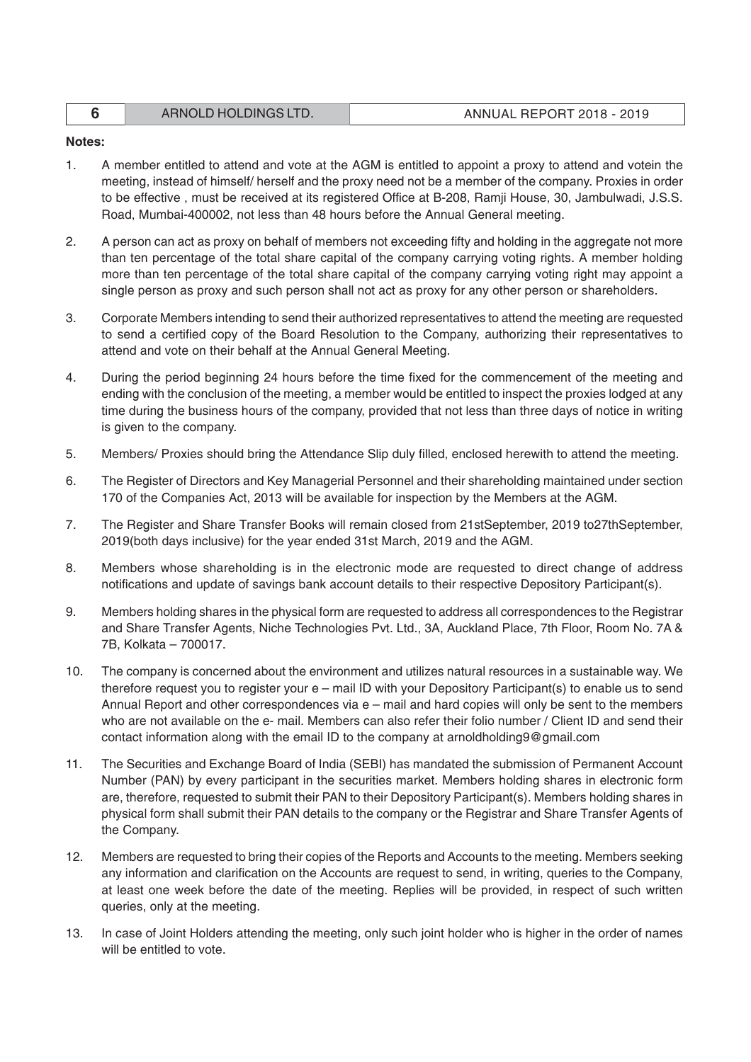**Notes:**

1. A member entitled to attend and vote at the AGM is entitled to appoint a proxy to attend and votein the meeting, instead of himself/ herself and the proxy need not be a member of the company. Proxies in order to be effective , must be received at its registered Office at B-208, Ramji House, 30, Jambulwadi, J.S.S. Road, Mumbai-400002, not less than 48 hours before the Annual General meeting.

2. A person can act as proxy on behalf of members not exceeding fifty and holding in the aggregate not more than ten percentage of the total share capital of the company carrying voting rights. A member holding more than ten percentage of the total share capital of the company carrying voting right may appoint a single person as proxy and such person shall not act as proxy for any other person or shareholders.

3. Corporate Members intending to send their authorized representatives to attend the meeting are requested to send a certified copy of the Board Resolution to the Company, authorizing their representatives to attend and vote on their behalf at the Annual General Meeting.

4. During the period beginning 24 hours before the time fixed for the commencement of the meeting and ending with the conclusion of the meeting, a member would be entitled to inspect the proxies lodged at any time during the business hours of the company, provided that not less than three days of notice in writing is given to the company.

5. Members/ Proxies should bring the Attendance Slip duly filled, enclosed herewith to attend the meeting.

6. The Register of Directors and Key Managerial Personnel and their shareholding maintained under section 170 of the Companies Act, 2013 will be available for inspection by the Members at the AGM.

7. The Register and Share Transfer Books will remain closed from 21stSeptember, 2019 to27thSeptember, 2019(both days inclusive) for the year ended 31st March, 2019 and the AGM.

8. Members whose shareholding is in the electronic mode are requested to direct change of address notifications and update of savings bank account details to their respective Depository Participant(s).

9. Members holding shares in the physical form are requested to address all correspondences to the Registrar and Share Transfer Agents, Niche Technologies Pvt. Ltd., 3A, Auckland Place, 7th Floor, Room No. 7A & 7B, Kolkata – 700017.

10. The company is concerned about the environment and utilizes natural resources in a sustainable way. We therefore request you to register your e – mail ID with your Depository Participant(s) to enable us to send Annual Report and other correspondences via e – mail and hard copies will only be sent to the members who are not available on the e- mail. Members can also refer their folio number / Client ID and send their contact information along with the email ID to the company at arnoldholding9@gmail.com

11. The Securities and Exchange Board of India (SEBI) has mandated the submission of Permanent Account Number (PAN) by every participant in the securities market. Members holding shares in electronic form are, therefore, requested to submit their PAN to their Depository Participant(s). Members holding shares in physical form shall submit their PAN details to the company or the Registrar and Share Transfer Agents of the Company.

12. Members are requested to bring their copies of the Reports and Accounts to the meeting. Members seeking any information and clarification on the Accounts are request to send, in writing, queries to the Company, at least one week before the date of the meeting. Replies will be provided, in respect of such written queries, only at the meeting.

13. In case of Joint Holders attending the meeting, only such joint holder who is higher in the order of names will be entitled to vote.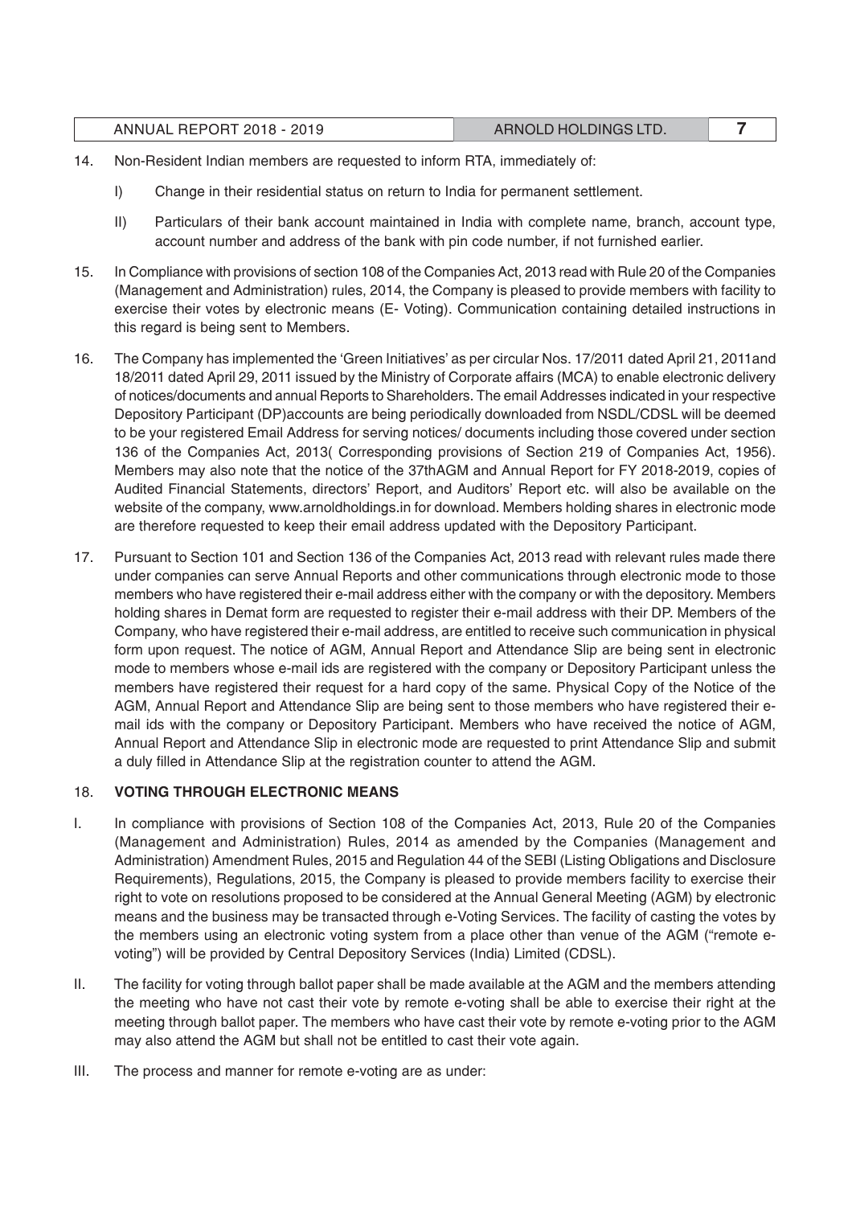14. Non-Resident Indian members are requested to inform RTA, immediately of:

    I) Change in their residential status on return to India for permanent settlement.

    II) Particulars of their bank account maintained in India with complete name, branch, account type, account number and address of the bank with pin code number, if not furnished earlier.

15. In Compliance with provisions of section 108 of the Companies Act, 2013 read with Rule 20 of the Companies (Management and Administration) rules, 2014, the Company is pleased to provide members with facility to exercise their votes by electronic means (E- Voting). Communication containing detailed instructions in this regard is being sent to Members.

16. The Company has implemented the 'Green Initiatives' as per circular Nos. 17/2011 dated April 21, 2011and 18/2011 dated April 29, 2011 issued by the Ministry of Corporate affairs (MCA) to enable electronic delivery of notices/documents and annual Reports to Shareholders. The email Addresses indicated in your respective Depository Participant (DP)accounts are being periodically downloaded from NSDL/CDSL will be deemed to be your registered Email Address for serving notices/ documents including those covered under section 136 of the Companies Act, 2013( Corresponding provisions of Section 219 of Companies Act, 1956). Members may also note that the notice of the 37thAGM and Annual Report for FY 2018-2019, copies of Audited Financial Statements, directors' Report, and Auditors' Report etc. will also be available on the website of the company, www.arnoldholdings.in for download. Members holding shares in electronic mode are therefore requested to keep their email address updated with the Depository Participant.

17. Pursuant to Section 101 and Section 136 of the Companies Act, 2013 read with relevant rules made there under companies can serve Annual Reports and other communications through electronic mode to those members who have registered their e-mail address either with the company or with the depository. Members holding shares in Demat form are requested to register their e-mail address with their DP. Members of the Company, who have registered their e-mail address, are entitled to receive such communication in physical form upon request. The notice of AGM, Annual Report and Attendance Slip are being sent in electronic mode to members whose e-mail ids are registered with the company or Depository Participant unless the members have registered their request for a hard copy of the same. Physical Copy of the Notice of the AGM, Annual Report and Attendance Slip are being sent to those members who have registered their e-mail ids with the company or Depository Participant. Members who have received the notice of AGM, Annual Report and Attendance Slip in electronic mode are requested to print Attendance Slip and submit a duly filled in Attendance Slip at the registration counter to attend the AGM.

18. **VOTING THROUGH ELECTRONIC MEANS**

I. In compliance with provisions of Section 108 of the Companies Act, 2013, Rule 20 of the Companies (Management and Administration) Rules, 2014 as amended by the Companies (Management and Administration) Amendment Rules, 2015 and Regulation 44 of the SEBI (Listing Obligations and Disclosure Requirements), Regulations, 2015, the Company is pleased to provide members facility to exercise their right to vote on resolutions proposed to be considered at the Annual General Meeting (AGM) by electronic means and the business may be transacted through e-Voting Services. The facility of casting the votes by the members using an electronic voting system from a place other than venue of the AGM ("remote e-voting") will be provided by Central Depository Services (India) Limited (CDSL).

II. The facility for voting through ballot paper shall be made available at the AGM and the members attending the meeting who have not cast their vote by remote e-voting shall be able to exercise their right at the meeting through ballot paper. The members who have cast their vote by remote e-voting prior to the AGM may also attend the AGM but shall not be entitled to cast their vote again.

III. The process and manner for remote e-voting are as under: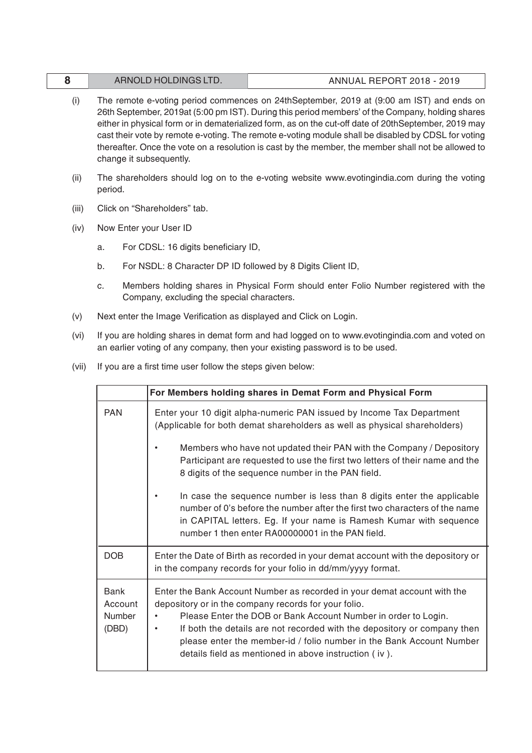(i) The remote e-voting period commences on 24thSeptember, 2019 at (9:00 am IST) and ends on 26th September, 2019at (5:00 pm IST). During this period members' of the Company, holding shares either in physical form or in dematerialized form, as on the cut-off date of 20thSeptember, 2019 may cast their vote by remote e-voting. The remote e-voting module shall be disabled by CDSL for voting thereafter. Once the vote on a resolution is cast by the member, the member shall not be allowed to change it subsequently.

(ii) The shareholders should log on to the e-voting website www.evotingindia.com during the voting period.

(iii) Click on "Shareholders" tab.

(iv) Now Enter your User ID

a. For CDSL: 16 digits beneficiary ID,

b. For NSDL: 8 Character DP ID followed by 8 Digits Client ID,

c. Members holding shares in Physical Form should enter Folio Number registered with the Company, excluding the special characters.

(v) Next enter the Image Verification as displayed and Click on Login.

(vi) If you are holding shares in demat form and had logged on to www.evotingindia.com and voted on an earlier voting of any company, then your existing password is to be used.

(vii) If you are a first time user follow the steps given below:

| | For Members holding shares in Demat Form and Physical Form |
|---|---|
| PAN | Enter your 10 digit alpha-numeric PAN issued by Income Tax Department (Applicable for both demat shareholders as well as physical shareholders)<br>• Members who have not updated their PAN with the Company / Depository Participant are requested to use the first two letters of their name and the 8 digits of the sequence number in the PAN field.<br>• In case the sequence number is less than 8 digits enter the applicable number of 0's before the number after the first two characters of the name in CAPITAL letters. Eg. If your name is Ramesh Kumar with sequence number 1 then enter RA00000001 in the PAN field. |
| DOB | Enter the Date of Birth as recorded in your demat account with the depository or in the company records for your folio in dd/mm/yyyy format. |
| Bank Account Number (DBD) | Enter the Bank Account Number as recorded in your demat account with the depository or in the company records for your folio.<br>• Please Enter the DOB or Bank Account Number in order to Login.<br>• If both the details are not recorded with the depository or company then please enter the member-id / folio number in the Bank Account Number details field as mentioned in above instruction ( iv ). |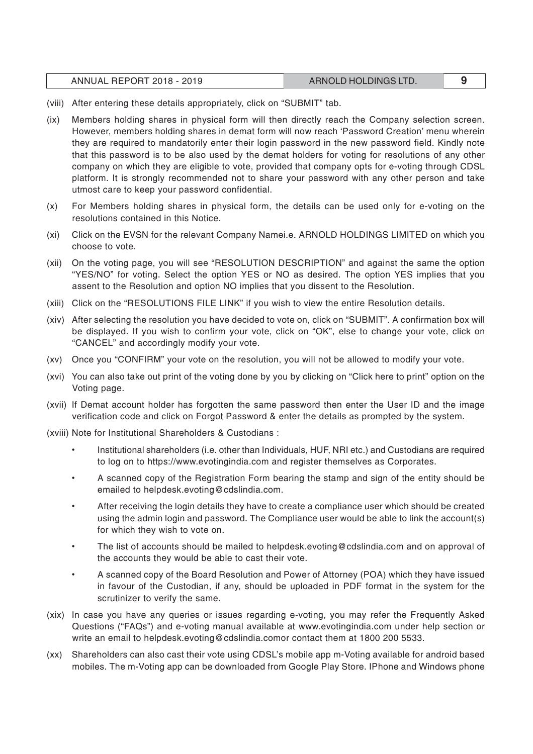(viii) After entering these details appropriately, click on "SUBMIT" tab.

(ix) Members holding shares in physical form will then directly reach the Company selection screen. However, members holding shares in demat form will now reach 'Password Creation' menu wherein they are required to mandatorily enter their login password in the new password field. Kindly note that this password is to be also used by the demat holders for voting for resolutions of any other company on which they are eligible to vote, provided that company opts for e-voting through CDSL platform. It is strongly recommended not to share your password with any other person and take utmost care to keep your password confidential.

(x) For Members holding shares in physical form, the details can be used only for e-voting on the resolutions contained in this Notice.

(xi) Click on the EVSN for the relevant Company Namei.e. ARNOLD HOLDINGS LIMITED on which you choose to vote.

(xii) On the voting page, you will see "RESOLUTION DESCRIPTION" and against the same the option "YES/NO" for voting. Select the option YES or NO as desired. The option YES implies that you assent to the Resolution and option NO implies that you dissent to the Resolution.

(xiii) Click on the "RESOLUTIONS FILE LINK" if you wish to view the entire Resolution details.

(xiv) After selecting the resolution you have decided to vote on, click on "SUBMIT". A confirmation box will be displayed. If you wish to confirm your vote, click on "OK", else to change your vote, click on "CANCEL" and accordingly modify your vote.

(xv) Once you "CONFIRM" your vote on the resolution, you will not be allowed to modify your vote.

(xvi) You can also take out print of the voting done by you by clicking on "Click here to print" option on the Voting page.

(xvii) If Demat account holder has forgotten the same password then enter the User ID and the image verification code and click on Forgot Password & enter the details as prompted by the system.

(xviii) Note for Institutional Shareholders & Custodians :

- Institutional shareholders (i.e. other than Individuals, HUF, NRI etc.) and Custodians are required to log on to https://www.evotingindia.com and register themselves as Corporates.
- A scanned copy of the Registration Form bearing the stamp and sign of the entity should be emailed to helpdesk.evoting@cdslindia.com.
- After receiving the login details they have to create a compliance user which should be created using the admin login and password. The Compliance user would be able to link the account(s) for which they wish to vote on.
- The list of accounts should be mailed to helpdesk.evoting@cdslindia.com and on approval of the accounts they would be able to cast their vote.
- A scanned copy of the Board Resolution and Power of Attorney (POA) which they have issued in favour of the Custodian, if any, should be uploaded in PDF format in the system for the scrutinizer to verify the same.

(xix) In case you have any queries or issues regarding e-voting, you may refer the Frequently Asked Questions ("FAQs") and e-voting manual available at www.evotingindia.com under help section or write an email to helpdesk.evoting@cdslindia.comor contact them at 1800 200 5533.

(xx) Shareholders can also cast their vote using CDSL's mobile app m-Voting available for android based mobiles. The m-Voting app can be downloaded from Google Play Store. IPhone and Windows phone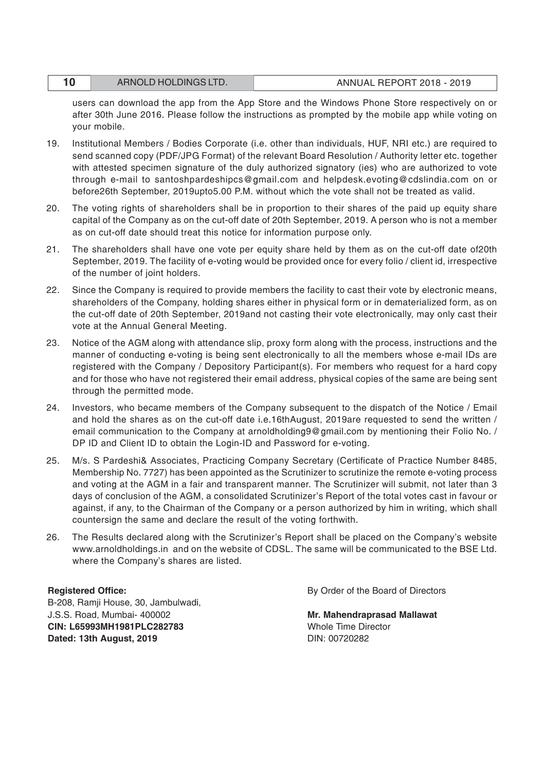users can download the app from the App Store and the Windows Phone Store respectively on or after 30th June 2016. Please follow the instructions as prompted by the mobile app while voting on your mobile.

19. Institutional Members / Bodies Corporate (i.e. other than individuals, HUF, NRI etc.) are required to send scanned copy (PDF/JPG Format) of the relevant Board Resolution / Authority letter etc. together with attested specimen signature of the duly authorized signatory (ies) who are authorized to vote through e-mail to santoshpardeshipcs@gmail.com and helpdesk.evoting@cdslindia.com on or before26th September, 2019upto5.00 P.M. without which the vote shall not be treated as valid.

20. The voting rights of shareholders shall be in proportion to their shares of the paid up equity share capital of the Company as on the cut-off date of 20th September, 2019. A person who is not a member as on cut-off date should treat this notice for information purpose only.

21. The shareholders shall have one vote per equity share held by them as on the cut-off date of20th September, 2019. The facility of e-voting would be provided once for every folio / client id, irrespective of the number of joint holders.

22. Since the Company is required to provide members the facility to cast their vote by electronic means, shareholders of the Company, holding shares either in physical form or in dematerialized form, as on the cut-off date of 20th September, 2019and not casting their vote electronically, may only cast their vote at the Annual General Meeting.

23. Notice of the AGM along with attendance slip, proxy form along with the process, instructions and the manner of conducting e-voting is being sent electronically to all the members whose e-mail IDs are registered with the Company / Depository Participant(s). For members who request for a hard copy and for those who have not registered their email address, physical copies of the same are being sent through the permitted mode.

24. Investors, who became members of the Company subsequent to the dispatch of the Notice / Email and hold the shares as on the cut-off date i.e.16thAugust, 2019are requested to send the written / email communication to the Company at arnoldholding9@gmail.com by mentioning their Folio No. / DP ID and Client ID to obtain the Login-ID and Password for e-voting.

25. M/s. S Pardeshi& Associates, Practicing Company Secretary (Certificate of Practice Number 8485, Membership No. 7727) has been appointed as the Scrutinizer to scrutinize the remote e-voting process and voting at the AGM in a fair and transparent manner. The Scrutinizer will submit, not later than 3 days of conclusion of the AGM, a consolidated Scrutinizer's Report of the total votes cast in favour or against, if any, to the Chairman of the Company or a person authorized by him in writing, which shall countersign the same and declare the result of the voting forthwith.

26. The Results declared along with the Scrutinizer's Report shall be placed on the Company's website www.arnoldholdings.in and on the website of CDSL. The same will be communicated to the BSE Ltd. where the Company's shares are listed.

**Registered Office:**
B-208, Ramji House, 30, Jambulwadi,
J.S.S. Road, Mumbai- 400002
**CIN: L65993MH1981PLC282783**
**Dated: 13th August, 2019**

By Order of the Board of Directors

**Mr. Mahendraprasad Mallawat**
Whole Time Director
DIN: 00720282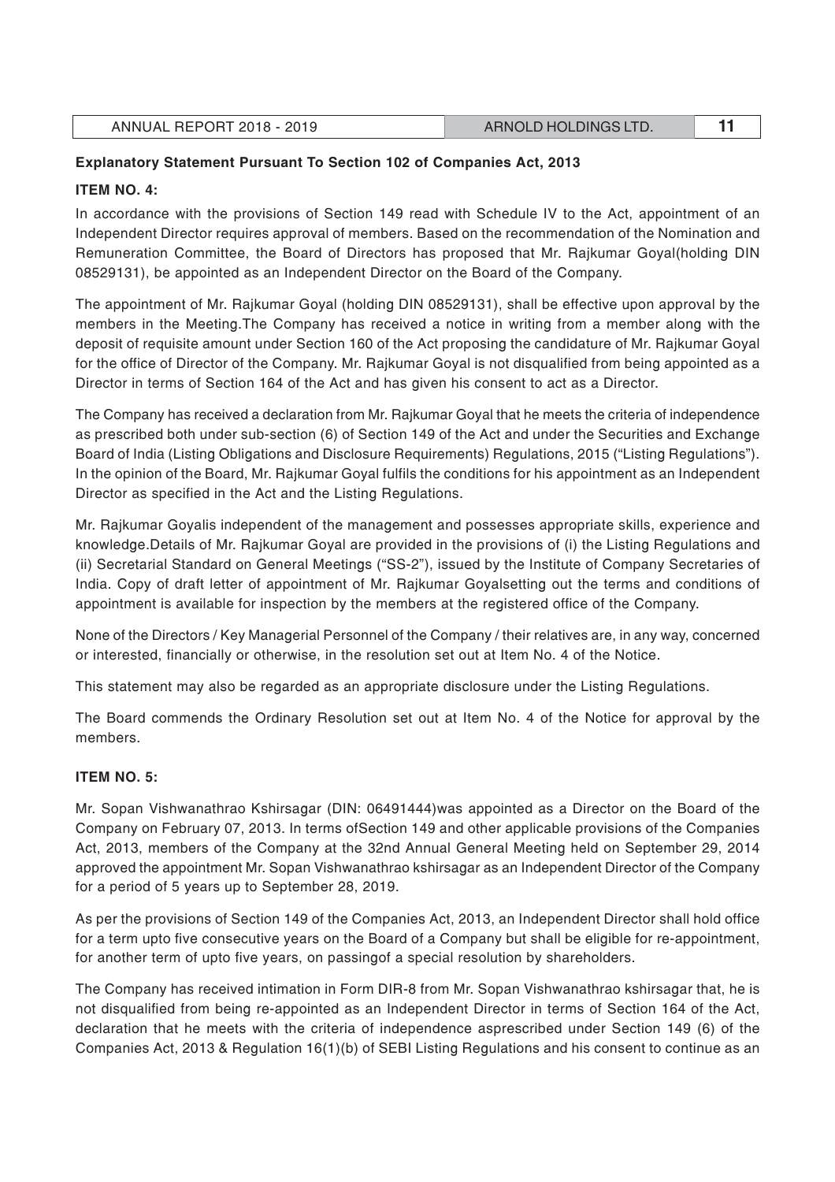**Explanatory Statement Pursuant To Section 102 of Companies Act, 2013**

**ITEM NO. 4:**

In accordance with the provisions of Section 149 read with Schedule IV to the Act, appointment of an Independent Director requires approval of members. Based on the recommendation of the Nomination and Remuneration Committee, the Board of Directors has proposed that Mr. Rajkumar Goyal(holding DIN 08529131), be appointed as an Independent Director on the Board of the Company.

The appointment of Mr. Rajkumar Goyal (holding DIN 08529131), shall be effective upon approval by the members in the Meeting.The Company has received a notice in writing from a member along with the deposit of requisite amount under Section 160 of the Act proposing the candidature of Mr. Rajkumar Goyal for the office of Director of the Company. Mr. Rajkumar Goyal is not disqualified from being appointed as a Director in terms of Section 164 of the Act and has given his consent to act as a Director.

The Company has received a declaration from Mr. Rajkumar Goyal that he meets the criteria of independence as prescribed both under sub-section (6) of Section 149 of the Act and under the Securities and Exchange Board of India (Listing Obligations and Disclosure Requirements) Regulations, 2015 ("Listing Regulations"). In the opinion of the Board, Mr. Rajkumar Goyal fulfils the conditions for his appointment as an Independent Director as specified in the Act and the Listing Regulations.

Mr. Rajkumar Goyalis independent of the management and possesses appropriate skills, experience and knowledge.Details of Mr. Rajkumar Goyal are provided in the provisions of (i) the Listing Regulations and (ii) Secretarial Standard on General Meetings ("SS-2"), issued by the Institute of Company Secretaries of India. Copy of draft letter of appointment of Mr. Rajkumar Goyalsetting out the terms and conditions of appointment is available for inspection by the members at the registered office of the Company.

None of the Directors / Key Managerial Personnel of the Company / their relatives are, in any way, concerned or interested, financially or otherwise, in the resolution set out at Item No. 4 of the Notice.

This statement may also be regarded as an appropriate disclosure under the Listing Regulations.

The Board commends the Ordinary Resolution set out at Item No. 4 of the Notice for approval by the members.

**ITEM NO. 5:**

Mr. Sopan Vishwanathrao Kshirsagar (DIN: 06491444)was appointed as a Director on the Board of the Company on February 07, 2013. In terms ofSection 149 and other applicable provisions of the Companies Act, 2013, members of the Company at the 32nd Annual General Meeting held on September 29, 2014 approved the appointment Mr. Sopan Vishwanathrao kshirsagar as an Independent Director of the Company for a period of 5 years up to September 28, 2019.

As per the provisions of Section 149 of the Companies Act, 2013, an Independent Director shall hold office for a term upto five consecutive years on the Board of a Company but shall be eligible for re-appointment, for another term of upto five years, on passingof a special resolution by shareholders.

The Company has received intimation in Form DIR-8 from Mr. Sopan Vishwanathrao kshirsagar that, he is not disqualified from being re-appointed as an Independent Director in terms of Section 164 of the Act, declaration that he meets with the criteria of independence asprescribed under Section 149 (6) of the Companies Act, 2013 & Regulation 16(1)(b) of SEBI Listing Regulations and his consent to continue as an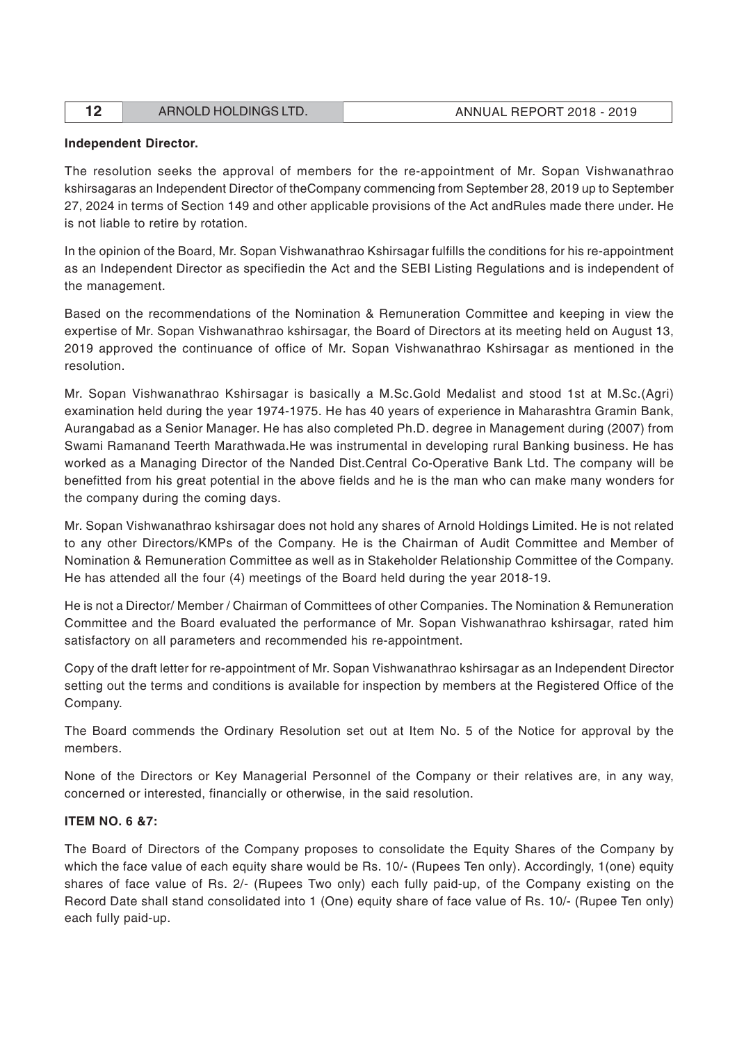**Independent Director.**

The resolution seeks the approval of members for the re-appointment of Mr. Sopan Vishwanathrao kshirsagaras an Independent Director of theCompany commencing from September 28, 2019 up to September 27, 2024 in terms of Section 149 and other applicable provisions of the Act andRules made there under. He is not liable to retire by rotation.

In the opinion of the Board, Mr. Sopan Vishwanathrao Kshirsagar fulfills the conditions for his re-appointment as an Independent Director as specifiedin the Act and the SEBI Listing Regulations and is independent of the management.

Based on the recommendations of the Nomination & Remuneration Committee and keeping in view the expertise of Mr. Sopan Vishwanathrao kshirsagar, the Board of Directors at its meeting held on August 13, 2019 approved the continuance of office of Mr. Sopan Vishwanathrao Kshirsagar as mentioned in the resolution.

Mr. Sopan Vishwanathrao Kshirsagar is basically a M.Sc.Gold Medalist and stood 1st at M.Sc.(Agri) examination held during the year 1974-1975. He has 40 years of experience in Maharashtra Gramin Bank, Aurangabad as a Senior Manager. He has also completed Ph.D. degree in Management during (2007) from Swami Ramanand Teerth Marathwada.He was instrumental in developing rural Banking business. He has worked as a Managing Director of the Nanded Dist.Central Co-Operative Bank Ltd. The company will be benefitted from his great potential in the above fields and he is the man who can make many wonders for the company during the coming days.

Mr. Sopan Vishwanathrao kshirsagar does not hold any shares of Arnold Holdings Limited. He is not related to any other Directors/KMPs of the Company. He is the Chairman of Audit Committee and Member of Nomination & Remuneration Committee as well as in Stakeholder Relationship Committee of the Company. He has attended all the four (4) meetings of the Board held during the year 2018-19.

He is not a Director/ Member / Chairman of Committees of other Companies. The Nomination & Remuneration Committee and the Board evaluated the performance of Mr. Sopan Vishwanathrao kshirsagar, rated him satisfactory on all parameters and recommended his re-appointment.

Copy of the draft letter for re-appointment of Mr. Sopan Vishwanathrao kshirsagar as an Independent Director setting out the terms and conditions is available for inspection by members at the Registered Office of the Company.

The Board commends the Ordinary Resolution set out at Item No. 5 of the Notice for approval by the members.

None of the Directors or Key Managerial Personnel of the Company or their relatives are, in any way, concerned or interested, financially or otherwise, in the said resolution.

**ITEM NO. 6 &7:**

The Board of Directors of the Company proposes to consolidate the Equity Shares of the Company by which the face value of each equity share would be Rs. 10/- (Rupees Ten only). Accordingly, 1(one) equity shares of face value of Rs. 2/- (Rupees Two only) each fully paid-up, of the Company existing on the Record Date shall stand consolidated into 1 (One) equity share of face value of Rs. 10/- (Rupee Ten only) each fully paid-up.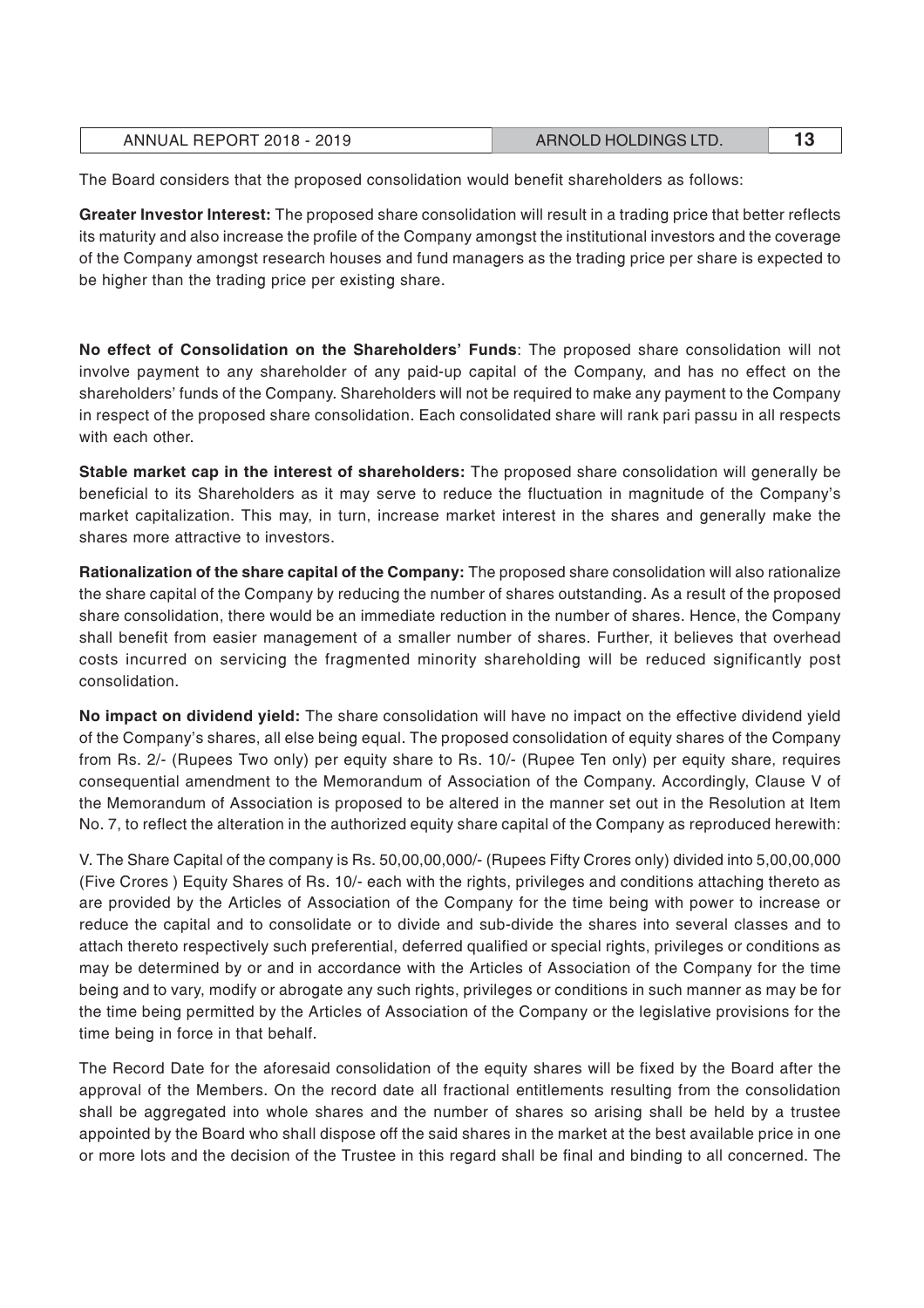The Board considers that the proposed consolidation would benefit shareholders as follows:

**Greater Investor Interest:** The proposed share consolidation will result in a trading price that better reflects its maturity and also increase the profile of the Company amongst the institutional investors and the coverage of the Company amongst research houses and fund managers as the trading price per share is expected to be higher than the trading price per existing share.

**No effect of Consolidation on the Shareholders' Funds**: The proposed share consolidation will not involve payment to any shareholder of any paid-up capital of the Company, and has no effect on the shareholders' funds of the Company. Shareholders will not be required to make any payment to the Company in respect of the proposed share consolidation. Each consolidated share will rank pari passu in all respects with each other.

**Stable market cap in the interest of shareholders:** The proposed share consolidation will generally be beneficial to its Shareholders as it may serve to reduce the fluctuation in magnitude of the Company's market capitalization. This may, in turn, increase market interest in the shares and generally make the shares more attractive to investors.

**Rationalization of the share capital of the Company:** The proposed share consolidation will also rationalize the share capital of the Company by reducing the number of shares outstanding. As a result of the proposed share consolidation, there would be an immediate reduction in the number of shares. Hence, the Company shall benefit from easier management of a smaller number of shares. Further, it believes that overhead costs incurred on servicing the fragmented minority shareholding will be reduced significantly post consolidation.

**No impact on dividend yield:** The share consolidation will have no impact on the effective dividend yield of the Company's shares, all else being equal. The proposed consolidation of equity shares of the Company from Rs. 2/- (Rupees Two only) per equity share to Rs. 10/- (Rupee Ten only) per equity share, requires consequential amendment to the Memorandum of Association of the Company. Accordingly, Clause V of the Memorandum of Association is proposed to be altered in the manner set out in the Resolution at Item No. 7, to reflect the alteration in the authorized equity share capital of the Company as reproduced herewith:

V. The Share Capital of the company is Rs. 50,00,00,000/- (Rupees Fifty Crores only) divided into 5,00,00,000 (Five Crores ) Equity Shares of Rs. 10/- each with the rights, privileges and conditions attaching thereto as are provided by the Articles of Association of the Company for the time being with power to increase or reduce the capital and to consolidate or to divide and sub-divide the shares into several classes and to attach thereto respectively such preferential, deferred qualified or special rights, privileges or conditions as may be determined by or and in accordance with the Articles of Association of the Company for the time being and to vary, modify or abrogate any such rights, privileges or conditions in such manner as may be for the time being permitted by the Articles of Association of the Company or the legislative provisions for the time being in force in that behalf.

The Record Date for the aforesaid consolidation of the equity shares will be fixed by the Board after the approval of the Members. On the record date all fractional entitlements resulting from the consolidation shall be aggregated into whole shares and the number of shares so arising shall be held by a trustee appointed by the Board who shall dispose off the said shares in the market at the best available price in one or more lots and the decision of the Trustee in this regard shall be final and binding to all concerned. The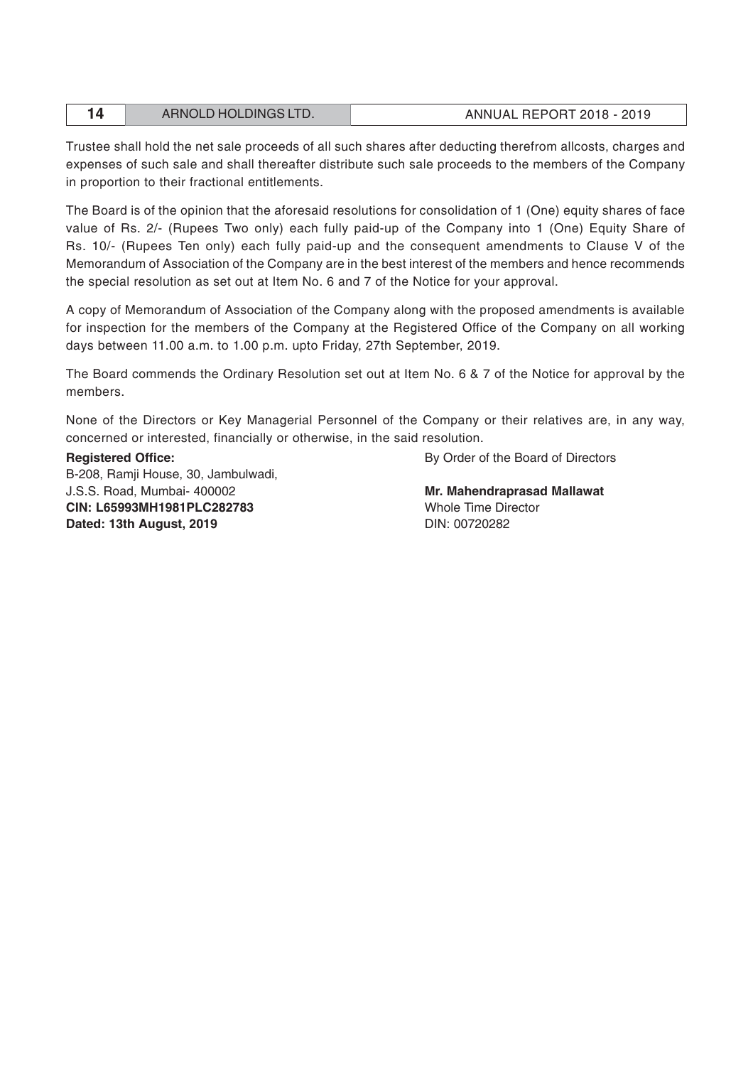Trustee shall hold the net sale proceeds of all such shares after deducting therefrom allcosts, charges and expenses of such sale and shall thereafter distribute such sale proceeds to the members of the Company in proportion to their fractional entitlements.

The Board is of the opinion that the aforesaid resolutions for consolidation of 1 (One) equity shares of face value of Rs. 2/- (Rupees Two only) each fully paid-up of the Company into 1 (One) Equity Share of Rs. 10/- (Rupees Ten only) each fully paid-up and the consequent amendments to Clause V of the Memorandum of Association of the Company are in the best interest of the members and hence recommends the special resolution as set out at Item No. 6 and 7 of the Notice for your approval.

A copy of Memorandum of Association of the Company along with the proposed amendments is available for inspection for the members of the Company at the Registered Office of the Company on all working days between 11.00 a.m. to 1.00 p.m. upto Friday, 27th September, 2019.

The Board commends the Ordinary Resolution set out at Item No. 6 & 7 of the Notice for approval by the members.

None of the Directors or Key Managerial Personnel of the Company or their relatives are, in any way, concerned or interested, financially or otherwise, in the said resolution.

**Registered Office:**
B-208, Ramji House, 30, Jambulwadi,
J.S.S. Road, Mumbai- 400002
**CIN: L65993MH1981PLC282783**
**Dated: 13th August, 2019**

By Order of the Board of Directors

**Mr. Mahendraprasad Mallawat**
Whole Time Director
DIN: 00720282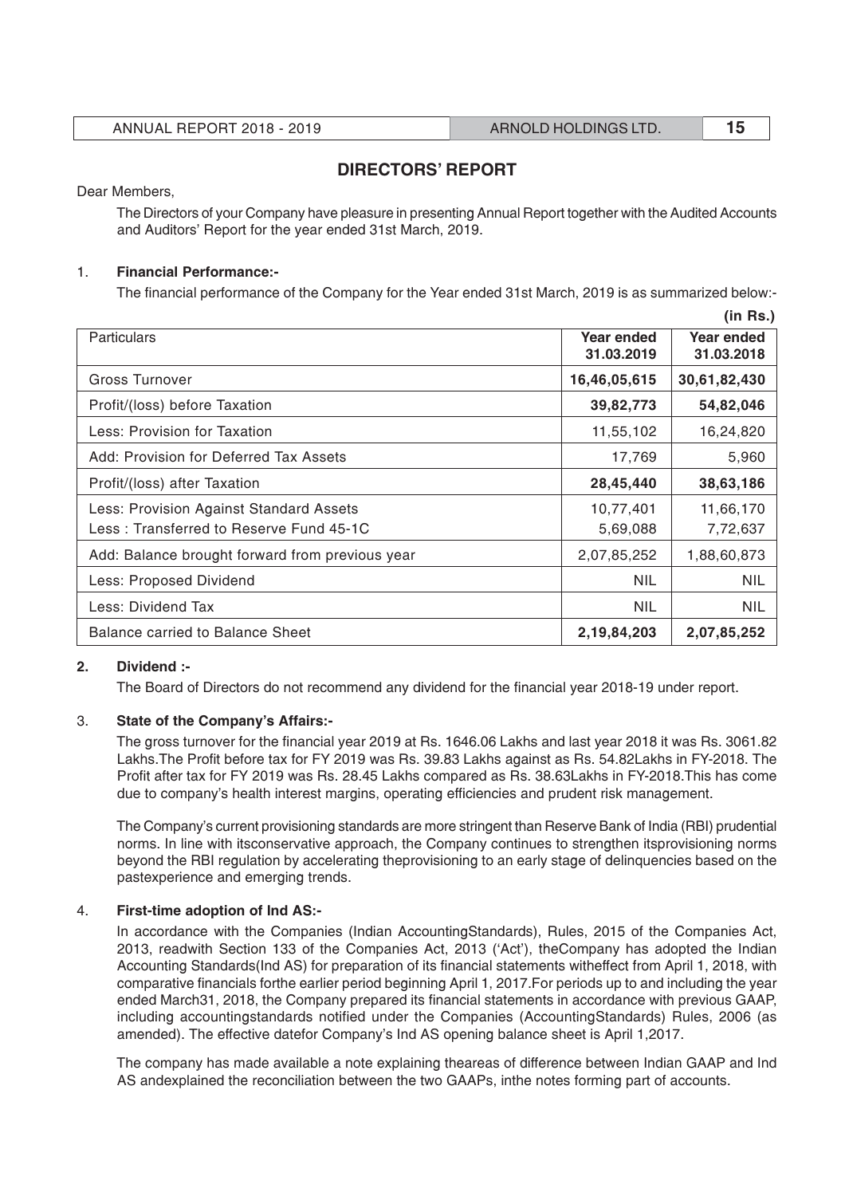# DIRECTORS' REPORT

Dear Members,

The Directors of your Company have pleasure in presenting Annual Report together with the Audited Accounts and Auditors' Report for the year ended 31st March, 2019.

1. **Financial Performance:-**

The financial performance of the Company for the Year ended 31st March, 2019 is as summarized below:-

**(in Rs.)**

| Particulars | Year ended 31.03.2019 | Year ended 31.03.2018 |
|---|---|---|
| Gross Turnover | **16,46,05,615** | **30,61,82,430** |
| Profit/(loss) before Taxation | **39,82,773** | **54,82,046** |
| Less: Provision for Taxation | 11,55,102 | 16,24,820 |
| Add: Provision for Deferred Tax Assets | 17,769 | 5,960 |
| Profit/(loss) after Taxation | **28,45,440** | **38,63,186** |
| Less: Provision Against Standard Assets<br>Less : Transferred to Reserve Fund 45-1C | 10,77,401<br>5,69,088 | 11,66,170<br>7,72,637 |
| Add: Balance brought forward from previous year | 2,07,85,252 | 1,88,60,873 |
| Less: Proposed Dividend | NIL | NIL |
| Less: Dividend Tax | NIL | NIL |
| Balance carried to Balance Sheet | **2,19,84,203** | **2,07,85,252** |

2. **Dividend :-**

The Board of Directors do not recommend any dividend for the financial year 2018-19 under report.

3. **State of the Company's Affairs:-**

The gross turnover for the financial year 2019 at Rs. 1646.06 Lakhs and last year 2018 it was Rs. 3061.82 Lakhs.The Profit before tax for FY 2019 was Rs. 39.83 Lakhs against as Rs. 54.82Lakhs in FY-2018. The Profit after tax for FY 2019 was Rs. 28.45 Lakhs compared as Rs. 38.63Lakhs in FY-2018.This has come due to company's health interest margins, operating efficiencies and prudent risk management.

The Company's current provisioning standards are more stringent than Reserve Bank of India (RBI) prudential norms. In line with itsconservative approach, the Company continues to strengthen itsprovisioning norms beyond the RBI regulation by accelerating theprovisioning to an early stage of delinquencies based on the pastexperience and emerging trends.

4. **First-time adoption of Ind AS:-**

In accordance with the Companies (Indian AccountingStandards), Rules, 2015 of the Companies Act, 2013, readwith Section 133 of the Companies Act, 2013 ('Act'), theCompany has adopted the Indian Accounting Standards(Ind AS) for preparation of its financial statements witheffect from April 1, 2018, with comparative financials forthe earlier period beginning April 1, 2017.For periods up to and including the year ended March31, 2018, the Company prepared its financial statements in accordance with previous GAAP, including accountingstandards notified under the Companies (AccountingStandards) Rules, 2006 (as amended). The effective datefor Company's Ind AS opening balance sheet is April 1,2017.

The company has made available a note explaining theareas of difference between Indian GAAP and Ind AS andexplained the reconciliation between the two GAAPs, inthe notes forming part of accounts.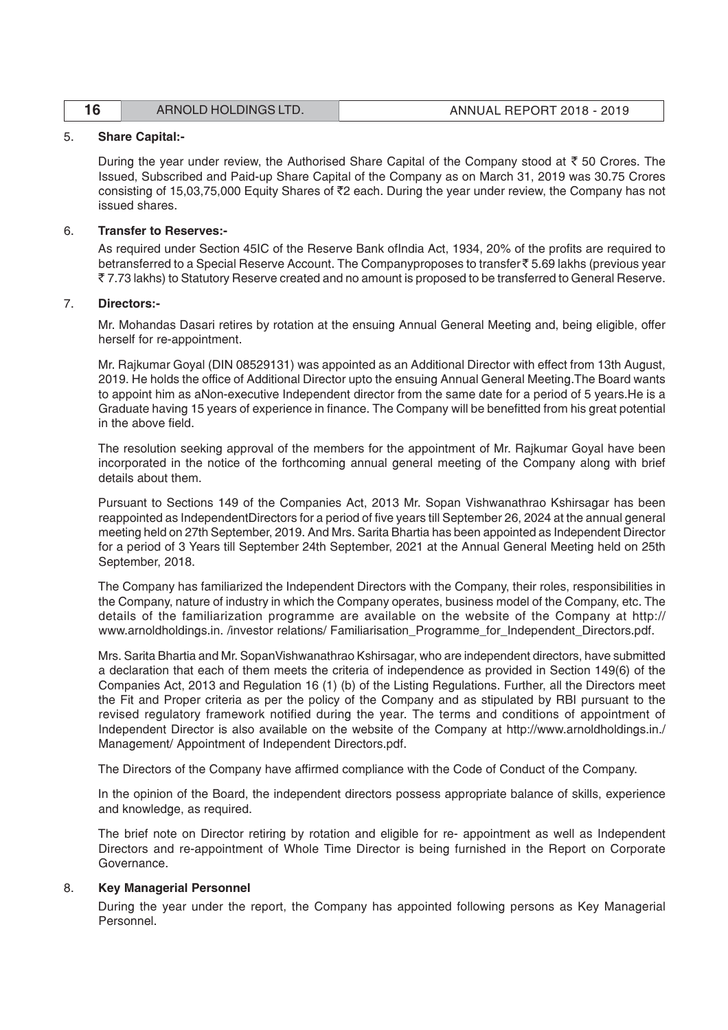5. **Share Capital:-**

   During the year under review, the Authorised Share Capital of the Company stood at ₹ 50 Crores. The Issued, Subscribed and Paid-up Share Capital of the Company as on March 31, 2019 was 30.75 Crores consisting of 15,03,75,000 Equity Shares of ₹2 each. During the year under review, the Company has not issued shares.

6. **Transfer to Reserves:-**

   As required under Section 45IC of the Reserve Bank ofIndia Act, 1934, 20% of the profits are required to betransferred to a Special Reserve Account. The Companyproposes to transfer ₹ 5.69 lakhs (previous year ₹ 7.73 lakhs) to Statutory Reserve created and no amount is proposed to be transferred to General Reserve.

7. **Directors:-**

   Mr. Mohandas Dasari retires by rotation at the ensuing Annual General Meeting and, being eligible, offer herself for re-appointment.

   Mr. Rajkumar Goyal (DIN 08529131) was appointed as an Additional Director with effect from 13th August, 2019. He holds the office of Additional Director upto the ensuing Annual General Meeting.The Board wants to appoint him as aNon-executive Independent director from the same date for a period of 5 years.He is a Graduate having 15 years of experience in finance. The Company will be benefitted from his great potential in the above field.

   The resolution seeking approval of the members for the appointment of Mr. Rajkumar Goyal have been incorporated in the notice of the forthcoming annual general meeting of the Company along with brief details about them.

   Pursuant to Sections 149 of the Companies Act, 2013 Mr. Sopan Vishwanathrao Kshirsagar has been reappointed as IndependentDirectors for a period of five years till September 26, 2024 at the annual general meeting held on 27th September, 2019. And Mrs. Sarita Bhartia has been appointed as Independent Director for a period of 3 Years till September 24th September, 2021 at the Annual General Meeting held on 25th September, 2018.

   The Company has familiarized the Independent Directors with the Company, their roles, responsibilities in the Company, nature of industry in which the Company operates, business model of the Company, etc. The details of the familiarization programme are available on the website of the Company at http:// www.arnoldholdings.in. /investor relations/ Familiarisation_Programme_for_Independent_Directors.pdf.

   Mrs. Sarita Bhartia and Mr. SopanVishwanathrao Kshirsagar, who are independent directors, have submitted a declaration that each of them meets the criteria of independence as provided in Section 149(6) of the Companies Act, 2013 and Regulation 16 (1) (b) of the Listing Regulations. Further, all the Directors meet the Fit and Proper criteria as per the policy of the Company and as stipulated by RBI pursuant to the revised regulatory framework notified during the year. The terms and conditions of appointment of Independent Director is also available on the website of the Company at http://www.arnoldholdings.in./ Management/ Appointment of Independent Directors.pdf.

   The Directors of the Company have affirmed compliance with the Code of Conduct of the Company.

   In the opinion of the Board, the independent directors possess appropriate balance of skills, experience and knowledge, as required.

   The brief note on Director retiring by rotation and eligible for re- appointment as well as Independent Directors and re-appointment of Whole Time Director is being furnished in the Report on Corporate Governance.

8. **Key Managerial Personnel**

   During the year under the report, the Company has appointed following persons as Key Managerial Personnel.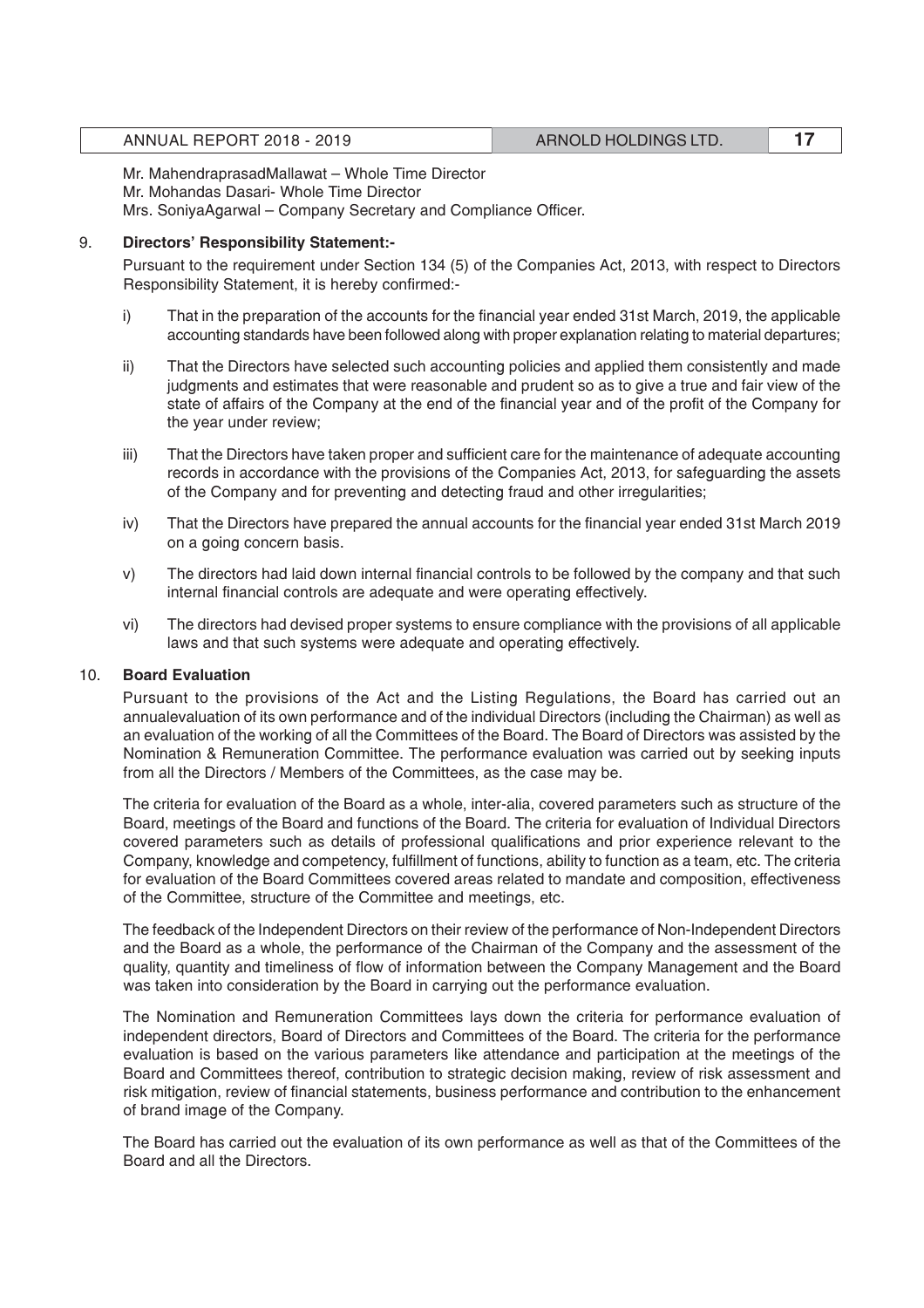Mr. MahendraprasadMallawat – Whole Time Director
Mr. Mohandas Dasari- Whole Time Director
Mrs. SoniyaAgarwal – Company Secretary and Compliance Officer.

9. **Directors' Responsibility Statement:-**

Pursuant to the requirement under Section 134 (5) of the Companies Act, 2013, with respect to Directors Responsibility Statement, it is hereby confirmed:-

i) That in the preparation of the accounts for the financial year ended 31st March, 2019, the applicable accounting standards have been followed along with proper explanation relating to material departures;

ii) That the Directors have selected such accounting policies and applied them consistently and made judgments and estimates that were reasonable and prudent so as to give a true and fair view of the state of affairs of the Company at the end of the financial year and of the profit of the Company for the year under review;

iii) That the Directors have taken proper and sufficient care for the maintenance of adequate accounting records in accordance with the provisions of the Companies Act, 2013, for safeguarding the assets of the Company and for preventing and detecting fraud and other irregularities;

iv) That the Directors have prepared the annual accounts for the financial year ended 31st March 2019 on a going concern basis.

v) The directors had laid down internal financial controls to be followed by the company and that such internal financial controls are adequate and were operating effectively.

vi) The directors had devised proper systems to ensure compliance with the provisions of all applicable laws and that such systems were adequate and operating effectively.

10. **Board Evaluation**

Pursuant to the provisions of the Act and the Listing Regulations, the Board has carried out an annualevaluation of its own performance and of the individual Directors (including the Chairman) as well as an evaluation of the working of all the Committees of the Board. The Board of Directors was assisted by the Nomination & Remuneration Committee. The performance evaluation was carried out by seeking inputs from all the Directors / Members of the Committees, as the case may be.

The criteria for evaluation of the Board as a whole, inter-alia, covered parameters such as structure of the Board, meetings of the Board and functions of the Board. The criteria for evaluation of Individual Directors covered parameters such as details of professional qualifications and prior experience relevant to the Company, knowledge and competency, fulfillment of functions, ability to function as a team, etc. The criteria for evaluation of the Board Committees covered areas related to mandate and composition, effectiveness of the Committee, structure of the Committee and meetings, etc.

The feedback of the Independent Directors on their review of the performance of Non-Independent Directors and the Board as a whole, the performance of the Chairman of the Company and the assessment of the quality, quantity and timeliness of flow of information between the Company Management and the Board was taken into consideration by the Board in carrying out the performance evaluation.

The Nomination and Remuneration Committees lays down the criteria for performance evaluation of independent directors, Board of Directors and Committees of the Board. The criteria for the performance evaluation is based on the various parameters like attendance and participation at the meetings of the Board and Committees thereof, contribution to strategic decision making, review of risk assessment and risk mitigation, review of financial statements, business performance and contribution to the enhancement of brand image of the Company.

The Board has carried out the evaluation of its own performance as well as that of the Committees of the Board and all the Directors.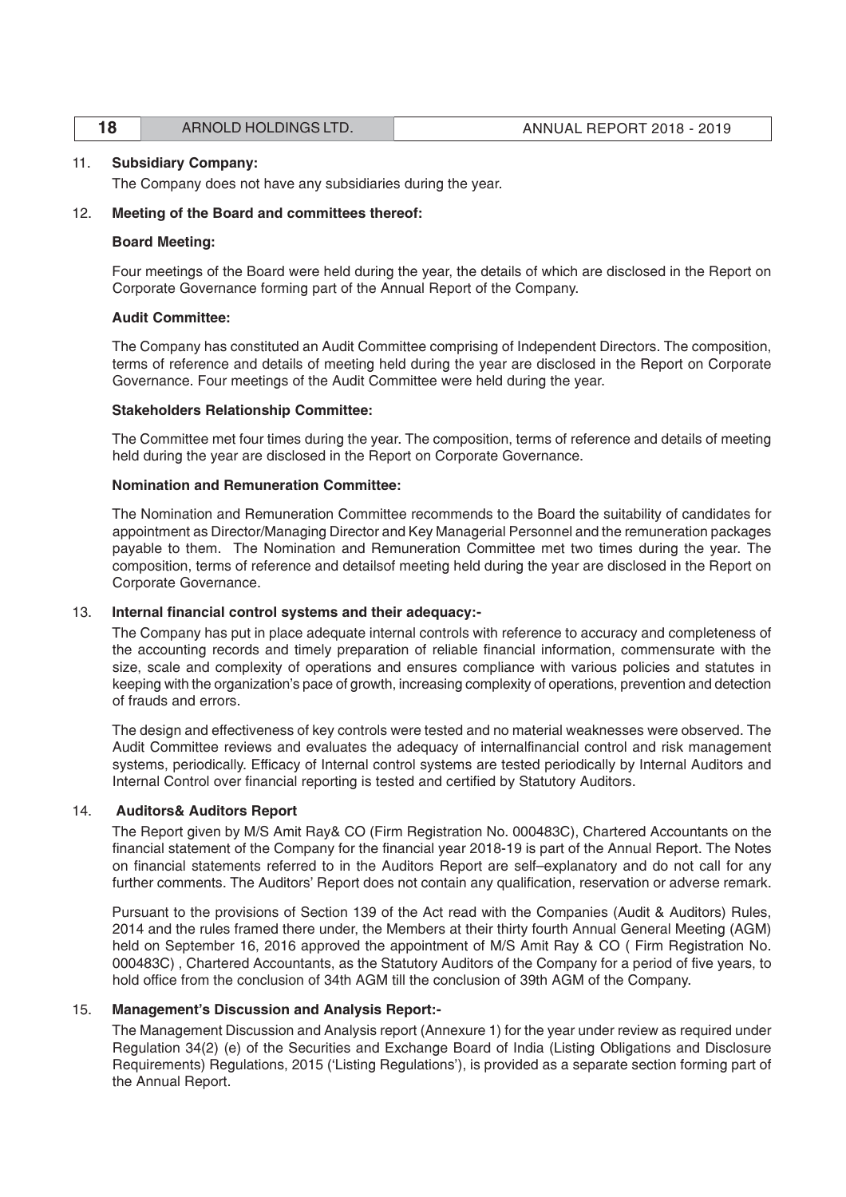11. **Subsidiary Company:**

The Company does not have any subsidiaries during the year.

12. **Meeting of the Board and committees thereof:**

**Board Meeting:**

Four meetings of the Board were held during the year, the details of which are disclosed in the Report on Corporate Governance forming part of the Annual Report of the Company.

**Audit Committee:**

The Company has constituted an Audit Committee comprising of Independent Directors. The composition, terms of reference and details of meeting held during the year are disclosed in the Report on Corporate Governance. Four meetings of the Audit Committee were held during the year.

**Stakeholders Relationship Committee:**

The Committee met four times during the year. The composition, terms of reference and details of meeting held during the year are disclosed in the Report on Corporate Governance.

**Nomination and Remuneration Committee:**

The Nomination and Remuneration Committee recommends to the Board the suitability of candidates for appointment as Director/Managing Director and Key Managerial Personnel and the remuneration packages payable to them. The Nomination and Remuneration Committee met two times during the year. The composition, terms of reference and detailsof meeting held during the year are disclosed in the Report on Corporate Governance.

13. **Internal financial control systems and their adequacy:-**

The Company has put in place adequate internal controls with reference to accuracy and completeness of the accounting records and timely preparation of reliable financial information, commensurate with the size, scale and complexity of operations and ensures compliance with various policies and statutes in keeping with the organization's pace of growth, increasing complexity of operations, prevention and detection of frauds and errors.

The design and effectiveness of key controls were tested and no material weaknesses were observed. The Audit Committee reviews and evaluates the adequacy of internalfinancial control and risk management systems, periodically. Efficacy of Internal control systems are tested periodically by Internal Auditors and Internal Control over financial reporting is tested and certified by Statutory Auditors.

14. **Auditors& Auditors Report**

The Report given by M/S Amit Ray& CO (Firm Registration No. 000483C), Chartered Accountants on the financial statement of the Company for the financial year 2018-19 is part of the Annual Report. The Notes on financial statements referred to in the Auditors Report are self–explanatory and do not call for any further comments. The Auditors' Report does not contain any qualification, reservation or adverse remark.

Pursuant to the provisions of Section 139 of the Act read with the Companies (Audit & Auditors) Rules, 2014 and the rules framed there under, the Members at their thirty fourth Annual General Meeting (AGM) held on September 16, 2016 approved the appointment of M/S Amit Ray & CO ( Firm Registration No. 000483C) , Chartered Accountants, as the Statutory Auditors of the Company for a period of five years, to hold office from the conclusion of 34th AGM till the conclusion of 39th AGM of the Company.

15. **Management's Discussion and Analysis Report:-**

The Management Discussion and Analysis report (Annexure 1) for the year under review as required under Regulation 34(2) (e) of the Securities and Exchange Board of India (Listing Obligations and Disclosure Requirements) Regulations, 2015 ('Listing Regulations'), is provided as a separate section forming part of the Annual Report.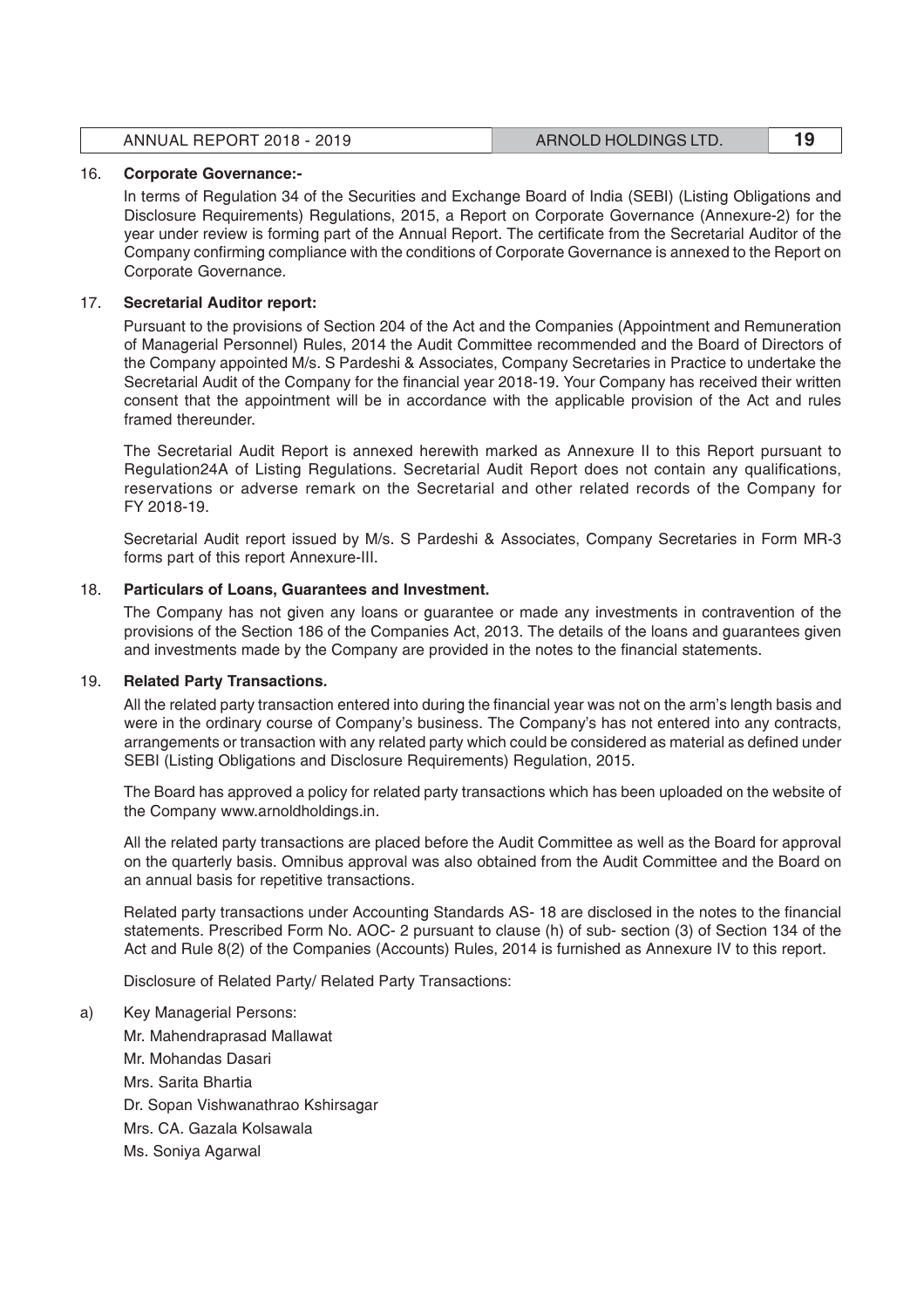16. **Corporate Governance:-**

    In terms of Regulation 34 of the Securities and Exchange Board of India (SEBI) (Listing Obligations and Disclosure Requirements) Regulations, 2015, a Report on Corporate Governance (Annexure-2) for the year under review is forming part of the Annual Report. The certificate from the Secretarial Auditor of the Company confirming compliance with the conditions of Corporate Governance is annexed to the Report on Corporate Governance.

17. **Secretarial Auditor report:**

    Pursuant to the provisions of Section 204 of the Act and the Companies (Appointment and Remuneration of Managerial Personnel) Rules, 2014 the Audit Committee recommended and the Board of Directors of the Company appointed M/s. S Pardeshi & Associates, Company Secretaries in Practice to undertake the Secretarial Audit of the Company for the financial year 2018-19. Your Company has received their written consent that the appointment will be in accordance with the applicable provision of the Act and rules framed thereunder.

    The Secretarial Audit Report is annexed herewith marked as Annexure II to this Report pursuant to Regulation24A of Listing Regulations. Secretarial Audit Report does not contain any qualifications, reservations or adverse remark on the Secretarial and other related records of the Company for FY 2018-19.

    Secretarial Audit report issued by M/s. S Pardeshi & Associates, Company Secretaries in Form MR-3 forms part of this report Annexure-III.

18. **Particulars of Loans, Guarantees and Investment.**

    The Company has not given any loans or guarantee or made any investments in contravention of the provisions of the Section 186 of the Companies Act, 2013. The details of the loans and guarantees given and investments made by the Company are provided in the notes to the financial statements.

19. **Related Party Transactions.**

    All the related party transaction entered into during the financial year was not on the arm's length basis and were in the ordinary course of Company's business. The Company's has not entered into any contracts, arrangements or transaction with any related party which could be considered as material as defined under SEBI (Listing Obligations and Disclosure Requirements) Regulation, 2015.

    The Board has approved a policy for related party transactions which has been uploaded on the website of the Company www.arnoldholdings.in.

    All the related party transactions are placed before the Audit Committee as well as the Board for approval on the quarterly basis. Omnibus approval was also obtained from the Audit Committee and the Board on an annual basis for repetitive transactions.

    Related party transactions under Accounting Standards AS- 18 are disclosed in the notes to the financial statements. Prescribed Form No. AOC- 2 pursuant to clause (h) of sub- section (3) of Section 134 of the Act and Rule 8(2) of the Companies (Accounts) Rules, 2014 is furnished as Annexure IV to this report.

    Disclosure of Related Party/ Related Party Transactions:

a) Key Managerial Persons:

   Mr. Mahendraprasad Mallawat
   Mr. Mohandas Dasari
   Mrs. Sarita Bhartia
   Dr. Sopan Vishwanathrao Kshirsagar
   Mrs. CA. Gazala Kolsawala
   Ms. Soniya Agarwal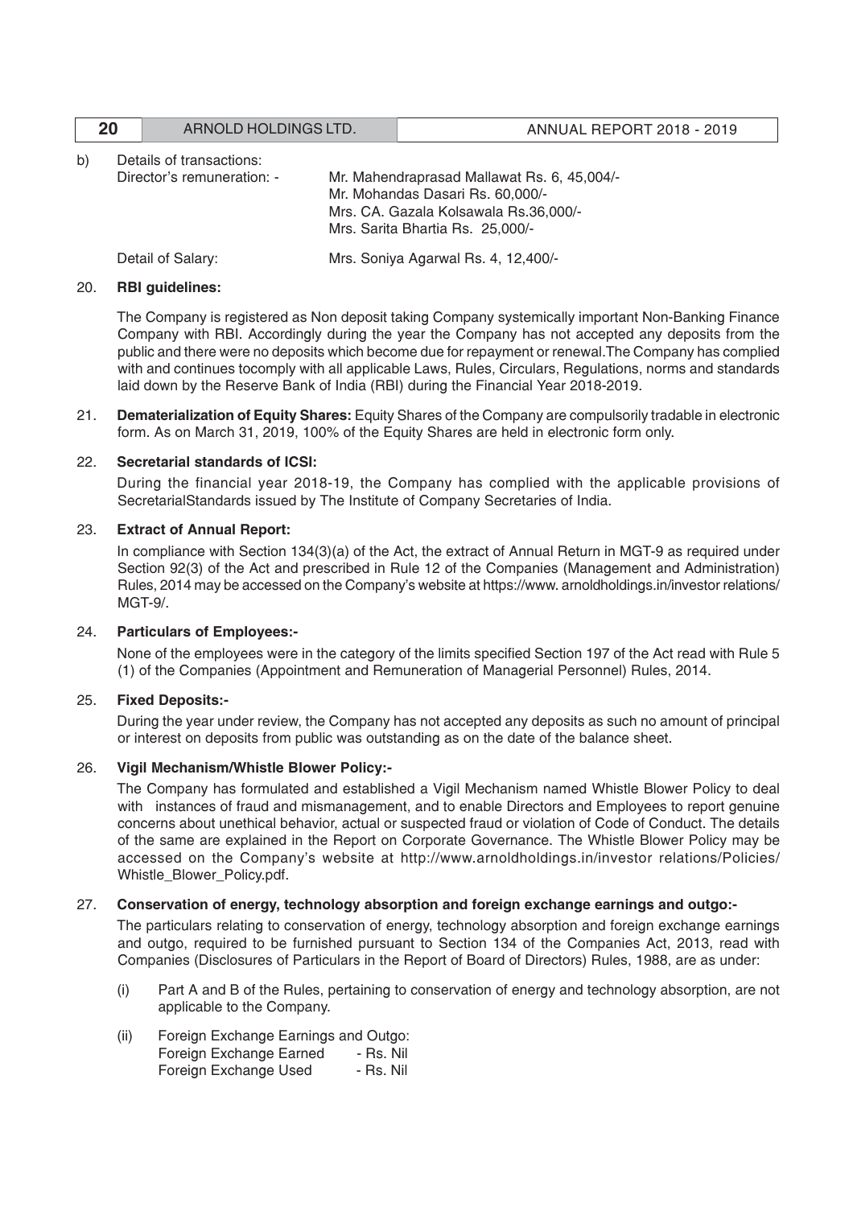b) Details of transactions:

Director's remuneration: - Mr. Mahendraprasad Mallawat Rs. 6, 45,004/-
Mr. Mohandas Dasari Rs. 60,000/-
Mrs. CA. Gazala Kolsawala Rs.36,000/-
Mrs. Sarita Bhartia Rs. 25,000/-

Detail of Salary: Mrs. Soniya Agarwal Rs. 4, 12,400/-

20. **RBI guidelines:**

The Company is registered as Non deposit taking Company systemically important Non-Banking Finance Company with RBI. Accordingly during the year the Company has not accepted any deposits from the public and there were no deposits which become due for repayment or renewal.The Company has complied with and continues tocomply with all applicable Laws, Rules, Circulars, Regulations, norms and standards laid down by the Reserve Bank of India (RBI) during the Financial Year 2018-2019.

21. **Dematerialization of Equity Shares:** Equity Shares of the Company are compulsorily tradable in electronic form. As on March 31, 2019, 100% of the Equity Shares are held in electronic form only.

22. **Secretarial standards of ICSI:**

During the financial year 2018-19, the Company has complied with the applicable provisions of SecretarialStandards issued by The Institute of Company Secretaries of India.

23. **Extract of Annual Report:**

In compliance with Section 134(3)(a) of the Act, the extract of Annual Return in MGT-9 as required under Section 92(3) of the Act and prescribed in Rule 12 of the Companies (Management and Administration) Rules, 2014 may be accessed on the Company's website at https://www. arnoldholdings.in/investor relations/ MGT-9/.

24. **Particulars of Employees:-**

None of the employees were in the category of the limits specified Section 197 of the Act read with Rule 5 (1) of the Companies (Appointment and Remuneration of Managerial Personnel) Rules, 2014.

25. **Fixed Deposits:-**

During the year under review, the Company has not accepted any deposits as such no amount of principal or interest on deposits from public was outstanding as on the date of the balance sheet.

26. **Vigil Mechanism/Whistle Blower Policy:-**

The Company has formulated and established a Vigil Mechanism named Whistle Blower Policy to deal with instances of fraud and mismanagement, and to enable Directors and Employees to report genuine concerns about unethical behavior, actual or suspected fraud or violation of Code of Conduct. The details of the same are explained in the Report on Corporate Governance. The Whistle Blower Policy may be accessed on the Company's website at http://www.arnoldholdings.in/investor relations/Policies/ Whistle_Blower_Policy.pdf.

27. **Conservation of energy, technology absorption and foreign exchange earnings and outgo:-**

The particulars relating to conservation of energy, technology absorption and foreign exchange earnings and outgo, required to be furnished pursuant to Section 134 of the Companies Act, 2013, read with Companies (Disclosures of Particulars in the Report of Board of Directors) Rules, 1988, are as under:

(i) Part A and B of the Rules, pertaining to conservation of energy and technology absorption, are not applicable to the Company.

(ii) Foreign Exchange Earnings and Outgo:
Foreign Exchange Earned - Rs. Nil
Foreign Exchange Used - Rs. Nil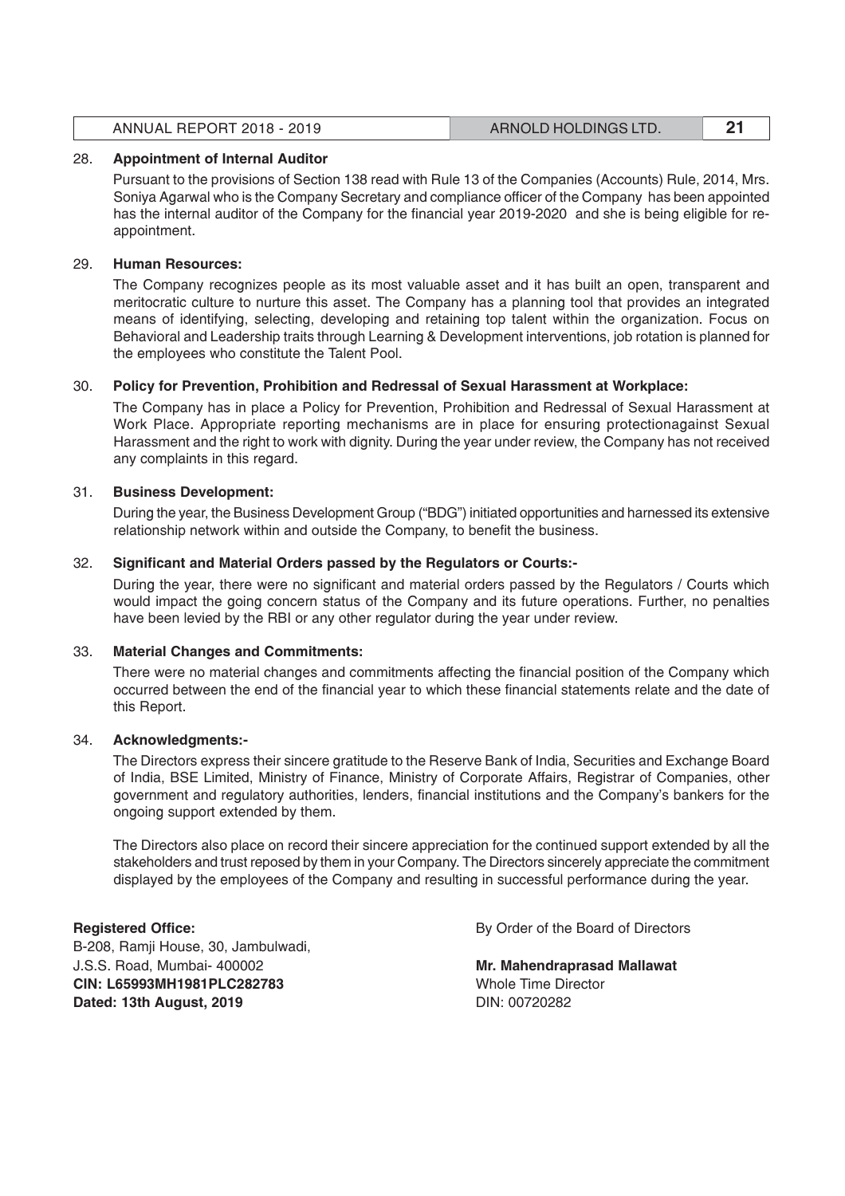28. **Appointment of Internal Auditor**

    Pursuant to the provisions of Section 138 read with Rule 13 of the Companies (Accounts) Rule, 2014, Mrs. Soniya Agarwal who is the Company Secretary and compliance officer of the Company has been appointed has the internal auditor of the Company for the financial year 2019-2020 and she is being eligible for re-appointment.

29. **Human Resources:**

    The Company recognizes people as its most valuable asset and it has built an open, transparent and meritocratic culture to nurture this asset. The Company has a planning tool that provides an integrated means of identifying, selecting, developing and retaining top talent within the organization. Focus on Behavioral and Leadership traits through Learning & Development interventions, job rotation is planned for the employees who constitute the Talent Pool.

30. **Policy for Prevention, Prohibition and Redressal of Sexual Harassment at Workplace:**

    The Company has in place a Policy for Prevention, Prohibition and Redressal of Sexual Harassment at Work Place. Appropriate reporting mechanisms are in place for ensuring protectionagainst Sexual Harassment and the right to work with dignity. During the year under review, the Company has not received any complaints in this regard.

31. **Business Development:**

    During the year, the Business Development Group ("BDG") initiated opportunities and harnessed its extensive relationship network within and outside the Company, to benefit the business.

32. **Significant and Material Orders passed by the Regulators or Courts:-**

    During the year, there were no significant and material orders passed by the Regulators / Courts which would impact the going concern status of the Company and its future operations. Further, no penalties have been levied by the RBI or any other regulator during the year under review.

33. **Material Changes and Commitments:**

    There were no material changes and commitments affecting the financial position of the Company which occurred between the end of the financial year to which these financial statements relate and the date of this Report.

34. **Acknowledgments:-**

    The Directors express their sincere gratitude to the Reserve Bank of India, Securities and Exchange Board of India, BSE Limited, Ministry of Finance, Ministry of Corporate Affairs, Registrar of Companies, other government and regulatory authorities, lenders, financial institutions and the Company's bankers for the ongoing support extended by them.

    The Directors also place on record their sincere appreciation for the continued support extended by all the stakeholders and trust reposed by them in your Company. The Directors sincerely appreciate the commitment displayed by the employees of the Company and resulting in successful performance during the year.

**Registered Office:**
B-208, Ramji House, 30, Jambulwadi,
J.S.S. Road, Mumbai- 400002
**CIN: L65993MH1981PLC282783**
**Dated: 13th August, 2019**

By Order of the Board of Directors

**Mr. Mahendraprasad Mallawat**
Whole Time Director
DIN: 00720282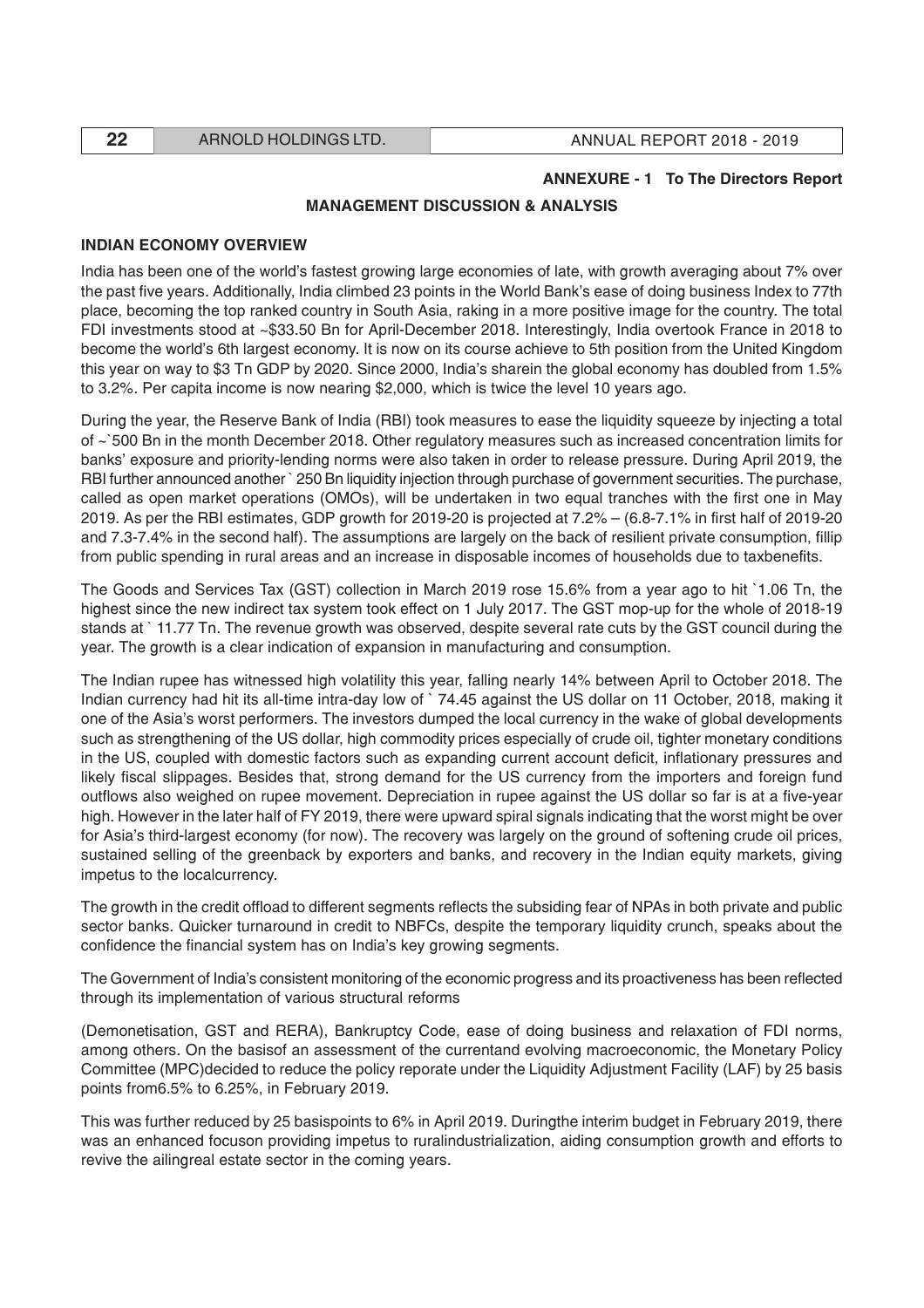**ANNEXURE - 1 To The Directors Report**

**MANAGEMENT DISCUSSION & ANALYSIS**

**INDIAN ECONOMY OVERVIEW**

India has been one of the world's fastest growing large economies of late, with growth averaging about 7% over the past five years. Additionally, India climbed 23 points in the World Bank's ease of doing business Index to 77th place, becoming the top ranked country in South Asia, raking in a more positive image for the country. The total FDI investments stood at ~$33.50 Bn for April-December 2018. Interestingly, India overtook France in 2018 to become the world's 6th largest economy. It is now on its course achieve to 5th position from the United Kingdom this year on way to $3 Tn GDP by 2020. Since 2000, India's sharein the global economy has doubled from 1.5% to 3.2%. Per capita income is now nearing $2,000, which is twice the level 10 years ago.

During the year, the Reserve Bank of India (RBI) took measures to ease the liquidity squeeze by injecting a total of ~`500 Bn in the month December 2018. Other regulatory measures such as increased concentration limits for banks' exposure and priority-lending norms were also taken in order to release pressure. During April 2019, the RBI further announced another ` 250 Bn liquidity injection through purchase of government securities. The purchase, called as open market operations (OMOs), will be undertaken in two equal tranches with the first one in May 2019. As per the RBI estimates, GDP growth for 2019-20 is projected at 7.2% – (6.8-7.1% in first half of 2019-20 and 7.3-7.4% in the second half). The assumptions are largely on the back of resilient private consumption, fillip from public spending in rural areas and an increase in disposable incomes of households due to taxbenefits.

The Goods and Services Tax (GST) collection in March 2019 rose 15.6% from a year ago to hit `1.06 Tn, the highest since the new indirect tax system took effect on 1 July 2017. The GST mop-up for the whole of 2018-19 stands at ` 11.77 Tn. The revenue growth was observed, despite several rate cuts by the GST council during the year. The growth is a clear indication of expansion in manufacturing and consumption.

The Indian rupee has witnessed high volatility this year, falling nearly 14% between April to October 2018. The Indian currency had hit its all-time intra-day low of ` 74.45 against the US dollar on 11 October, 2018, making it one of the Asia's worst performers. The investors dumped the local currency in the wake of global developments such as strengthening of the US dollar, high commodity prices especially of crude oil, tighter monetary conditions in the US, coupled with domestic factors such as expanding current account deficit, inflationary pressures and likely fiscal slippages. Besides that, strong demand for the US currency from the importers and foreign fund outflows also weighed on rupee movement. Depreciation in rupee against the US dollar so far is at a five-year high. However in the later half of FY 2019, there were upward spiral signals indicating that the worst might be over for Asia's third-largest economy (for now). The recovery was largely on the ground of softening crude oil prices, sustained selling of the greenback by exporters and banks, and recovery in the Indian equity markets, giving impetus to the localcurrency.

The growth in the credit offload to different segments reflects the subsiding fear of NPAs in both private and public sector banks. Quicker turnaround in credit to NBFCs, despite the temporary liquidity crunch, speaks about the confidence the financial system has on India's key growing segments.

The Government of India's consistent monitoring of the economic progress and its proactiveness has been reflected through its implementation of various structural reforms

(Demonetisation, GST and RERA), Bankruptcy Code, ease of doing business and relaxation of FDI norms, among others. On the basisof an assessment of the currentand evolving macroeconomic, the Monetary Policy Committee (MPC)decided to reduce the policy reporate under the Liquidity Adjustment Facility (LAF) by 25 basis points from6.5% to 6.25%, in February 2019.

This was further reduced by 25 basispoints to 6% in April 2019. Duringthe interim budget in February 2019, there was an enhanced focuson providing impetus to ruralindustrialization, aiding consumption growth and efforts to revive the ailingreal estate sector in the coming years.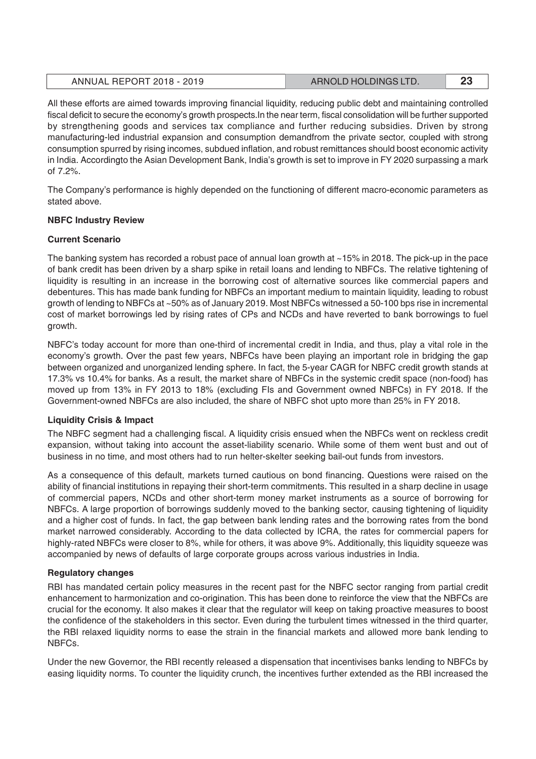All these efforts are aimed towards improving financial liquidity, reducing public debt and maintaining controlled fiscal deficit to secure the economy's growth prospects.In the near term, fiscal consolidation will be further supported by strengthening goods and services tax compliance and further reducing subsidies. Driven by strong manufacturing-led industrial expansion and consumption demandfrom the private sector, coupled with strong consumption spurred by rising incomes, subdued inflation, and robust remittances should boost economic activity in India. Accordingto the Asian Development Bank, India's growth is set to improve in FY 2020 surpassing a mark of 7.2%.

The Company's performance is highly depended on the functioning of different macro-economic parameters as stated above.

**NBFC Industry Review**

**Current Scenario**

The banking system has recorded a robust pace of annual loan growth at ~15% in 2018. The pick-up in the pace of bank credit has been driven by a sharp spike in retail loans and lending to NBFCs. The relative tightening of liquidity is resulting in an increase in the borrowing cost of alternative sources like commercial papers and debentures. This has made bank funding for NBFCs an important medium to maintain liquidity, leading to robust growth of lending to NBFCs at ~50% as of January 2019. Most NBFCs witnessed a 50-100 bps rise in incremental cost of market borrowings led by rising rates of CPs and NCDs and have reverted to bank borrowings to fuel growth.

NBFC's today account for more than one-third of incremental credit in India, and thus, play a vital role in the economy's growth. Over the past few years, NBFCs have been playing an important role in bridging the gap between organized and unorganized lending sphere. In fact, the 5-year CAGR for NBFC credit growth stands at 17.3% vs 10.4% for banks. As a result, the market share of NBFCs in the systemic credit space (non-food) has moved up from 13% in FY 2013 to 18% (excluding FIs and Government owned NBFCs) in FY 2018. If the Government-owned NBFCs are also included, the share of NBFC shot upto more than 25% in FY 2018.

**Liquidity Crisis & Impact**

The NBFC segment had a challenging fiscal. A liquidity crisis ensued when the NBFCs went on reckless credit expansion, without taking into account the asset-liability scenario. While some of them went bust and out of business in no time, and most others had to run helter-skelter seeking bail-out funds from investors.

As a consequence of this default, markets turned cautious on bond financing. Questions were raised on the ability of financial institutions in repaying their short-term commitments. This resulted in a sharp decline in usage of commercial papers, NCDs and other short-term money market instruments as a source of borrowing for NBFCs. A large proportion of borrowings suddenly moved to the banking sector, causing tightening of liquidity and a higher cost of funds. In fact, the gap between bank lending rates and the borrowing rates from the bond market narrowed considerably. According to the data collected by ICRA, the rates for commercial papers for highly-rated NBFCs were closer to 8%, while for others, it was above 9%. Additionally, this liquidity squeeze was accompanied by news of defaults of large corporate groups across various industries in India.

**Regulatory changes**

RBI has mandated certain policy measures in the recent past for the NBFC sector ranging from partial credit enhancement to harmonization and co-origination. This has been done to reinforce the view that the NBFCs are crucial for the economy. It also makes it clear that the regulator will keep on taking proactive measures to boost the confidence of the stakeholders in this sector. Even during the turbulent times witnessed in the third quarter, the RBI relaxed liquidity norms to ease the strain in the financial markets and allowed more bank lending to NBFCs.

Under the new Governor, the RBI recently released a dispensation that incentivises banks lending to NBFCs by easing liquidity norms. To counter the liquidity crunch, the incentives further extended as the RBI increased the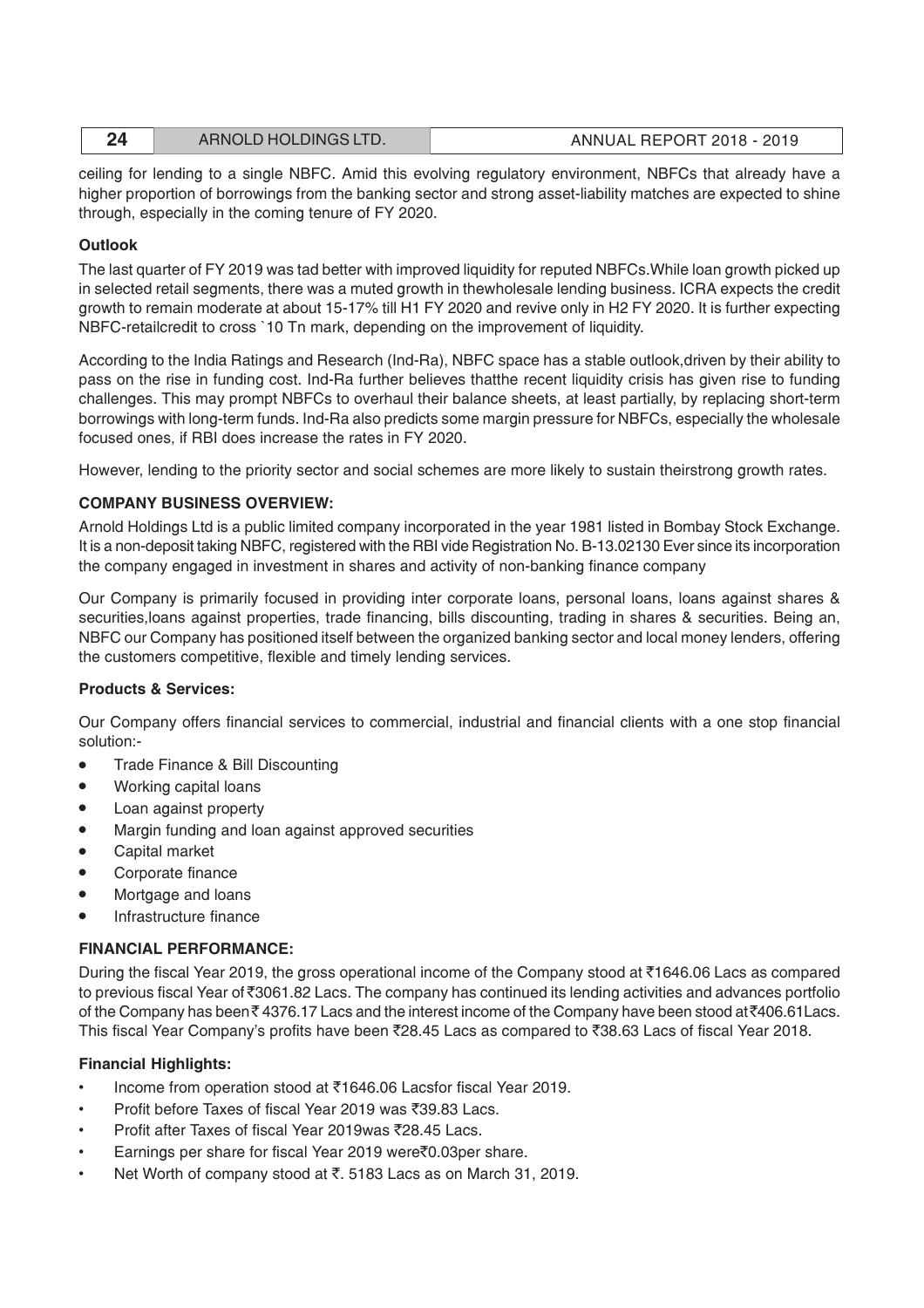ceiling for lending to a single NBFC. Amid this evolving regulatory environment, NBFCs that already have a higher proportion of borrowings from the banking sector and strong asset-liability matches are expected to shine through, especially in the coming tenure of FY 2020.

**Outlook**

The last quarter of FY 2019 was tad better with improved liquidity for reputed NBFCs.While loan growth picked up in selected retail segments, there was a muted growth in thewholesale lending business. ICRA expects the credit growth to remain moderate at about 15-17% till H1 FY 2020 and revive only in H2 FY 2020. It is further expecting NBFC-retailcredit to cross `10 Tn mark, depending on the improvement of liquidity.

According to the India Ratings and Research (Ind-Ra), NBFC space has a stable outlook,driven by their ability to pass on the rise in funding cost. Ind-Ra further believes thatthe recent liquidity crisis has given rise to funding challenges. This may prompt NBFCs to overhaul their balance sheets, at least partially, by replacing short-term borrowings with long-term funds. Ind-Ra also predicts some margin pressure for NBFCs, especially the wholesale focused ones, if RBI does increase the rates in FY 2020.

However, lending to the priority sector and social schemes are more likely to sustain theirstrong growth rates.

**COMPANY BUSINESS OVERVIEW:**

Arnold Holdings Ltd is a public limited company incorporated in the year 1981 listed in Bombay Stock Exchange. It is a non-deposit taking NBFC, registered with the RBI vide Registration No. B-13.02130 Ever since its incorporation the company engaged in investment in shares and activity of non-banking finance company

Our Company is primarily focused in providing inter corporate loans, personal loans, loans against shares & securities,loans against properties, trade financing, bills discounting, trading in shares & securities. Being an, NBFC our Company has positioned itself between the organized banking sector and local money lenders, offering the customers competitive, flexible and timely lending services.

**Products & Services:**

Our Company offers financial services to commercial, industrial and financial clients with a one stop financial solution:-

- Trade Finance & Bill Discounting
- Working capital loans
- Loan against property
- Margin funding and loan against approved securities
- Capital market
- Corporate finance
- Mortgage and loans
- Infrastructure finance

**FINANCIAL PERFORMANCE:**

During the fiscal Year 2019, the gross operational income of the Company stood at ₹1646.06 Lacs as compared to previous fiscal Year of ₹3061.82 Lacs. The company has continued its lending activities and advances portfolio of the Company has been ₹ 4376.17 Lacs and the interest income of the Company have been stood at ₹406.61Lacs. This fiscal Year Company's profits have been ₹28.45 Lacs as compared to ₹38.63 Lacs of fiscal Year 2018.

**Financial Highlights:**

- Income from operation stood at ₹1646.06 Lacsfor fiscal Year 2019.
- Profit before Taxes of fiscal Year 2019 was ₹39.83 Lacs.
- Profit after Taxes of fiscal Year 2019was ₹28.45 Lacs.
- Earnings per share for fiscal Year 2019 were₹0.03per share.
- Net Worth of company stood at ₹. 5183 Lacs as on March 31, 2019.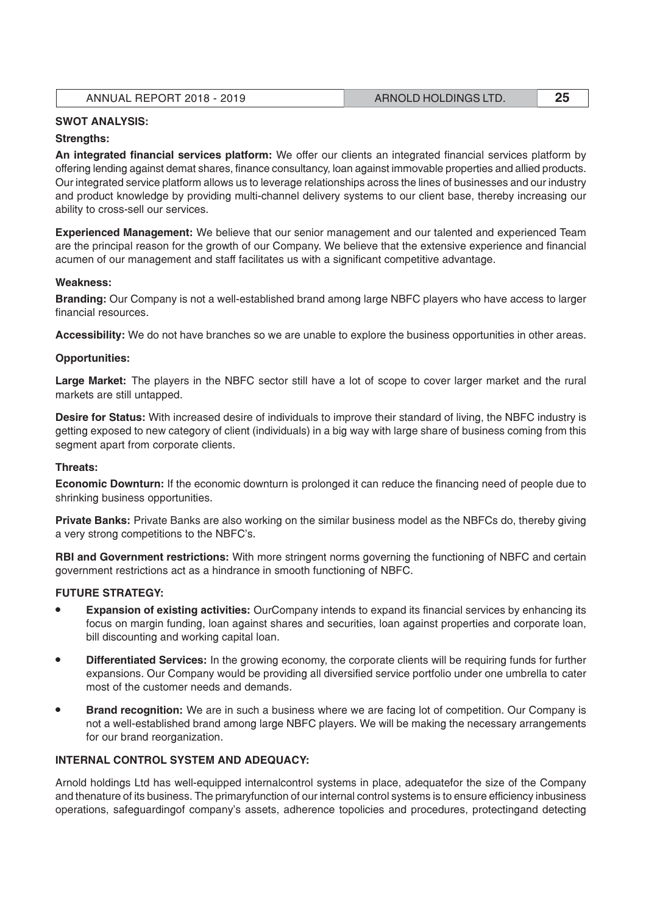**SWOT ANALYSIS:**

**Strengths:**

**An integrated financial services platform:** We offer our clients an integrated financial services platform by offering lending against demat shares, finance consultancy, loan against immovable properties and allied products. Our integrated service platform allows us to leverage relationships across the lines of businesses and our industry and product knowledge by providing multi-channel delivery systems to our client base, thereby increasing our ability to cross-sell our services.

**Experienced Management:** We believe that our senior management and our talented and experienced Team are the principal reason for the growth of our Company. We believe that the extensive experience and financial acumen of our management and staff facilitates us with a significant competitive advantage.

**Weakness:**

**Branding:** Our Company is not a well-established brand among large NBFC players who have access to larger financial resources.

**Accessibility:** We do not have branches so we are unable to explore the business opportunities in other areas.

**Opportunities:**

**Large Market:** The players in the NBFC sector still have a lot of scope to cover larger market and the rural markets are still untapped.

**Desire for Status:** With increased desire of individuals to improve their standard of living, the NBFC industry is getting exposed to new category of client (individuals) in a big way with large share of business coming from this segment apart from corporate clients.

**Threats:**

**Economic Downturn:** If the economic downturn is prolonged it can reduce the financing need of people due to shrinking business opportunities.

**Private Banks:** Private Banks are also working on the similar business model as the NBFCs do, thereby giving a very strong competitions to the NBFC's.

**RBI and Government restrictions:** With more stringent norms governing the functioning of NBFC and certain government restrictions act as a hindrance in smooth functioning of NBFC.

**FUTURE STRATEGY:**

- **Expansion of existing activities:** OurCompany intends to expand its financial services by enhancing its focus on margin funding, loan against shares and securities, loan against properties and corporate loan, bill discounting and working capital loan.
- **Differentiated Services:** In the growing economy, the corporate clients will be requiring funds for further expansions. Our Company would be providing all diversified service portfolio under one umbrella to cater most of the customer needs and demands.
- **Brand recognition:** We are in such a business where we are facing lot of competition. Our Company is not a well-established brand among large NBFC players. We will be making the necessary arrangements for our brand reorganization.

**INTERNAL CONTROL SYSTEM AND ADEQUACY:**

Arnold holdings Ltd has well-equipped internalcontrol systems in place, adequatefor the size of the Company and thenature of its business. The primaryfunction of our internal control systems is to ensure efficiency inbusiness operations, safeguardingof company's assets, adherence topolicies and procedures, protectingand detecting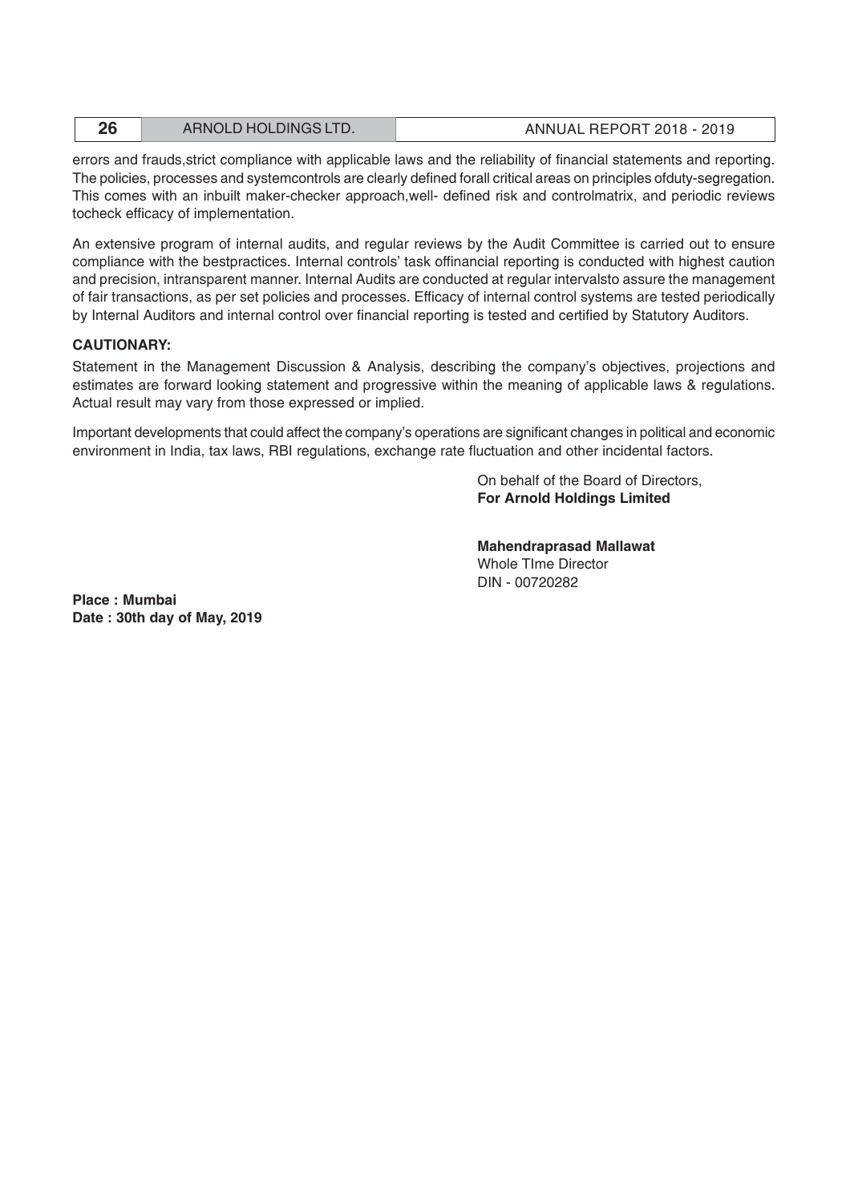errors and frauds,strict compliance with applicable laws and the reliability of financial statements and reporting. The policies, processes and systemcontrols are clearly defined forall critical areas on principles ofduty-segregation. This comes with an inbuilt maker-checker approach,well- defined risk and controlmatrix, and periodic reviews tocheck efficacy of implementation.

An extensive program of internal audits, and regular reviews by the Audit Committee is carried out to ensure compliance with the bestpractices. Internal controls' task offinancial reporting is conducted with highest caution and precision, intransparent manner. Internal Audits are conducted at regular intervalsto assure the management of fair transactions, as per set policies and processes. Efficacy of internal control systems are tested periodically by Internal Auditors and internal control over financial reporting is tested and certified by Statutory Auditors.

**CAUTIONARY:**

Statement in the Management Discussion & Analysis, describing the company's objectives, projections and estimates are forward looking statement and progressive within the meaning of applicable laws & regulations. Actual result may vary from those expressed or implied.

Important developments that could affect the company's operations are significant changes in political and economic environment in India, tax laws, RBI regulations, exchange rate fluctuation and other incidental factors.

On behalf of the Board of Directors,
**For Arnold Holdings Limited**

**Mahendraprasad Mallawat**
Whole TIme Director
DIN - 00720282

**Place : Mumbai**
**Date : 30th day of May, 2019**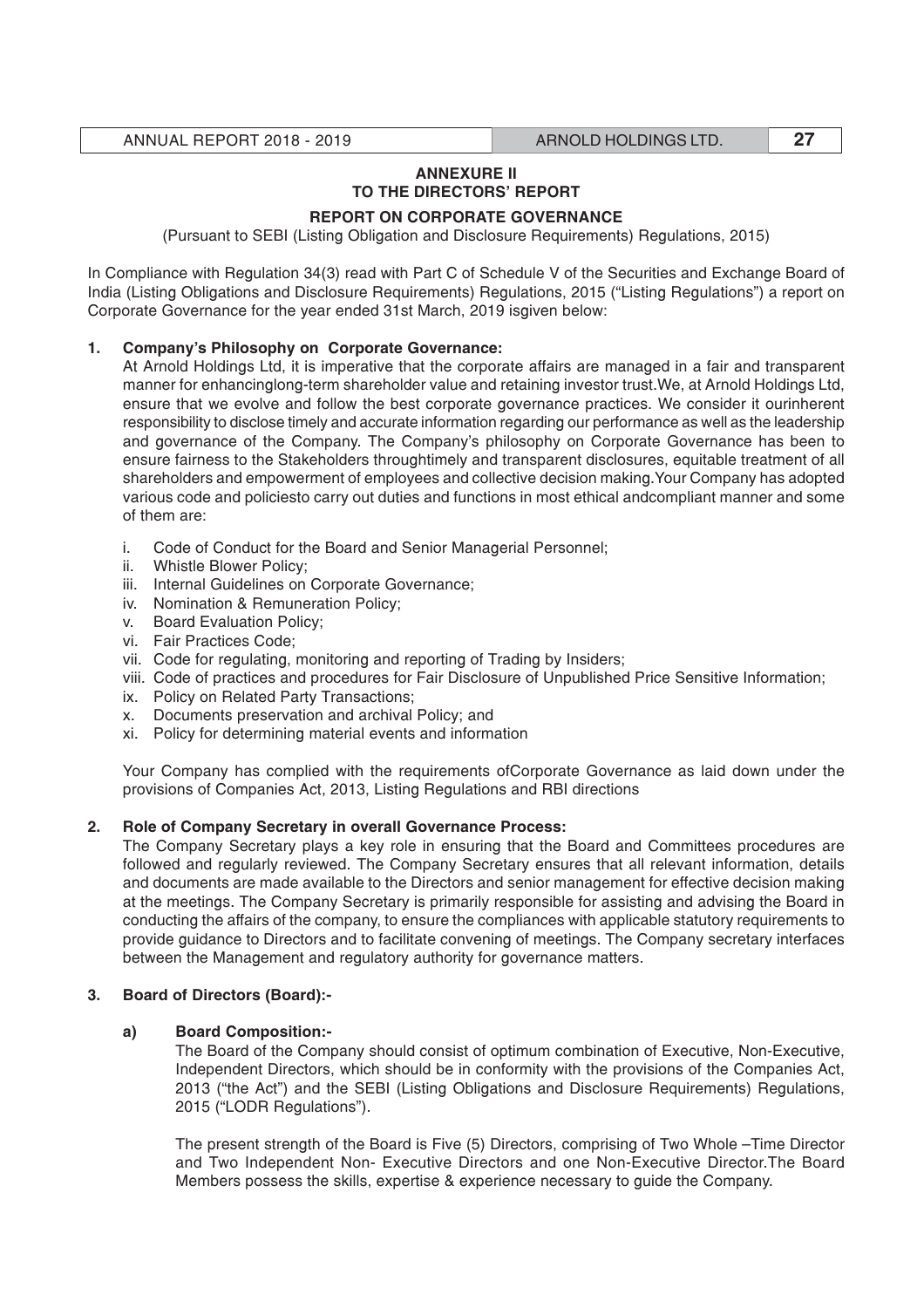## ANNEXURE II
## TO THE DIRECTORS' REPORT

### REPORT ON CORPORATE GOVERNANCE

(Pursuant to SEBI (Listing Obligation and Disclosure Requirements) Regulations, 2015)

In Compliance with Regulation 34(3) read with Part C of Schedule V of the Securities and Exchange Board of India (Listing Obligations and Disclosure Requirements) Regulations, 2015 ("Listing Regulations") a report on Corporate Governance for the year ended 31st March, 2019 isgiven below:

**1. Company's Philosophy on Corporate Governance:**

At Arnold Holdings Ltd, it is imperative that the corporate affairs are managed in a fair and transparent manner for enhancinglong-term shareholder value and retaining investor trust.We, at Arnold Holdings Ltd, ensure that we evolve and follow the best corporate governance practices. We consider it ourinherent responsibility to disclose timely and accurate information regarding our performance as well as the leadership and governance of the Company. The Company's philosophy on Corporate Governance has been to ensure fairness to the Stakeholders throughtimely and transparent disclosures, equitable treatment of all shareholders and empowerment of employees and collective decision making.Your Company has adopted various code and policiesto carry out duties and functions in most ethical andcompliant manner and some of them are:

i. Code of Conduct for the Board and Senior Managerial Personnel;
ii. Whistle Blower Policy;
iii. Internal Guidelines on Corporate Governance;
iv. Nomination & Remuneration Policy;
v. Board Evaluation Policy;
vi. Fair Practices Code;
vii. Code for regulating, monitoring and reporting of Trading by Insiders;
viii. Code of practices and procedures for Fair Disclosure of Unpublished Price Sensitive Information;
ix. Policy on Related Party Transactions;
x. Documents preservation and archival Policy; and
xi. Policy for determining material events and information

Your Company has complied with the requirements ofCorporate Governance as laid down under the provisions of Companies Act, 2013, Listing Regulations and RBI directions

**2. Role of Company Secretary in overall Governance Process:**

The Company Secretary plays a key role in ensuring that the Board and Committees procedures are followed and regularly reviewed. The Company Secretary ensures that all relevant information, details and documents are made available to the Directors and senior management for effective decision making at the meetings. The Company Secretary is primarily responsible for assisting and advising the Board in conducting the affairs of the company, to ensure the compliances with applicable statutory requirements to provide guidance to Directors and to facilitate convening of meetings. The Company secretary interfaces between the Management and regulatory authority for governance matters.

**3. Board of Directors (Board):-**

**a) Board Composition:-**

The Board of the Company should consist of optimum combination of Executive, Non-Executive, Independent Directors, which should be in conformity with the provisions of the Companies Act, 2013 ("the Act") and the SEBI (Listing Obligations and Disclosure Requirements) Regulations, 2015 ("LODR Regulations").

The present strength of the Board is Five (5) Directors, comprising of Two Whole –Time Director and Two Independent Non- Executive Directors and one Non-Executive Director.The Board Members possess the skills, expertise & experience necessary to guide the Company.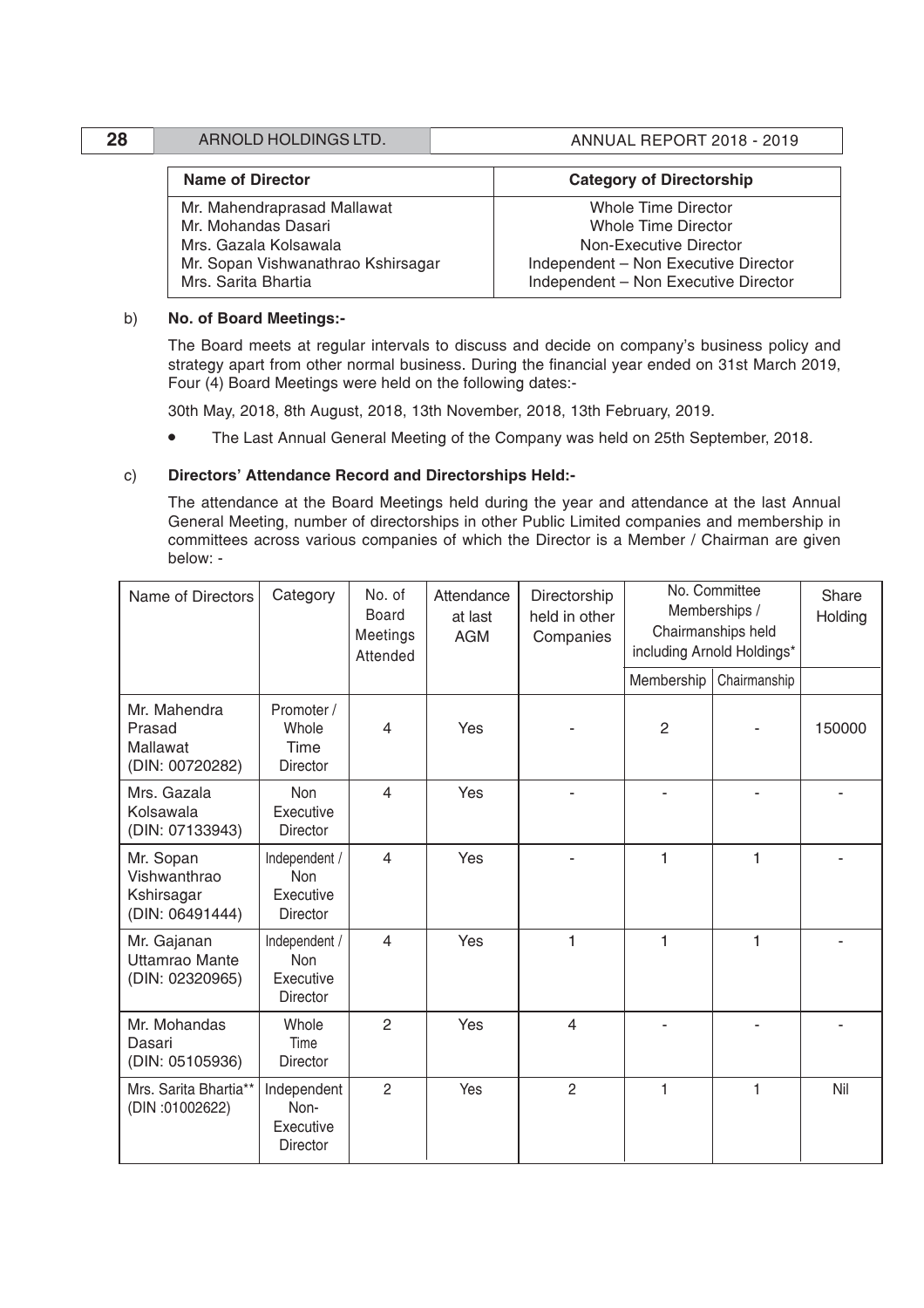| Name of Director | Category of Directorship |
|---|---|
| Mr. Mahendraprasad Mallawat | Whole Time Director |
| Mr. Mohandas Dasari | Whole Time Director |
| Mrs. Gazala Kolsawala | Non-Executive Director |
| Mr. Sopan Vishwanathrao Kshirsagar | Independent – Non Executive Director |
| Mrs. Sarita Bhartia | Independent – Non Executive Director |

b) **No. of Board Meetings:-**

The Board meets at regular intervals to discuss and decide on company's business policy and strategy apart from other normal business. During the financial year ended on 31st March 2019, Four (4) Board Meetings were held on the following dates:-

30th May, 2018, 8th August, 2018, 13th November, 2018, 13th February, 2019.

- The Last Annual General Meeting of the Company was held on 25th September, 2018.

c) **Directors' Attendance Record and Directorships Held:-**

The attendance at the Board Meetings held during the year and attendance at the last Annual General Meeting, number of directorships in other Public Limited companies and membership in committees across various companies of which the Director is a Member / Chairman are given below: -

| Name of Directors | Category | No. of Board Meetings Attended | Attendance at last AGM | Directorship held in other Companies | No. Committee Memberships / Chairmanships held including Arnold Holdings* | | Share Holding |
|---|---|---|---|---|---|---|---|
| | | | | | Membership | Chairmanship | |
| Mr. Mahendra Prasad Mallawat (DIN: 00720282) | Promoter / Whole Time Director | 4 | Yes | - | 2 | - | 150000 |
| Mrs. Gazala Kolsawala (DIN: 07133943) | Non Executive Director | 4 | Yes | - | - | - | - |
| Mr. Sopan Vishwanthrao Kshirsagar (DIN: 06491444) | Independent / Non Executive Director | 4 | Yes | - | 1 | 1 | - |
| Mr. Gajanan Uttamrao Mante (DIN: 02320965) | Independent / Non Executive Director | 4 | Yes | 1 | 1 | 1 | - |
| Mr. Mohandas Dasari (DIN: 05105936) | Whole Time Director | 2 | Yes | 4 | - | - | - |
| Mrs. Sarita Bhartia** (DIN :01002622) | Independent Non-Executive Director | 2 | Yes | 2 | 1 | 1 | Nil |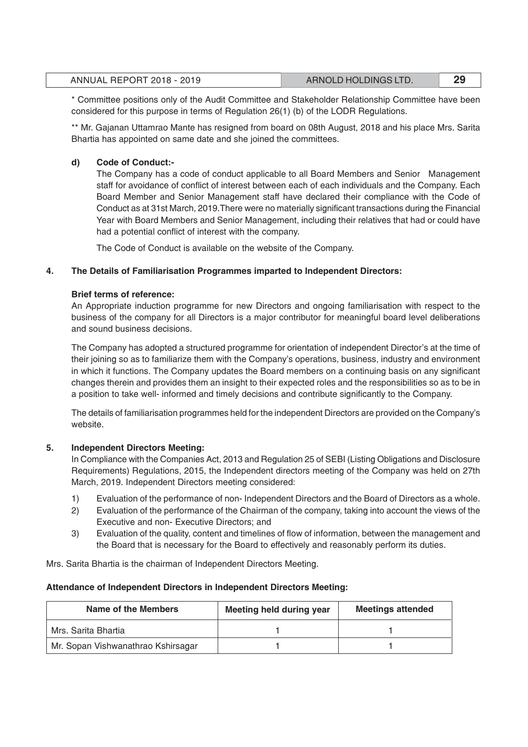* Committee positions only of the Audit Committee and Stakeholder Relationship Committee have been considered for this purpose in terms of Regulation 26(1) (b) of the LODR Regulations.

** Mr. Gajanan Uttamrao Mante has resigned from board on 08th August, 2018 and his place Mrs. Sarita Bhartia has appointed on same date and she joined the committees.

**d) Code of Conduct:-**

The Company has a code of conduct applicable to all Board Members and Senior Management staff for avoidance of conflict of interest between each of each individuals and the Company. Each Board Member and Senior Management staff have declared their compliance with the Code of Conduct as at 31st March, 2019.There were no materially significant transactions during the Financial Year with Board Members and Senior Management, including their relatives that had or could have had a potential conflict of interest with the company.

The Code of Conduct is available on the website of the Company.

## 4. The Details of Familiarisation Programmes imparted to Independent Directors:

**Brief terms of reference:**

An Appropriate induction programme for new Directors and ongoing familiarisation with respect to the business of the company for all Directors is a major contributor for meaningful board level deliberations and sound business decisions.

The Company has adopted a structured programme for orientation of independent Director's at the time of their joining so as to familiarize them with the Company's operations, business, industry and environment in which it functions. The Company updates the Board members on a continuing basis on any significant changes therein and provides them an insight to their expected roles and the responsibilities so as to be in a position to take well- informed and timely decisions and contribute significantly to the Company.

The details of familiarisation programmes held for the independent Directors are provided on the Company's website.

## 5. Independent Directors Meeting:

In Compliance with the Companies Act, 2013 and Regulation 25 of SEBI (Listing Obligations and Disclosure Requirements) Regulations, 2015, the Independent directors meeting of the Company was held on 27th March, 2019. Independent Directors meeting considered:

1) Evaluation of the performance of non- Independent Directors and the Board of Directors as a whole.
2) Evaluation of the performance of the Chairman of the company, taking into account the views of the Executive and non- Executive Directors; and
3) Evaluation of the quality, content and timelines of flow of information, between the management and the Board that is necessary for the Board to effectively and reasonably perform its duties.

Mrs. Sarita Bhartia is the chairman of Independent Directors Meeting.

**Attendance of Independent Directors in Independent Directors Meeting:**

| Name of the Members | Meeting held during year | Meetings attended |
|---|---|---|
| Mrs. Sarita Bhartia | 1 | 1 |
| Mr. Sopan Vishwanathrao Kshirsagar | 1 | 1 |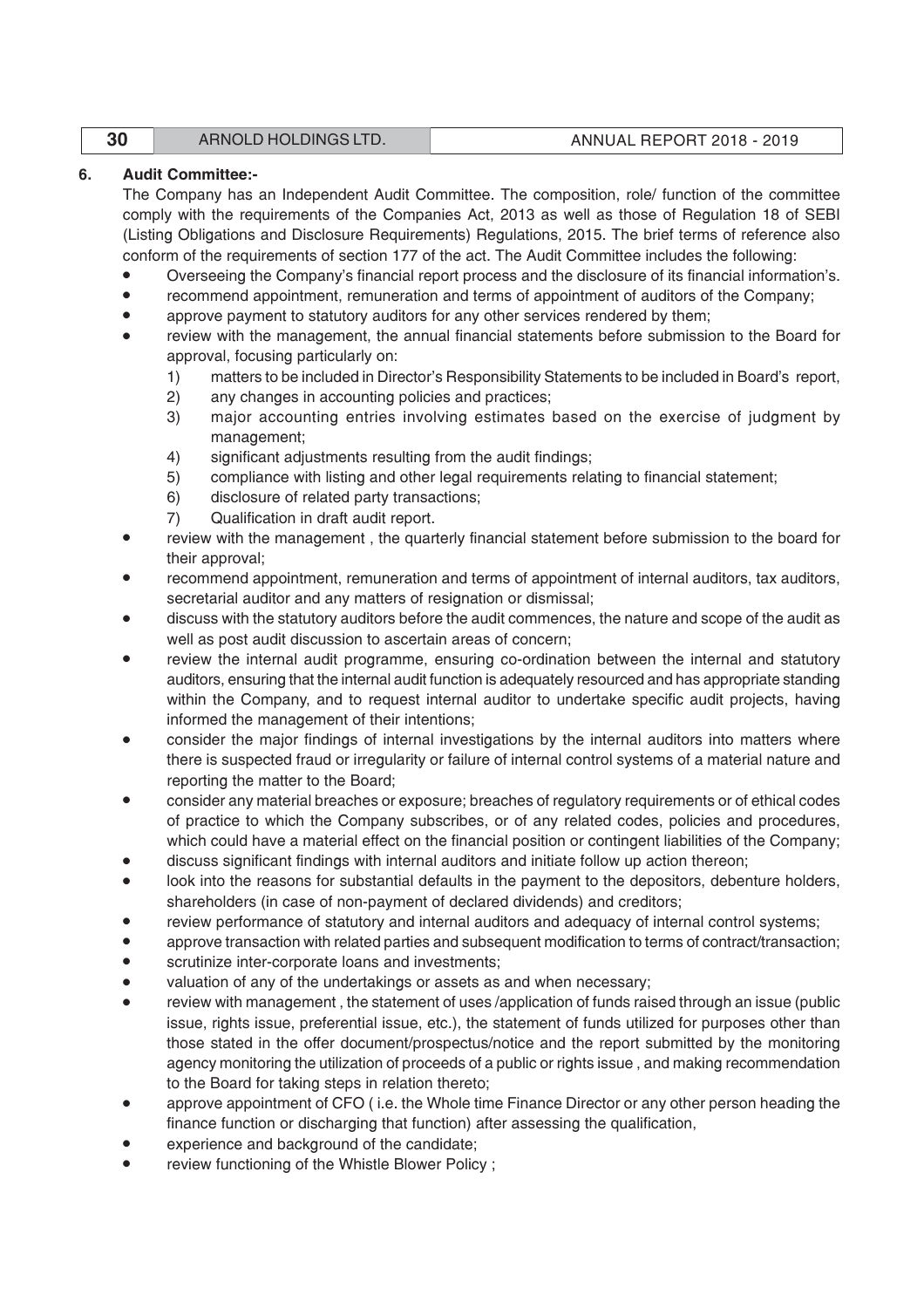## 6. Audit Committee:-

The Company has an Independent Audit Committee. The composition, role/ function of the committee comply with the requirements of the Companies Act, 2013 as well as those of Regulation 18 of SEBI (Listing Obligations and Disclosure Requirements) Regulations, 2015. The brief terms of reference also conform of the requirements of section 177 of the act. The Audit Committee includes the following:

- Overseeing the Company's financial report process and the disclosure of its financial information's.
- recommend appointment, remuneration and terms of appointment of auditors of the Company;
- approve payment to statutory auditors for any other services rendered by them;
- review with the management, the annual financial statements before submission to the Board for approval, focusing particularly on:
    1) matters to be included in Director's Responsibility Statements to be included in Board's report,
    2) any changes in accounting policies and practices;
    3) major accounting entries involving estimates based on the exercise of judgment by management;
    4) significant adjustments resulting from the audit findings;
    5) compliance with listing and other legal requirements relating to financial statement;
    6) disclosure of related party transactions;
    7) Qualification in draft audit report.
- review with the management , the quarterly financial statement before submission to the board for their approval;
- recommend appointment, remuneration and terms of appointment of internal auditors, tax auditors, secretarial auditor and any matters of resignation or dismissal;
- discuss with the statutory auditors before the audit commences, the nature and scope of the audit as well as post audit discussion to ascertain areas of concern;
- review the internal audit programme, ensuring co-ordination between the internal and statutory auditors, ensuring that the internal audit function is adequately resourced and has appropriate standing within the Company, and to request internal auditor to undertake specific audit projects, having informed the management of their intentions;
- consider the major findings of internal investigations by the internal auditors into matters where there is suspected fraud or irregularity or failure of internal control systems of a material nature and reporting the matter to the Board;
- consider any material breaches or exposure; breaches of regulatory requirements or of ethical codes of practice to which the Company subscribes, or of any related codes, policies and procedures, which could have a material effect on the financial position or contingent liabilities of the Company;
- discuss significant findings with internal auditors and initiate follow up action thereon;
- look into the reasons for substantial defaults in the payment to the depositors, debenture holders, shareholders (in case of non-payment of declared dividends) and creditors;
- review performance of statutory and internal auditors and adequacy of internal control systems;
- approve transaction with related parties and subsequent modification to terms of contract/transaction;
- scrutinize inter-corporate loans and investments;
- valuation of any of the undertakings or assets as and when necessary;
- review with management , the statement of uses /application of funds raised through an issue (public issue, rights issue, preferential issue, etc.), the statement of funds utilized for purposes other than those stated in the offer document/prospectus/notice and the report submitted by the monitoring agency monitoring the utilization of proceeds of a public or rights issue , and making recommendation to the Board for taking steps in relation thereto;
- approve appointment of CFO ( i.e. the Whole time Finance Director or any other person heading the finance function or discharging that function) after assessing the qualification,
- experience and background of the candidate;
- review functioning of the Whistle Blower Policy ;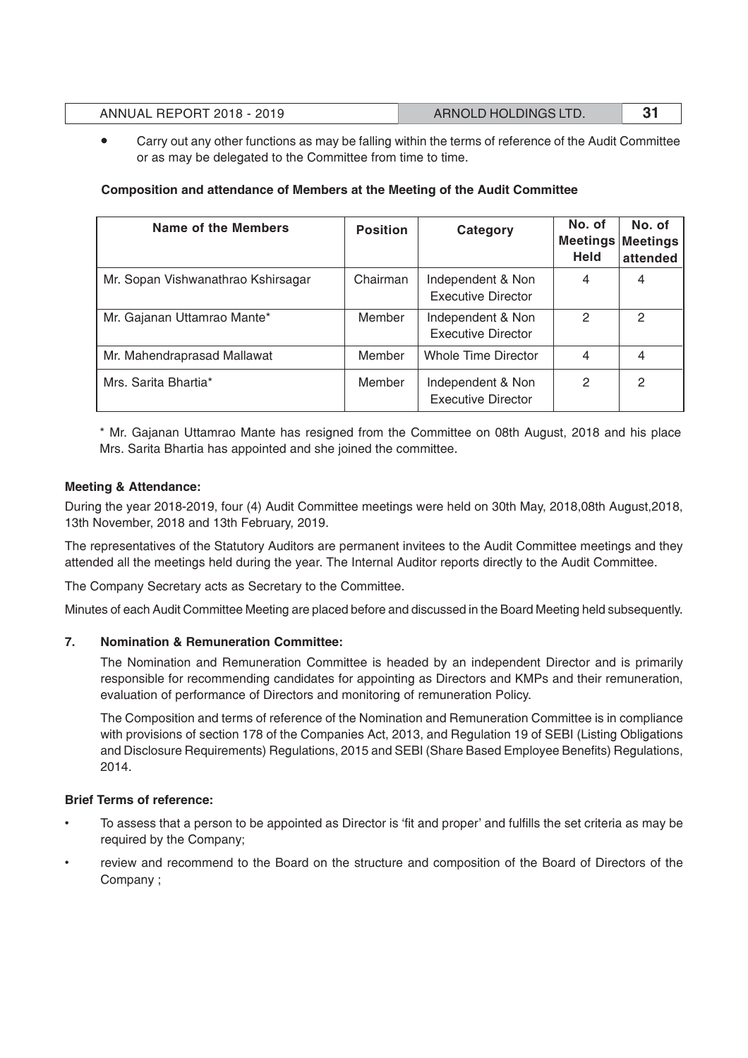- Carry out any other functions as may be falling within the terms of reference of the Audit Committee or as may be delegated to the Committee from time to time.

**Composition and attendance of Members at the Meeting of the Audit Committee**

| Name of the Members | Position | Category | No. of Meetings Held | No. of Meetings attended |
|---|---|---|---|---|
| Mr. Sopan Vishwanathrao Kshirsagar | Chairman | Independent & Non Executive Director | 4 | 4 |
| Mr. Gajanan Uttamrao Mante* | Member | Independent & Non Executive Director | 2 | 2 |
| Mr. Mahendraprasad Mallawat | Member | Whole Time Director | 4 | 4 |
| Mrs. Sarita Bhartia* | Member | Independent & Non Executive Director | 2 | 2 |

* Mr. Gajanan Uttamrao Mante has resigned from the Committee on 08th August, 2018 and his place Mrs. Sarita Bhartia has appointed and she joined the committee.

**Meeting & Attendance:**

During the year 2018-2019, four (4) Audit Committee meetings were held on 30th May, 2018,08th August,2018, 13th November, 2018 and 13th February, 2019.

The representatives of the Statutory Auditors are permanent invitees to the Audit Committee meetings and they attended all the meetings held during the year. The Internal Auditor reports directly to the Audit Committee.

The Company Secretary acts as Secretary to the Committee.

Minutes of each Audit Committee Meeting are placed before and discussed in the Board Meeting held subsequently.

### 7. Nomination & Remuneration Committee:

The Nomination and Remuneration Committee is headed by an independent Director and is primarily responsible for recommending candidates for appointing as Directors and KMPs and their remuneration, evaluation of performance of Directors and monitoring of remuneration Policy.

The Composition and terms of reference of the Nomination and Remuneration Committee is in compliance with provisions of section 178 of the Companies Act, 2013, and Regulation 19 of SEBI (Listing Obligations and Disclosure Requirements) Regulations, 2015 and SEBI (Share Based Employee Benefits) Regulations, 2014.

**Brief Terms of reference:**

- To assess that a person to be appointed as Director is 'fit and proper' and fulfills the set criteria as may be required by the Company;
- review and recommend to the Board on the structure and composition of the Board of Directors of the Company ;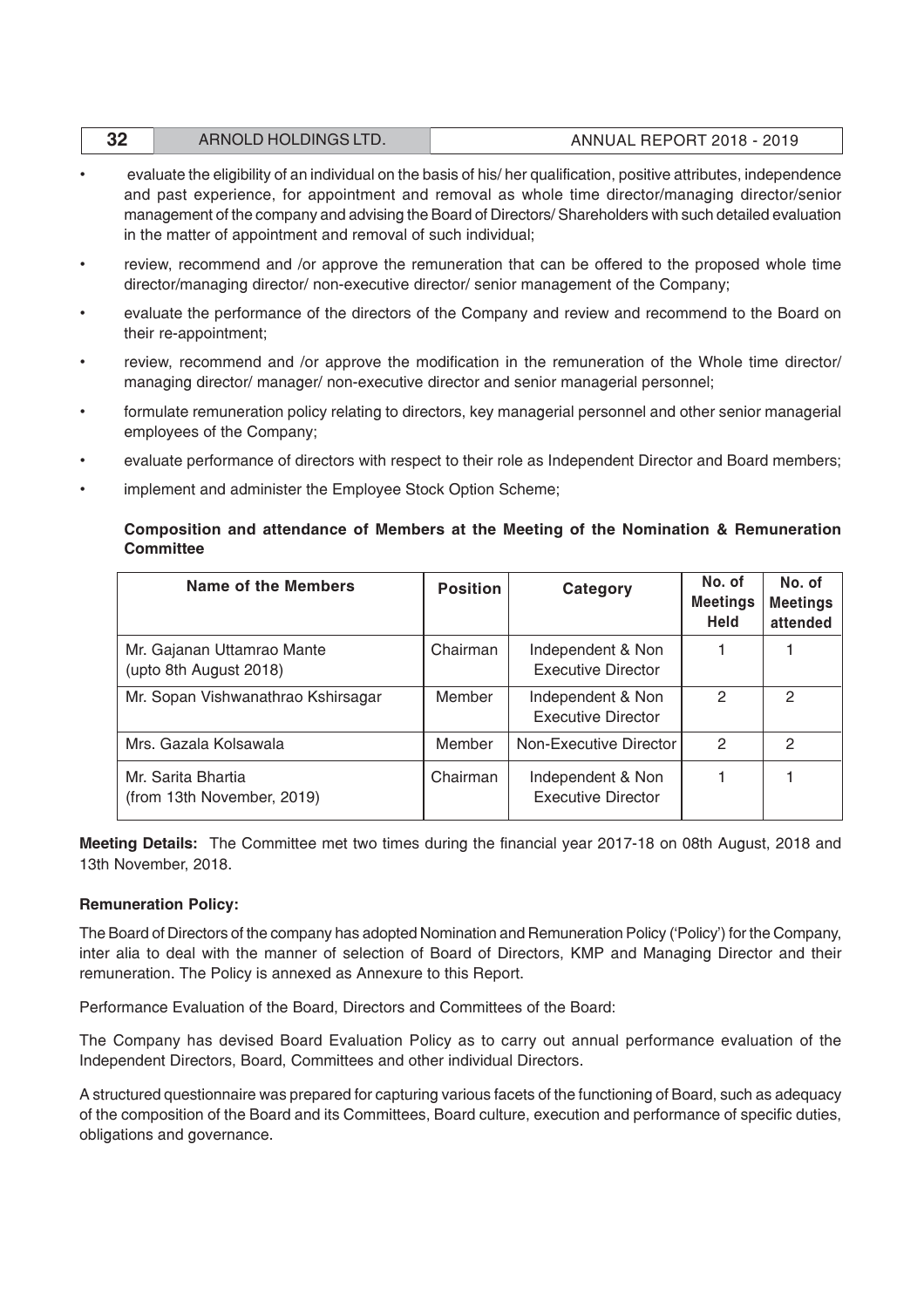- evaluate the eligibility of an individual on the basis of his/ her qualification, positive attributes, independence and past experience, for appointment and removal as whole time director/managing director/senior management of the company and advising the Board of Directors/ Shareholders with such detailed evaluation in the matter of appointment and removal of such individual;
- review, recommend and /or approve the remuneration that can be offered to the proposed whole time director/managing director/ non-executive director/ senior management of the Company;
- evaluate the performance of the directors of the Company and review and recommend to the Board on their re-appointment;
- review, recommend and /or approve the modification in the remuneration of the Whole time director/ managing director/ manager/ non-executive director and senior managerial personnel;
- formulate remuneration policy relating to directors, key managerial personnel and other senior managerial employees of the Company;
- evaluate performance of directors with respect to their role as Independent Director and Board members;
- implement and administer the Employee Stock Option Scheme;

**Composition and attendance of Members at the Meeting of the Nomination & Remuneration Committee**

| Name of the Members | Position | Category | No. of Meetings Held | No. of Meetings attended |
|---|---|---|---|---|
| Mr. Gajanan Uttamrao Mante (upto 8th August 2018) | Chairman | Independent & Non Executive Director | 1 | 1 |
| Mr. Sopan Vishwanathrao Kshirsagar | Member | Independent & Non Executive Director | 2 | 2 |
| Mrs. Gazala Kolsawala | Member | Non-Executive Director | 2 | 2 |
| Mr. Sarita Bhartia (from 13th November, 2019) | Chairman | Independent & Non Executive Director | 1 | 1 |

**Meeting Details:** The Committee met two times during the financial year 2017-18 on 08th August, 2018 and 13th November, 2018.

**Remuneration Policy:**

The Board of Directors of the company has adopted Nomination and Remuneration Policy ('Policy') for the Company, inter alia to deal with the manner of selection of Board of Directors, KMP and Managing Director and their remuneration. The Policy is annexed as Annexure to this Report.

Performance Evaluation of the Board, Directors and Committees of the Board:

The Company has devised Board Evaluation Policy as to carry out annual performance evaluation of the Independent Directors, Board, Committees and other individual Directors.

A structured questionnaire was prepared for capturing various facets of the functioning of Board, such as adequacy of the composition of the Board and its Committees, Board culture, execution and performance of specific duties, obligations and governance.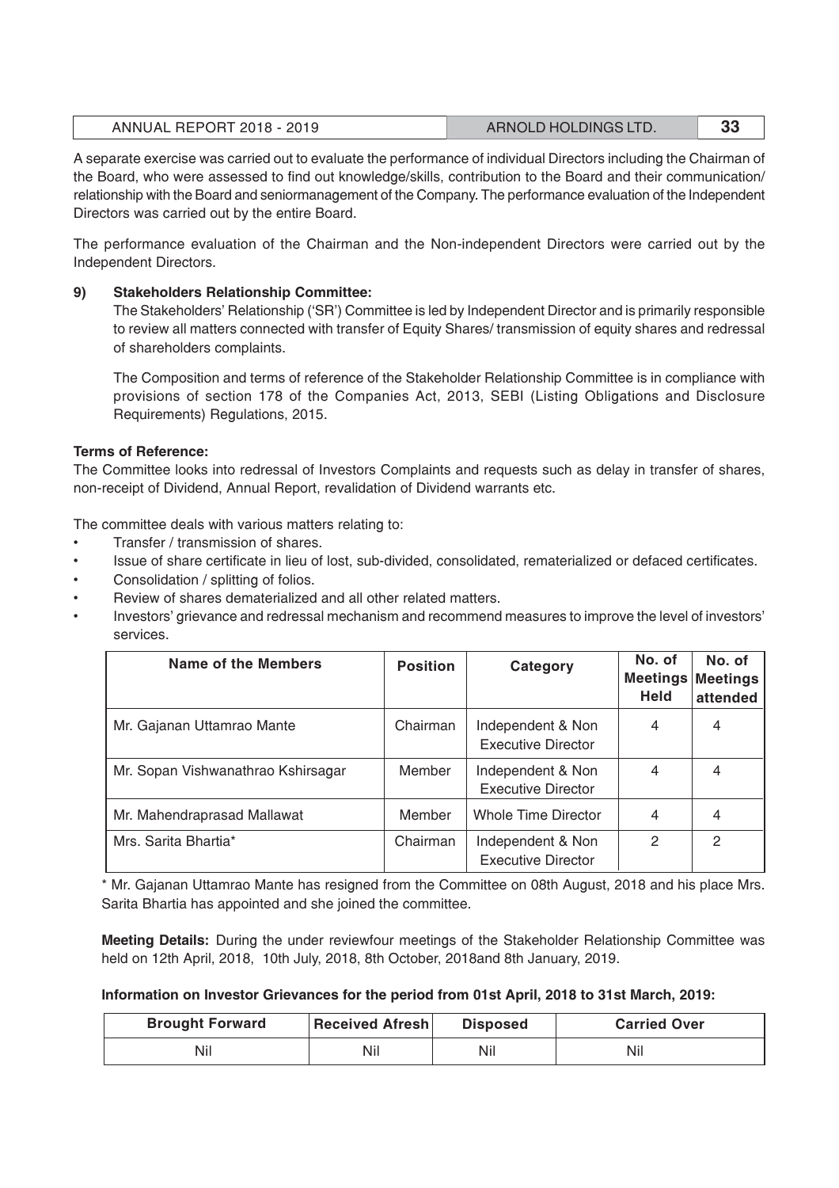A separate exercise was carried out to evaluate the performance of individual Directors including the Chairman of the Board, who were assessed to find out knowledge/skills, contribution to the Board and their communication/ relationship with the Board and seniormanagement of the Company. The performance evaluation of the Independent Directors was carried out by the entire Board.

The performance evaluation of the Chairman and the Non-independent Directors were carried out by the Independent Directors.

**9) Stakeholders Relationship Committee:**

The Stakeholders' Relationship ('SR') Committee is led by Independent Director and is primarily responsible to review all matters connected with transfer of Equity Shares/ transmission of equity shares and redressal of shareholders complaints.

The Composition and terms of reference of the Stakeholder Relationship Committee is in compliance with provisions of section 178 of the Companies Act, 2013, SEBI (Listing Obligations and Disclosure Requirements) Regulations, 2015.

**Terms of Reference:**

The Committee looks into redressal of Investors Complaints and requests such as delay in transfer of shares, non-receipt of Dividend, Annual Report, revalidation of Dividend warrants etc.

The committee deals with various matters relating to:

- Transfer / transmission of shares.
- Issue of share certificate in lieu of lost, sub-divided, consolidated, rematerialized or defaced certificates.
- Consolidation / splitting of folios.
- Review of shares dematerialized and all other related matters.
- Investors' grievance and redressal mechanism and recommend measures to improve the level of investors' services.

| Name of the Members | Position | Category | No. of Meetings Held | No. of Meetings attended |
|---|---|---|---|---|
| Mr. Gajanan Uttamrao Mante | Chairman | Independent & Non Executive Director | 4 | 4 |
| Mr. Sopan Vishwanathrao Kshirsagar | Member | Independent & Non Executive Director | 4 | 4 |
| Mr. Mahendraprasad Mallawat | Member | Whole Time Director | 4 | 4 |
| Mrs. Sarita Bhartia* | Chairman | Independent & Non Executive Director | 2 | 2 |

* Mr. Gajanan Uttamrao Mante has resigned from the Committee on 08th August, 2018 and his place Mrs. Sarita Bhartia has appointed and she joined the committee.

**Meeting Details:** During the under reviewfour meetings of the Stakeholder Relationship Committee was held on 12th April, 2018, 10th July, 2018, 8th October, 2018and 8th January, 2019.

**Information on Investor Grievances for the period from 01st April, 2018 to 31st March, 2019:**

| Brought Forward | Received Afresh | Disposed | Carried Over |
|---|---|---|---|
| Nil | Nil | Nil | Nil |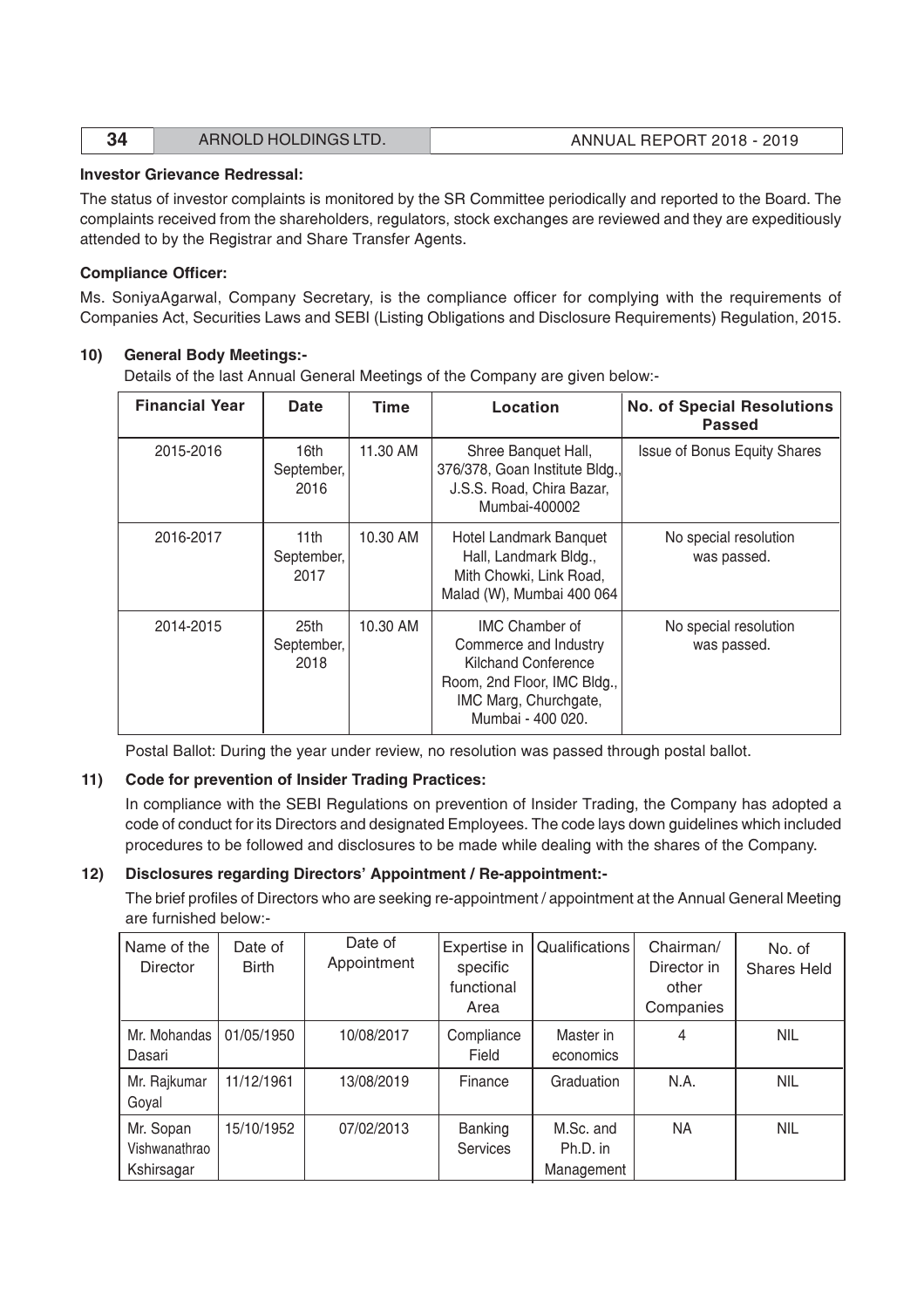**Investor Grievance Redressal:**

The status of investor complaints is monitored by the SR Committee periodically and reported to the Board. The complaints received from the shareholders, regulators, stock exchanges are reviewed and they are expeditiously attended to by the Registrar and Share Transfer Agents.

**Compliance Officer:**

Ms. SoniyaAgarwal, Company Secretary, is the compliance officer for complying with the requirements of Companies Act, Securities Laws and SEBI (Listing Obligations and Disclosure Requirements) Regulation, 2015.

**10) General Body Meetings:-**

Details of the last Annual General Meetings of the Company are given below:-

| Financial Year | Date | Time | Location | No. of Special Resolutions Passed |
|---|---|---|---|---|
| 2015-2016 | 16th September, 2016 | 11.30 AM | Shree Banquet Hall, 376/378, Goan Institute Bldg., J.S.S. Road, Chira Bazar, Mumbai-400002 | Issue of Bonus Equity Shares |
| 2016-2017 | 11th September, 2017 | 10.30 AM | Hotel Landmark Banquet Hall, Landmark Bldg., Mith Chowki, Link Road, Malad (W), Mumbai 400 064 | No special resolution was passed. |
| 2014-2015 | 25th September, 2018 | 10.30 AM | IMC Chamber of Commerce and Industry Kilchand Conference Room, 2nd Floor, IMC Bldg., IMC Marg, Churchgate, Mumbai - 400 020. | No special resolution was passed. |

Postal Ballot: During the year under review, no resolution was passed through postal ballot.

**11) Code for prevention of Insider Trading Practices:**

In compliance with the SEBI Regulations on prevention of Insider Trading, the Company has adopted a code of conduct for its Directors and designated Employees. The code lays down guidelines which included procedures to be followed and disclosures to be made while dealing with the shares of the Company.

**12) Disclosures regarding Directors' Appointment / Re-appointment:-**

The brief profiles of Directors who are seeking re-appointment / appointment at the Annual General Meeting are furnished below:-

| Name of the Director | Date of Birth | Date of Appointment | Expertise in specific functional Area | Qualifications | Chairman/ Director in other Companies | No. of Shares Held |
|---|---|---|---|---|---|---|
| Mr. Mohandas Dasari | 01/05/1950 | 10/08/2017 | Compliance Field | Master in economics | 4 | NIL |
| Mr. Rajkumar Goyal | 11/12/1961 | 13/08/2019 | Finance | Graduation | N.A. | NIL |
| Mr. Sopan Vishwanathrao Kshirsagar | 15/10/1952 | 07/02/2013 | Banking Services | M.Sc. and Ph.D. in Management | NA | NIL |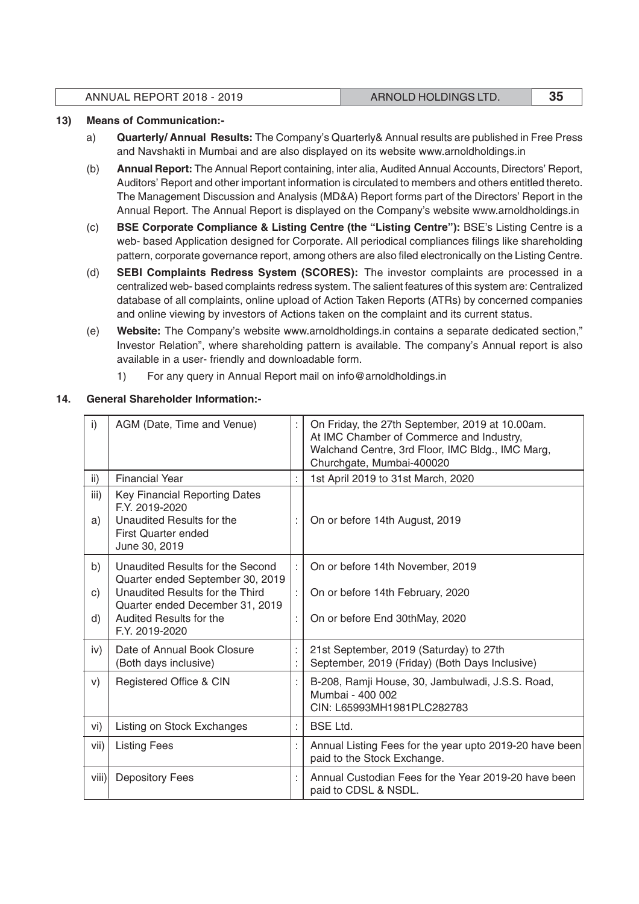**13) Means of Communication:-**

a) **Quarterly/ Annual Results:** The Company's Quarterly& Annual results are published in Free Press and Navshakti in Mumbai and are also displayed on its website www.arnoldholdings.in

(b) **Annual Report:** The Annual Report containing, inter alia, Audited Annual Accounts, Directors' Report, Auditors' Report and other important information is circulated to members and others entitled thereto. The Management Discussion and Analysis (MD&A) Report forms part of the Directors' Report in the Annual Report. The Annual Report is displayed on the Company's website www.arnoldholdings.in

(c) **BSE Corporate Compliance & Listing Centre (the "Listing Centre"):** BSE's Listing Centre is a web- based Application designed for Corporate. All periodical compliances filings like shareholding pattern, corporate governance report, among others are also filed electronically on the Listing Centre.

(d) **SEBI Complaints Redress System (SCORES):** The investor complaints are processed in a centralized web- based complaints redress system. The salient features of this system are: Centralized database of all complaints, online upload of Action Taken Reports (ATRs) by concerned companies and online viewing by investors of Actions taken on the complaint and its current status.

(e) **Website:** The Company's website www.arnoldholdings.in contains a separate dedicated section," Investor Relation", where shareholding pattern is available. The company's Annual report is also available in a user- friendly and downloadable form.

1) For any query in Annual Report mail on info@arnoldholdings.in

**14. General Shareholder Information:-**

| | | | |
|---|---|---|---|
| i) | AGM (Date, Time and Venue) | : | On Friday, the 27th September, 2019 at 10.00am. At IMC Chamber of Commerce and Industry, Walchand Centre, 3rd Floor, IMC Bldg., IMC Marg, Churchgate, Mumbai-400020 |
| ii) | Financial Year | : | 1st April 2019 to 31st March, 2020 |
| iii) | Key Financial Reporting Dates F.Y. 2019-2020 | | |
| a) | Unaudited Results for the First Quarter ended June 30, 2019 | : | On or before 14th August, 2019 |
| b) | Unaudited Results for the Second Quarter ended September 30, 2019 | : | On or before 14th November, 2019 |
| c) | Unaudited Results for the Third Quarter ended December 31, 2019 | : | On or before 14th February, 2020 |
| d) | Audited Results for the F.Y. 2019-2020 | : | On or before End 30thMay, 2020 |
| iv) | Date of Annual Book Closure (Both days inclusive) | : | 21st September, 2019 (Saturday) to 27th September, 2019 (Friday) (Both Days Inclusive) |
| v) | Registered Office & CIN | : | B-208, Ramji House, 30, Jambulwadi, J.S.S. Road, Mumbai - 400 002 CIN: L65993MH1981PLC282783 |
| vi) | Listing on Stock Exchanges | : | BSE Ltd. |
| vii) | Listing Fees | : | Annual Listing Fees for the year upto 2019-20 have been paid to the Stock Exchange. |
| viii) | Depository Fees | : | Annual Custodian Fees for the Year 2019-20 have been paid to CDSL & NSDL. |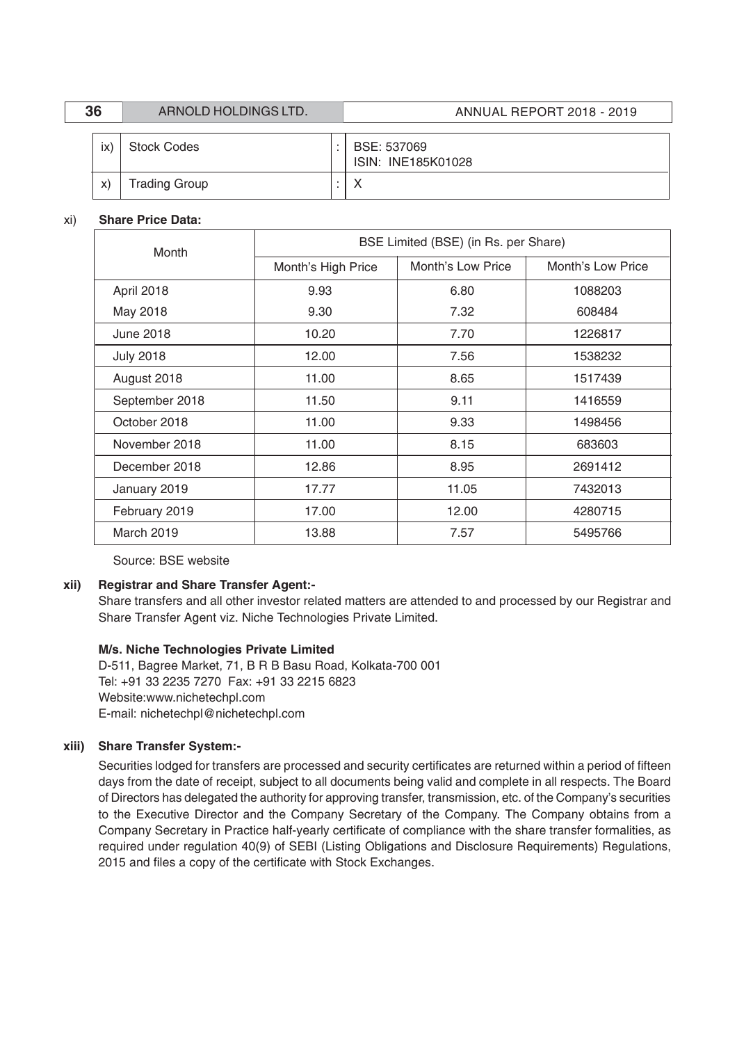| ix) | Stock Codes | : | BSE: 537069<br>ISIN: INE185K01028 |
|---|---|---|---|
| x) | Trading Group | : | X |

xi) **Share Price Data:**

| Month | BSE Limited (BSE) (in Rs. per Share) | | |
|---|---|---|---|
| | Month's High Price | Month's Low Price | Month's Low Price |
| April 2018 | 9.93 | 6.80 | 1088203 |
| May 2018 | 9.30 | 7.32 | 608484 |
| June 2018 | 10.20 | 7.70 | 1226817 |
| July 2018 | 12.00 | 7.56 | 1538232 |
| August 2018 | 11.00 | 8.65 | 1517439 |
| September 2018 | 11.50 | 9.11 | 1416559 |
| October 2018 | 11.00 | 9.33 | 1498456 |
| November 2018 | 11.00 | 8.15 | 683603 |
| December 2018 | 12.86 | 8.95 | 2691412 |
| January 2019 | 17.77 | 11.05 | 7432013 |
| February 2019 | 17.00 | 12.00 | 4280715 |
| March 2019 | 13.88 | 7.57 | 5495766 |

Source: BSE website

**xii) Registrar and Share Transfer Agent:-**

Share transfers and all other investor related matters are attended to and processed by our Registrar and Share Transfer Agent viz. Niche Technologies Private Limited.

**M/s. Niche Technologies Private Limited**
D-511, Bagree Market, 71, B R B Basu Road, Kolkata-700 001
Tel: +91 33 2235 7270 Fax: +91 33 2215 6823
Website:www.nichetechpl.com
E-mail: nichetechpl@nichetechpl.com

**xiii) Share Transfer System:-**

Securities lodged for transfers are processed and security certificates are returned within a period of fifteen days from the date of receipt, subject to all documents being valid and complete in all respects. The Board of Directors has delegated the authority for approving transfer, transmission, etc. of the Company's securities to the Executive Director and the Company Secretary of the Company. The Company obtains from a Company Secretary in Practice half-yearly certificate of compliance with the share transfer formalities, as required under regulation 40(9) of SEBI (Listing Obligations and Disclosure Requirements) Regulations, 2015 and files a copy of the certificate with Stock Exchanges.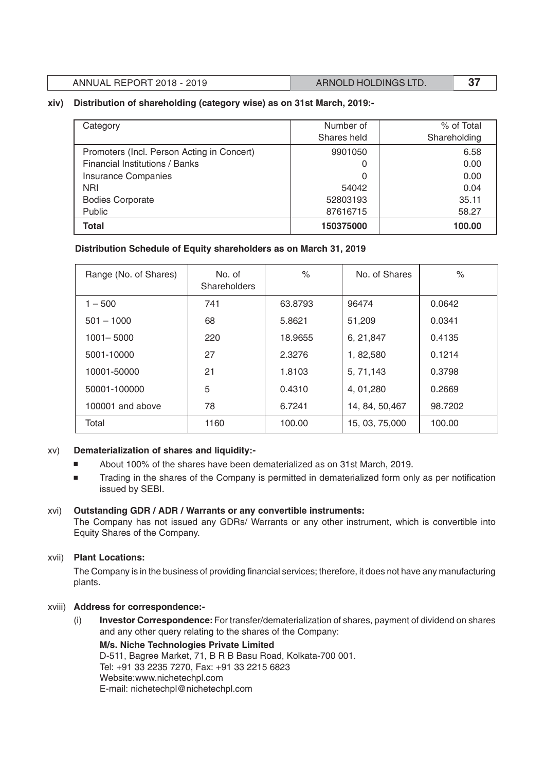**xiv) Distribution of shareholding (category wise) as on 31st March, 2019:-**

| Category | Number of Shares held | % of Total Shareholding |
|---|---|---|
| Promoters (Incl. Person Acting in Concert) | 9901050 | 6.58 |
| Financial Institutions / Banks | 0 | 0.00 |
| Insurance Companies | 0 | 0.00 |
| NRI | 54042 | 0.04 |
| Bodies Corporate | 52803193 | 35.11 |
| Public | 87616715 | 58.27 |
| **Total** | **150375000** | **100.00** |

**Distribution Schedule of Equity shareholders as on March 31, 2019**

| Range (No. of Shares) | No. of Shareholders | % | No. of Shares | % |
|---|---|---|---|---|
| 1 – 500 | 741 | 63.8793 | 96474 | 0.0642 |
| 501 – 1000 | 68 | 5.8621 | 51,209 | 0.0341 |
| 1001– 5000 | 220 | 18.9655 | 6, 21,847 | 0.4135 |
| 5001-10000 | 27 | 2.3276 | 1, 82,580 | 0.1214 |
| 10001-50000 | 21 | 1.8103 | 5, 71,143 | 0.3798 |
| 50001-100000 | 5 | 0.4310 | 4, 01,280 | 0.2669 |
| 100001 and above | 78 | 6.7241 | 14, 84, 50,467 | 98.7202 |
| Total | 1160 | 100.00 | 15, 03, 75,000 | 100.00 |

xv) **Dematerialization of shares and liquidity:-**

- About 100% of the shares have been dematerialized as on 31st March, 2019.
- Trading in the shares of the Company is permitted in dematerialized form only as per notification issued by SEBI.

xvi) **Outstanding GDR / ADR / Warrants or any convertible instruments:**

The Company has not issued any GDRs/ Warrants or any other instrument, which is convertible into Equity Shares of the Company.

xvii) **Plant Locations:**

The Company is in the business of providing financial services; therefore, it does not have any manufacturing plants.

xviii) **Address for correspondence:-**

(i) **Investor Correspondence:** For transfer/dematerialization of shares, payment of dividend on shares and any other query relating to the shares of the Company:

**M/s. Niche Technologies Private Limited**
D-511, Bagree Market, 71, B R B Basu Road, Kolkata-700 001.
Tel: +91 33 2235 7270, Fax: +91 33 2215 6823
Website:www.nichetechpl.com
E-mail: nichetechpl@nichetechpl.com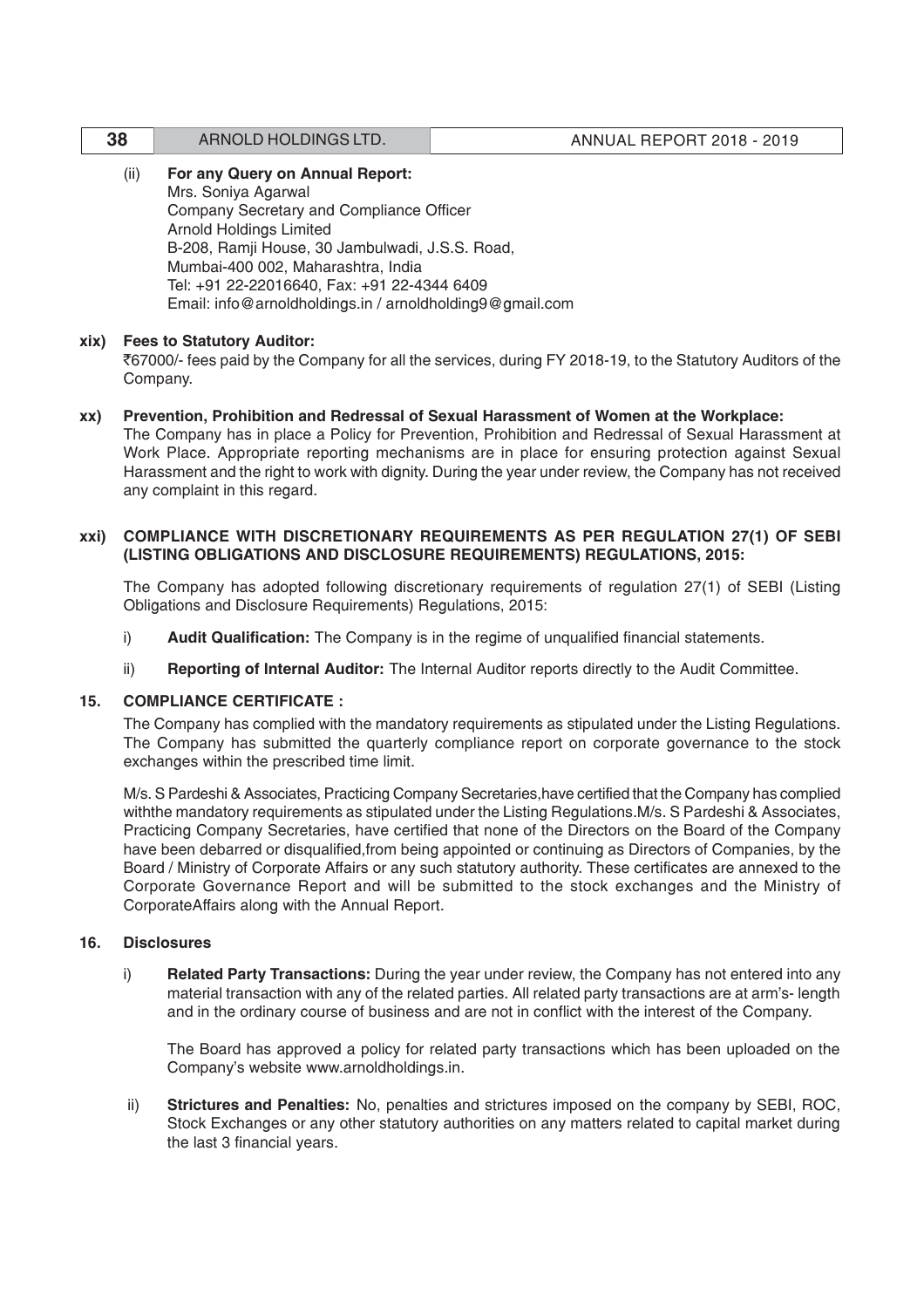(ii) **For any Query on Annual Report:**
Mrs. Soniya Agarwal
Company Secretary and Compliance Officer
Arnold Holdings Limited
B-208, Ramji House, 30 Jambulwadi, J.S.S. Road,
Mumbai-400 002, Maharashtra, India
Tel: +91 22-22016640, Fax: +91 22-4344 6409
Email: info@arnoldholdings.in / arnoldholding9@gmail.com

**xix) Fees to Statutory Auditor:**

₹67000/- fees paid by the Company for all the services, during FY 2018-19, to the Statutory Auditors of the Company.

**xx) Prevention, Prohibition and Redressal of Sexual Harassment of Women at the Workplace:**

The Company has in place a Policy for Prevention, Prohibition and Redressal of Sexual Harassment at Work Place. Appropriate reporting mechanisms are in place for ensuring protection against Sexual Harassment and the right to work with dignity. During the year under review, the Company has not received any complaint in this regard.

**xxi) COMPLIANCE WITH DISCRETIONARY REQUIREMENTS AS PER REGULATION 27(1) OF SEBI (LISTING OBLIGATIONS AND DISCLOSURE REQUIREMENTS) REGULATIONS, 2015:**

The Company has adopted following discretionary requirements of regulation 27(1) of SEBI (Listing Obligations and Disclosure Requirements) Regulations, 2015:

i) **Audit Qualification:** The Company is in the regime of unqualified financial statements.

ii) **Reporting of Internal Auditor:** The Internal Auditor reports directly to the Audit Committee.

## 15. COMPLIANCE CERTIFICATE :

The Company has complied with the mandatory requirements as stipulated under the Listing Regulations. The Company has submitted the quarterly compliance report on corporate governance to the stock exchanges within the prescribed time limit.

M/s. S Pardeshi & Associates, Practicing Company Secretaries,have certified that the Company has complied withthe mandatory requirements as stipulated under the Listing Regulations.M/s. S Pardeshi & Associates, Practicing Company Secretaries, have certified that none of the Directors on the Board of the Company have been debarred or disqualified,from being appointed or continuing as Directors of Companies, by the Board / Ministry of Corporate Affairs or any such statutory authority. These certificates are annexed to the Corporate Governance Report and will be submitted to the stock exchanges and the Ministry of CorporateAffairs along with the Annual Report.

## 16. Disclosures

i) **Related Party Transactions:** During the year under review, the Company has not entered into any material transaction with any of the related parties. All related party transactions are at arm's- length and in the ordinary course of business and are not in conflict with the interest of the Company.

The Board has approved a policy for related party transactions which has been uploaded on the Company's website www.arnoldholdings.in.

ii) **Strictures and Penalties:** No, penalties and strictures imposed on the company by SEBI, ROC, Stock Exchanges or any other statutory authorities on any matters related to capital market during the last 3 financial years.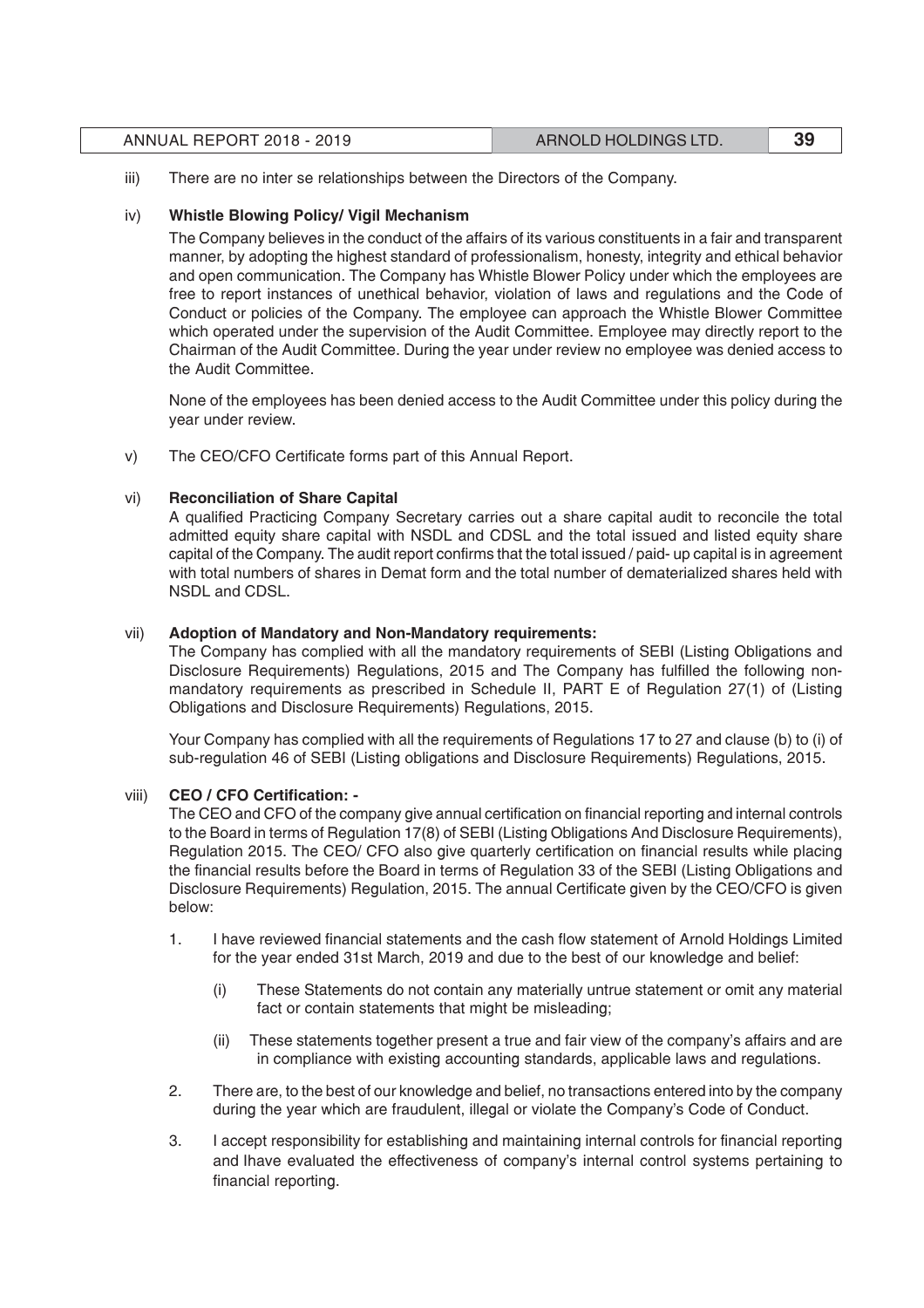iii) There are no inter se relationships between the Directors of the Company.

iv) **Whistle Blowing Policy/ Vigil Mechanism**

The Company believes in the conduct of the affairs of its various constituents in a fair and transparent manner, by adopting the highest standard of professionalism, honesty, integrity and ethical behavior and open communication. The Company has Whistle Blower Policy under which the employees are free to report instances of unethical behavior, violation of laws and regulations and the Code of Conduct or policies of the Company. The employee can approach the Whistle Blower Committee which operated under the supervision of the Audit Committee. Employee may directly report to the Chairman of the Audit Committee. During the year under review no employee was denied access to the Audit Committee.

None of the employees has been denied access to the Audit Committee under this policy during the year under review.

v) The CEO/CFO Certificate forms part of this Annual Report.

vi) **Reconciliation of Share Capital**

A qualified Practicing Company Secretary carries out a share capital audit to reconcile the total admitted equity share capital with NSDL and CDSL and the total issued and listed equity share capital of the Company. The audit report confirms that the total issued / paid- up capital is in agreement with total numbers of shares in Demat form and the total number of dematerialized shares held with NSDL and CDSL.

vii) **Adoption of Mandatory and Non-Mandatory requirements:**

The Company has complied with all the mandatory requirements of SEBI (Listing Obligations and Disclosure Requirements) Regulations, 2015 and The Company has fulfilled the following non-mandatory requirements as prescribed in Schedule II, PART E of Regulation 27(1) of (Listing Obligations and Disclosure Requirements) Regulations, 2015.

Your Company has complied with all the requirements of Regulations 17 to 27 and clause (b) to (i) of sub-regulation 46 of SEBI (Listing obligations and Disclosure Requirements) Regulations, 2015.

viii) **CEO / CFO Certification: -**

The CEO and CFO of the company give annual certification on financial reporting and internal controls to the Board in terms of Regulation 17(8) of SEBI (Listing Obligations And Disclosure Requirements), Regulation 2015. The CEO/ CFO also give quarterly certification on financial results while placing the financial results before the Board in terms of Regulation 33 of the SEBI (Listing Obligations and Disclosure Requirements) Regulation, 2015. The annual Certificate given by the CEO/CFO is given below:

1. I have reviewed financial statements and the cash flow statement of Arnold Holdings Limited for the year ended 31st March, 2019 and due to the best of our knowledge and belief:

   (i) These Statements do not contain any materially untrue statement or omit any material fact or contain statements that might be misleading;

   (ii) These statements together present a true and fair view of the company's affairs and are in compliance with existing accounting standards, applicable laws and regulations.

2. There are, to the best of our knowledge and belief, no transactions entered into by the company during the year which are fraudulent, illegal or violate the Company's Code of Conduct.

3. I accept responsibility for establishing and maintaining internal controls for financial reporting and Ihave evaluated the effectiveness of company's internal control systems pertaining to financial reporting.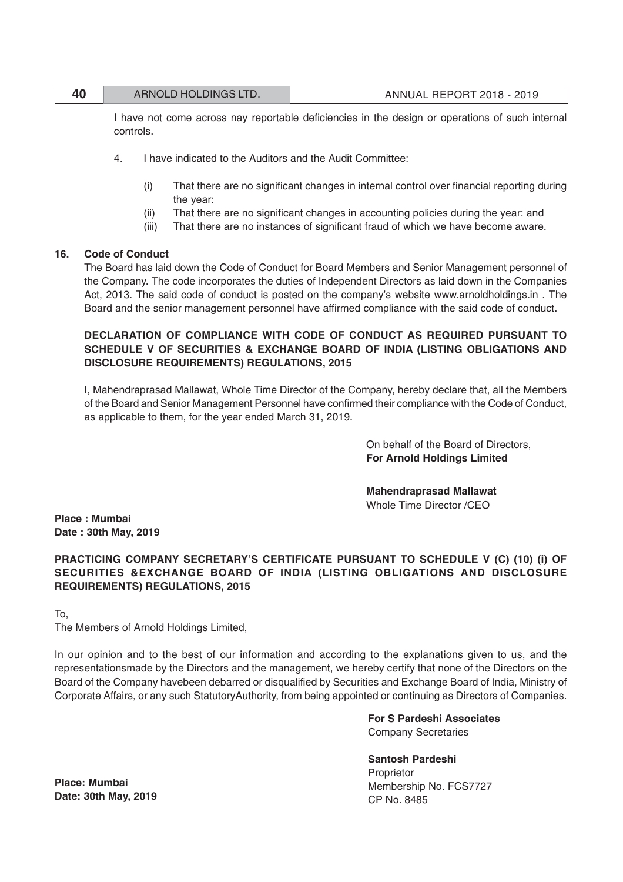I have not come across nay reportable deficiencies in the design or operations of such internal controls.

4. I have indicated to the Auditors and the Audit Committee:

   (i) That there are no significant changes in internal control over financial reporting during the year:

   (ii) That there are no significant changes in accounting policies during the year: and

   (iii) That there are no instances of significant fraud of which we have become aware.

**16. Code of Conduct**

The Board has laid down the Code of Conduct for Board Members and Senior Management personnel of the Company. The code incorporates the duties of Independent Directors as laid down in the Companies Act, 2013. The said code of conduct is posted on the company's website www.arnoldholdings.in . The Board and the senior management personnel have affirmed compliance with the said code of conduct.

**DECLARATION OF COMPLIANCE WITH CODE OF CONDUCT AS REQUIRED PURSUANT TO SCHEDULE V OF SECURITIES & EXCHANGE BOARD OF INDIA (LISTING OBLIGATIONS AND DISCLOSURE REQUIREMENTS) REGULATIONS, 2015**

I, Mahendraprasad Mallawat, Whole Time Director of the Company, hereby declare that, all the Members of the Board and Senior Management Personnel have confirmed their compliance with the Code of Conduct, as applicable to them, for the year ended March 31, 2019.

On behalf of the Board of Directors,
**For Arnold Holdings Limited**

**Mahendraprasad Mallawat**
Whole Time Director /CEO

**Place : Mumbai**
**Date : 30th May, 2019**

**PRACTICING COMPANY SECRETARY'S CERTIFICATE PURSUANT TO SCHEDULE V (C) (10) (i) OF SECURITIES &EXCHANGE BOARD OF INDIA (LISTING OBLIGATIONS AND DISCLOSURE REQUIREMENTS) REGULATIONS, 2015**

To,
The Members of Arnold Holdings Limited,

In our opinion and to the best of our information and according to the explanations given to us, and the representationsmade by the Directors and the management, we hereby certify that none of the Directors on the Board of the Company havebeen debarred or disqualified by Securities and Exchange Board of India, Ministry of Corporate Affairs, or any such StatutoryAuthority, from being appointed or continuing as Directors of Companies.

**For S Pardeshi Associates**
Company Secretaries

**Santosh Pardeshi**
Proprietor
Membership No. FCS7727
CP No. 8485

**Place: Mumbai**
**Date: 30th May, 2019**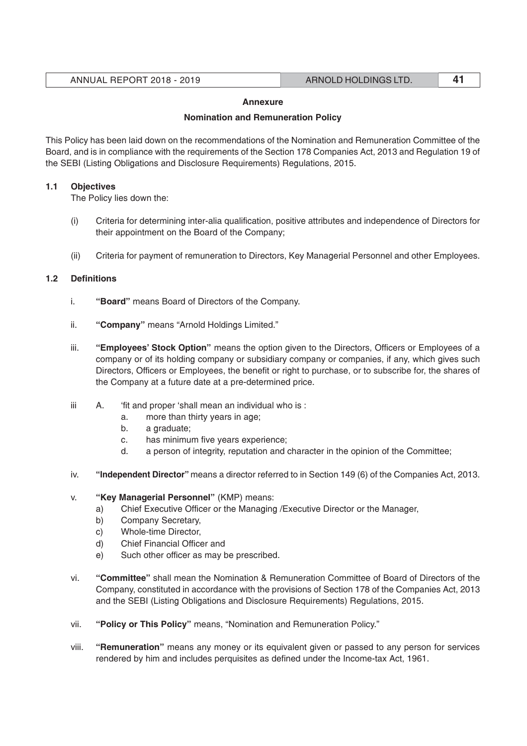**Annexure**

**Nomination and Remuneration Policy**

This Policy has been laid down on the recommendations of the Nomination and Remuneration Committee of the Board, and is in compliance with the requirements of the Section 178 Companies Act, 2013 and Regulation 19 of the SEBI (Listing Obligations and Disclosure Requirements) Regulations, 2015.

**1.1 Objectives**

The Policy lies down the:

(i) Criteria for determining inter-alia qualification, positive attributes and independence of Directors for their appointment on the Board of the Company;

(ii) Criteria for payment of remuneration to Directors, Key Managerial Personnel and other Employees.

**1.2 Definitions**

i. **"Board"** means Board of Directors of the Company.

ii. **"Company"** means "Arnold Holdings Limited."

iii. **"Employees' Stock Option"** means the option given to the Directors, Officers or Employees of a company or of its holding company or subsidiary company or companies, if any, which gives such Directors, Officers or Employees, the benefit or right to purchase, or to subscribe for, the shares of the Company at a future date at a pre-determined price.

iii A. 'fit and proper 'shall mean an individual who is :

 a. more than thirty years in age;
 b. a graduate;
 c. has minimum five years experience;
 d. a person of integrity, reputation and character in the opinion of the Committee;

iv. **"Independent Director"** means a director referred to in Section 149 (6) of the Companies Act, 2013.

v. **"Key Managerial Personnel"** (KMP) means:

 a) Chief Executive Officer or the Managing /Executive Director or the Manager,
 b) Company Secretary,
 c) Whole-time Director,
 d) Chief Financial Officer and
 e) Such other officer as may be prescribed.

vi. **"Committee"** shall mean the Nomination & Remuneration Committee of Board of Directors of the Company, constituted in accordance with the provisions of Section 178 of the Companies Act, 2013 and the SEBI (Listing Obligations and Disclosure Requirements) Regulations, 2015.

vii. **"Policy or This Policy"** means, "Nomination and Remuneration Policy."

viii. **"Remuneration"** means any money or its equivalent given or passed to any person for services rendered by him and includes perquisites as defined under the Income-tax Act, 1961.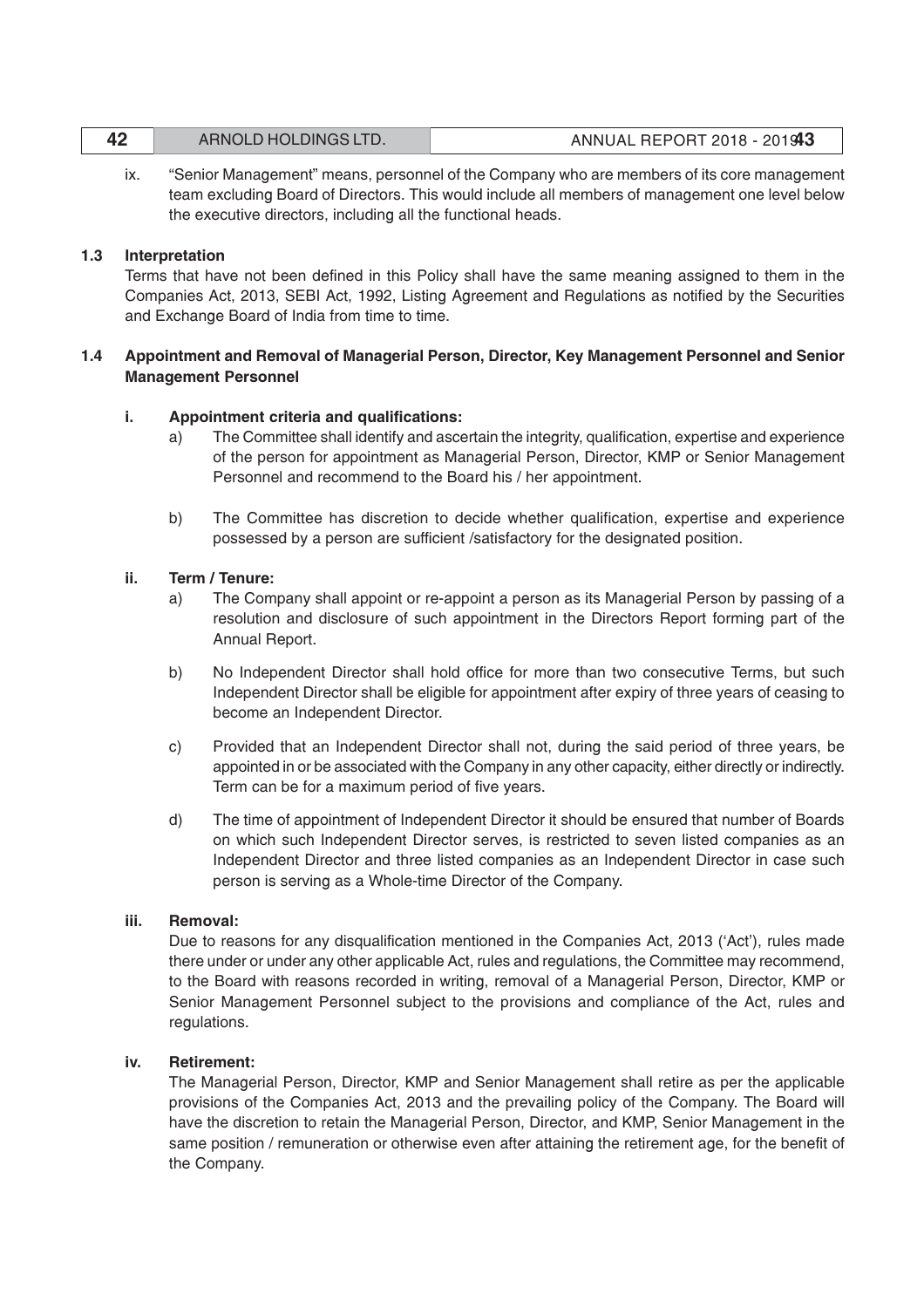ix. "Senior Management" means, personnel of the Company who are members of its core management team excluding Board of Directors. This would include all members of management one level below the executive directors, including all the functional heads.

### 1.3 Interpretation

Terms that have not been defined in this Policy shall have the same meaning assigned to them in the Companies Act, 2013, SEBI Act, 1992, Listing Agreement and Regulations as notified by the Securities and Exchange Board of India from time to time.

### 1.4 Appointment and Removal of Managerial Person, Director, Key Management Personnel and Senior Management Personnel

**i. Appointment criteria and qualifications:**

a) The Committee shall identify and ascertain the integrity, qualification, expertise and experience of the person for appointment as Managerial Person, Director, KMP or Senior Management Personnel and recommend to the Board his / her appointment.

b) The Committee has discretion to decide whether qualification, expertise and experience possessed by a person are sufficient /satisfactory for the designated position.

**ii. Term / Tenure:**

a) The Company shall appoint or re-appoint a person as its Managerial Person by passing of a resolution and disclosure of such appointment in the Directors Report forming part of the Annual Report.

b) No Independent Director shall hold office for more than two consecutive Terms, but such Independent Director shall be eligible for appointment after expiry of three years of ceasing to become an Independent Director.

c) Provided that an Independent Director shall not, during the said period of three years, be appointed in or be associated with the Company in any other capacity, either directly or indirectly. Term can be for a maximum period of five years.

d) The time of appointment of Independent Director it should be ensured that number of Boards on which such Independent Director serves, is restricted to seven listed companies as an Independent Director and three listed companies as an Independent Director in case such person is serving as a Whole-time Director of the Company.

**iii. Removal:**

Due to reasons for any disqualification mentioned in the Companies Act, 2013 ('Act'), rules made there under or under any other applicable Act, rules and regulations, the Committee may recommend, to the Board with reasons recorded in writing, removal of a Managerial Person, Director, KMP or Senior Management Personnel subject to the provisions and compliance of the Act, rules and regulations.

**iv. Retirement:**

The Managerial Person, Director, KMP and Senior Management shall retire as per the applicable provisions of the Companies Act, 2013 and the prevailing policy of the Company. The Board will have the discretion to retain the Managerial Person, Director, and KMP, Senior Management in the same position / remuneration or otherwise even after attaining the retirement age, for the benefit of the Company.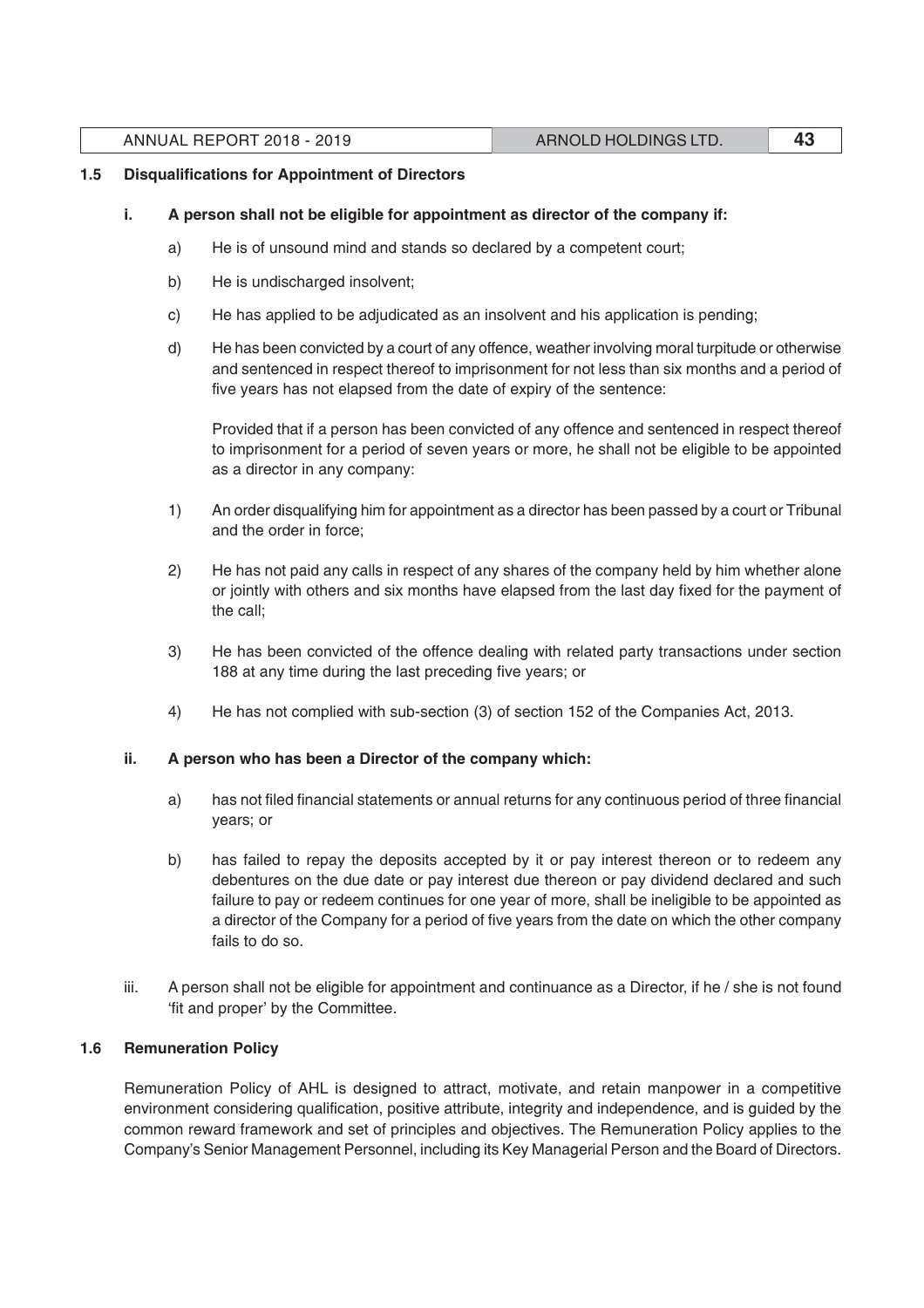### 1.5 Disqualifications for Appointment of Directors

**i. A person shall not be eligible for appointment as director of the company if:**

a) He is of unsound mind and stands so declared by a competent court;

b) He is undischarged insolvent;

c) He has applied to be adjudicated as an insolvent and his application is pending;

d) He has been convicted by a court of any offence, weather involving moral turpitude or otherwise and sentenced in respect thereof to imprisonment for not less than six months and a period of five years has not elapsed from the date of expiry of the sentence:

Provided that if a person has been convicted of any offence and sentenced in respect thereof to imprisonment for a period of seven years or more, he shall not be eligible to be appointed as a director in any company:

1) An order disqualifying him for appointment as a director has been passed by a court or Tribunal and the order in force;

2) He has not paid any calls in respect of any shares of the company held by him whether alone or jointly with others and six months have elapsed from the last day fixed for the payment of the call;

3) He has been convicted of the offence dealing with related party transactions under section 188 at any time during the last preceding five years; or

4) He has not complied with sub-section (3) of section 152 of the Companies Act, 2013.

**ii. A person who has been a Director of the company which:**

a) has not filed financial statements or annual returns for any continuous period of three financial years; or

b) has failed to repay the deposits accepted by it or pay interest thereon or to redeem any debentures on the due date or pay interest due thereon or pay dividend declared and such failure to pay or redeem continues for one year of more, shall be ineligible to be appointed as a director of the Company for a period of five years from the date on which the other company fails to do so.

iii. A person shall not be eligible for appointment and continuance as a Director, if he / she is not found 'fit and proper' by the Committee.

### 1.6 Remuneration Policy

Remuneration Policy of AHL is designed to attract, motivate, and retain manpower in a competitive environment considering qualification, positive attribute, integrity and independence, and is guided by the common reward framework and set of principles and objectives. The Remuneration Policy applies to the Company's Senior Management Personnel, including its Key Managerial Person and the Board of Directors.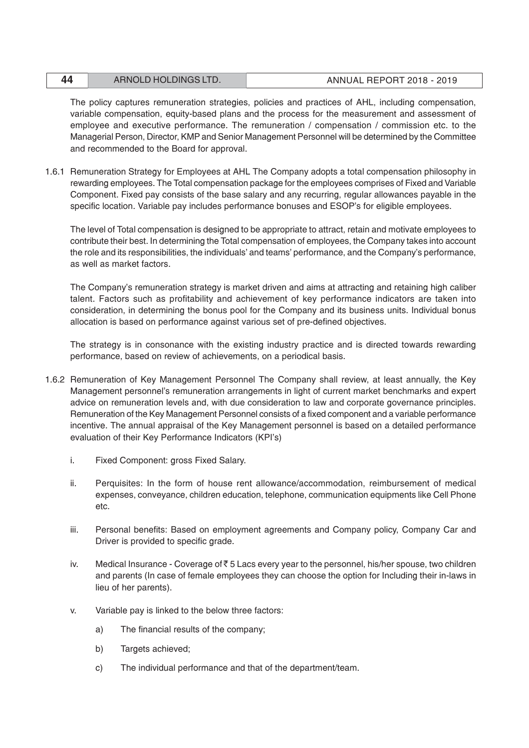The policy captures remuneration strategies, policies and practices of AHL, including compensation, variable compensation, equity-based plans and the process for the measurement and assessment of employee and executive performance. The remuneration / compensation / commission etc. to the Managerial Person, Director, KMP and Senior Management Personnel will be determined by the Committee and recommended to the Board for approval.

1.6.1 Remuneration Strategy for Employees at AHL The Company adopts a total compensation philosophy in rewarding employees. The Total compensation package for the employees comprises of Fixed and Variable Component. Fixed pay consists of the base salary and any recurring, regular allowances payable in the specific location. Variable pay includes performance bonuses and ESOP's for eligible employees.

The level of Total compensation is designed to be appropriate to attract, retain and motivate employees to contribute their best. In determining the Total compensation of employees, the Company takes into account the role and its responsibilities, the individuals' and teams' performance, and the Company's performance, as well as market factors.

The Company's remuneration strategy is market driven and aims at attracting and retaining high caliber talent. Factors such as profitability and achievement of key performance indicators are taken into consideration, in determining the bonus pool for the Company and its business units. Individual bonus allocation is based on performance against various set of pre-defined objectives.

The strategy is in consonance with the existing industry practice and is directed towards rewarding performance, based on review of achievements, on a periodical basis.

1.6.2 Remuneration of Key Management Personnel The Company shall review, at least annually, the Key Management personnel's remuneration arrangements in light of current market benchmarks and expert advice on remuneration levels and, with due consideration to law and corporate governance principles. Remuneration of the Key Management Personnel consists of a fixed component and a variable performance incentive. The annual appraisal of the Key Management personnel is based on a detailed performance evaluation of their Key Performance Indicators (KPI's)

i. Fixed Component: gross Fixed Salary.

ii. Perquisites: In the form of house rent allowance/accommodation, reimbursement of medical expenses, conveyance, children education, telephone, communication equipments like Cell Phone etc.

iii. Personal benefits: Based on employment agreements and Company policy, Company Car and Driver is provided to specific grade.

iv. Medical Insurance - Coverage of ₹ 5 Lacs every year to the personnel, his/her spouse, two children and parents (In case of female employees they can choose the option for Including their in-laws in lieu of her parents).

v. Variable pay is linked to the below three factors:

a) The financial results of the company;

b) Targets achieved;

c) The individual performance and that of the department/team.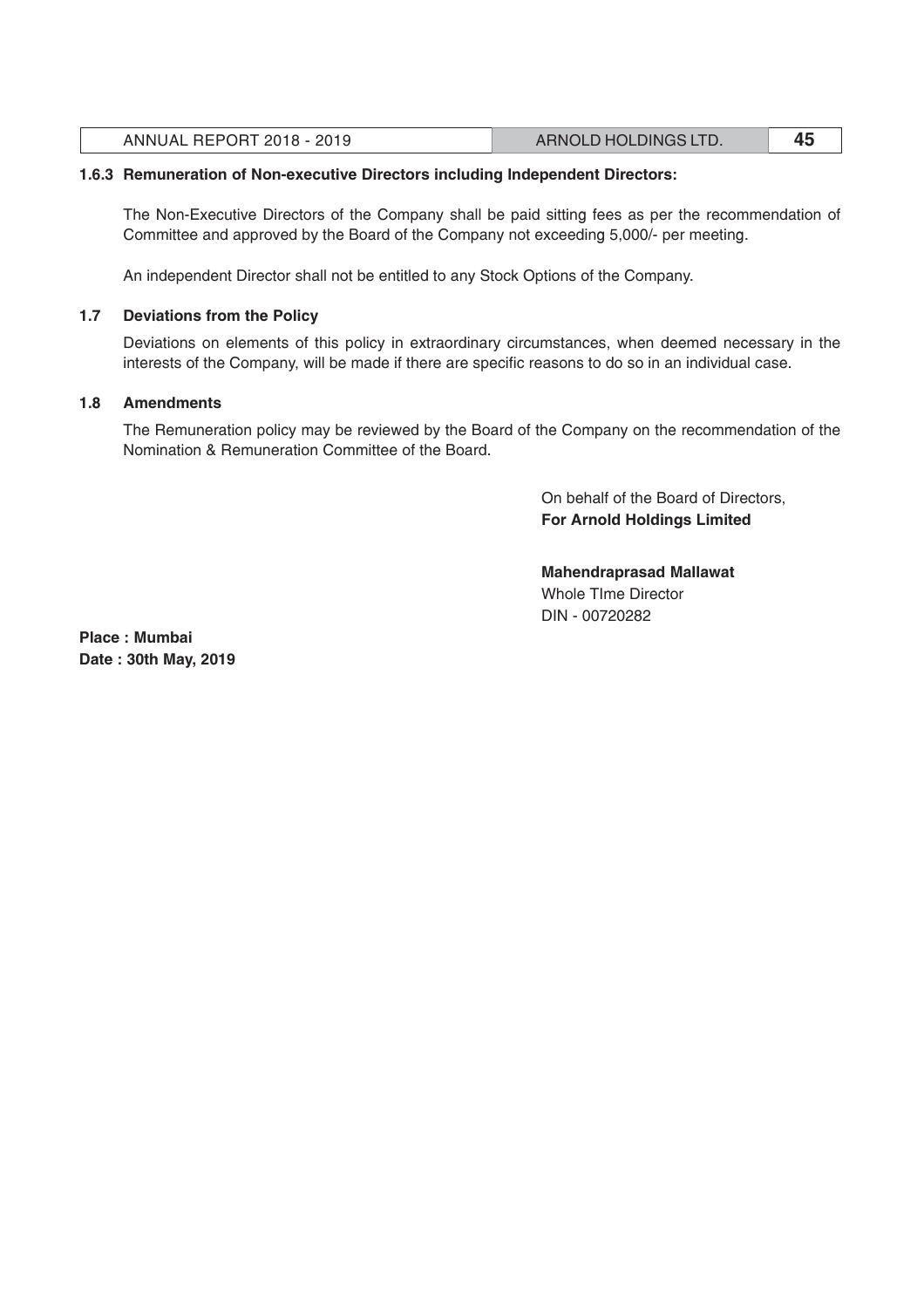**1.6.3 Remuneration of Non-executive Directors including Independent Directors:**

The Non-Executive Directors of the Company shall be paid sitting fees as per the recommendation of Committee and approved by the Board of the Company not exceeding 5,000/- per meeting.

An independent Director shall not be entitled to any Stock Options of the Company.

**1.7 Deviations from the Policy**

Deviations on elements of this policy in extraordinary circumstances, when deemed necessary in the interests of the Company, will be made if there are specific reasons to do so in an individual case.

**1.8 Amendments**

The Remuneration policy may be reviewed by the Board of the Company on the recommendation of the Nomination & Remuneration Committee of the Board.

On behalf of the Board of Directors,
**For Arnold Holdings Limited**

**Mahendraprasad Mallawat**
Whole TIme Director
DIN - 00720282

**Place : Mumbai**
**Date : 30th May, 2019**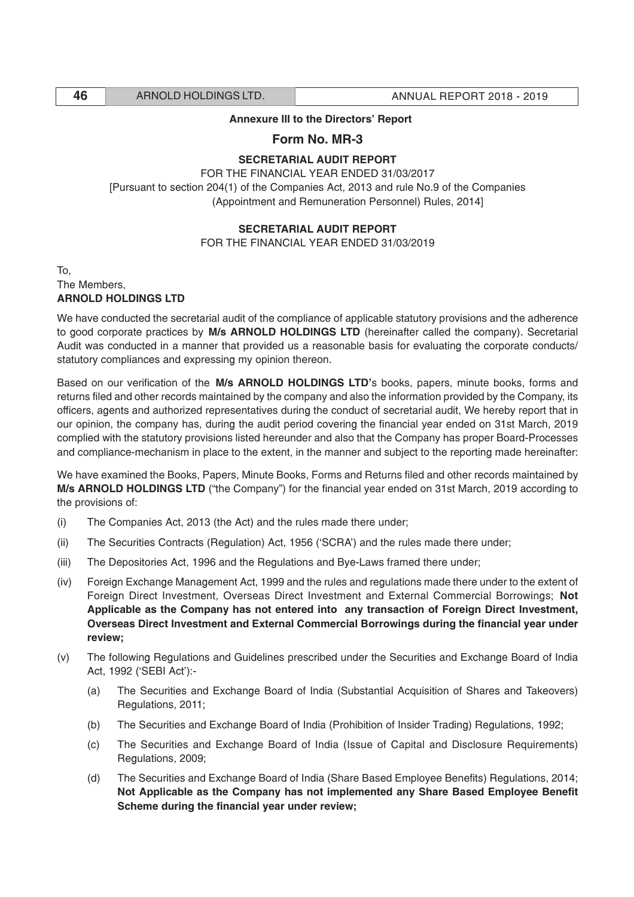**Annexure III to the Directors' Report**

## Form No. MR-3

**SECRETARIAL AUDIT REPORT**

FOR THE FINANCIAL YEAR ENDED 31/03/2017

[Pursuant to section 204(1) of the Companies Act, 2013 and rule No.9 of the Companies (Appointment and Remuneration Personnel) Rules, 2014]

**SECRETARIAL AUDIT REPORT**

FOR THE FINANCIAL YEAR ENDED 31/03/2019

To,
The Members,
**ARNOLD HOLDINGS LTD**

We have conducted the secretarial audit of the compliance of applicable statutory provisions and the adherence to good corporate practices by **M/s ARNOLD HOLDINGS LTD** (hereinafter called the company). Secretarial Audit was conducted in a manner that provided us a reasonable basis for evaluating the corporate conducts/ statutory compliances and expressing my opinion thereon.

Based on our verification of the **M/s ARNOLD HOLDINGS LTD'**s books, papers, minute books, forms and returns filed and other records maintained by the company and also the information provided by the Company, its officers, agents and authorized representatives during the conduct of secretarial audit, We hereby report that in our opinion, the company has, during the audit period covering the financial year ended on 31st March, 2019 complied with the statutory provisions listed hereunder and also that the Company has proper Board-Processes and compliance-mechanism in place to the extent, in the manner and subject to the reporting made hereinafter:

We have examined the Books, Papers, Minute Books, Forms and Returns filed and other records maintained by **M/s ARNOLD HOLDINGS LTD** ("the Company") for the financial year ended on 31st March, 2019 according to the provisions of:

(i) The Companies Act, 2013 (the Act) and the rules made there under;

(ii) The Securities Contracts (Regulation) Act, 1956 ('SCRA') and the rules made there under;

(iii) The Depositories Act, 1996 and the Regulations and Bye-Laws framed there under;

(iv) Foreign Exchange Management Act, 1999 and the rules and regulations made there under to the extent of Foreign Direct Investment, Overseas Direct Investment and External Commercial Borrowings; **Not Applicable as the Company has not entered into any transaction of Foreign Direct Investment, Overseas Direct Investment and External Commercial Borrowings during the financial year under review;**

(v) The following Regulations and Guidelines prescribed under the Securities and Exchange Board of India Act, 1992 ('SEBI Act'):-

  (a) The Securities and Exchange Board of India (Substantial Acquisition of Shares and Takeovers) Regulations, 2011;

  (b) The Securities and Exchange Board of India (Prohibition of Insider Trading) Regulations, 1992;

  (c) The Securities and Exchange Board of India (Issue of Capital and Disclosure Requirements) Regulations, 2009;

  (d) The Securities and Exchange Board of India (Share Based Employee Benefits) Regulations, 2014; **Not Applicable as the Company has not implemented any Share Based Employee Benefit Scheme during the financial year under review;**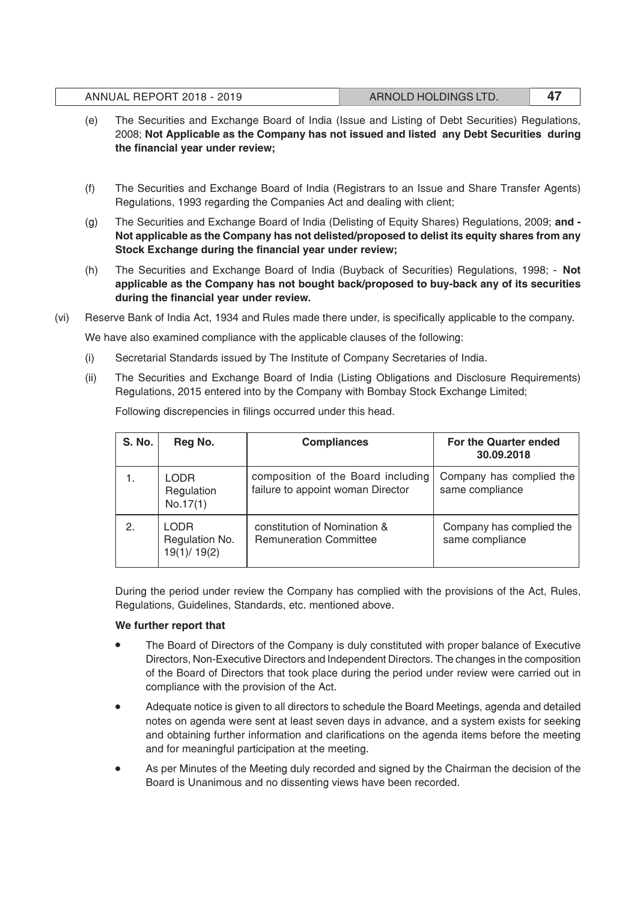(e) The Securities and Exchange Board of India (Issue and Listing of Debt Securities) Regulations, 2008; **Not Applicable as the Company has not issued and listed any Debt Securities during the financial year under review;**

(f) The Securities and Exchange Board of India (Registrars to an Issue and Share Transfer Agents) Regulations, 1993 regarding the Companies Act and dealing with client;

(g) The Securities and Exchange Board of India (Delisting of Equity Shares) Regulations, 2009; **and - Not applicable as the Company has not delisted/proposed to delist its equity shares from any Stock Exchange during the financial year under review;**

(h) The Securities and Exchange Board of India (Buyback of Securities) Regulations, 1998; - **Not applicable as the Company has not bought back/proposed to buy-back any of its securities during the financial year under review.**

(vi) Reserve Bank of India Act, 1934 and Rules made there under, is specifically applicable to the company.

We have also examined compliance with the applicable clauses of the following:

(i) Secretarial Standards issued by The Institute of Company Secretaries of India.

(ii) The Securities and Exchange Board of India (Listing Obligations and Disclosure Requirements) Regulations, 2015 entered into by the Company with Bombay Stock Exchange Limited;

Following discrepencies in filings occurred under this head.

| S. No. | Reg No. | Compliances | For the Quarter ended 30.09.2018 |
|---|---|---|---|
| 1. | LODR Regulation No.17(1) | composition of the Board including failure to appoint woman Director | Company has complied the same compliance |
| 2. | LODR Regulation No. 19(1)/ 19(2) | constitution of Nomination & Remuneration Committee | Company has complied the same compliance |

During the period under review the Company has complied with the provisions of the Act, Rules, Regulations, Guidelines, Standards, etc. mentioned above.

**We further report that**

- The Board of Directors of the Company is duly constituted with proper balance of Executive Directors, Non-Executive Directors and Independent Directors. The changes in the composition of the Board of Directors that took place during the period under review were carried out in compliance with the provision of the Act.
- Adequate notice is given to all directors to schedule the Board Meetings, agenda and detailed notes on agenda were sent at least seven days in advance, and a system exists for seeking and obtaining further information and clarifications on the agenda items before the meeting and for meaningful participation at the meeting.
- As per Minutes of the Meeting duly recorded and signed by the Chairman the decision of the Board is Unanimous and no dissenting views have been recorded.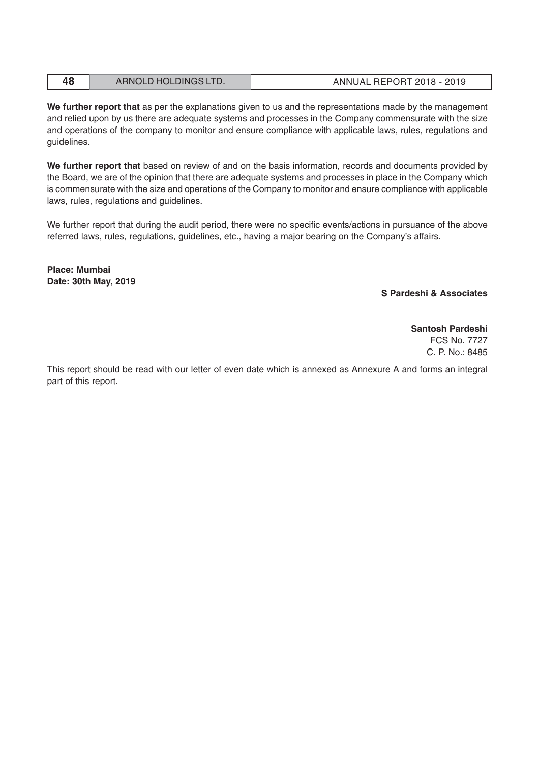**We further report that** as per the explanations given to us and the representations made by the management and relied upon by us there are adequate systems and processes in the Company commensurate with the size and operations of the company to monitor and ensure compliance with applicable laws, rules, regulations and guidelines.

**We further report that** based on review of and on the basis information, records and documents provided by the Board, we are of the opinion that there are adequate systems and processes in place in the Company which is commensurate with the size and operations of the Company to monitor and ensure compliance with applicable laws, rules, regulations and guidelines.

We further report that during the audit period, there were no specific events/actions in pursuance of the above referred laws, rules, regulations, guidelines, etc., having a major bearing on the Company's affairs.

**Place: Mumbai**
**Date: 30th May, 2019**

**S Pardeshi & Associates**

**Santosh Pardeshi**
FCS No. 7727
C. P. No.: 8485

This report should be read with our letter of even date which is annexed as Annexure A and forms an integral part of this report.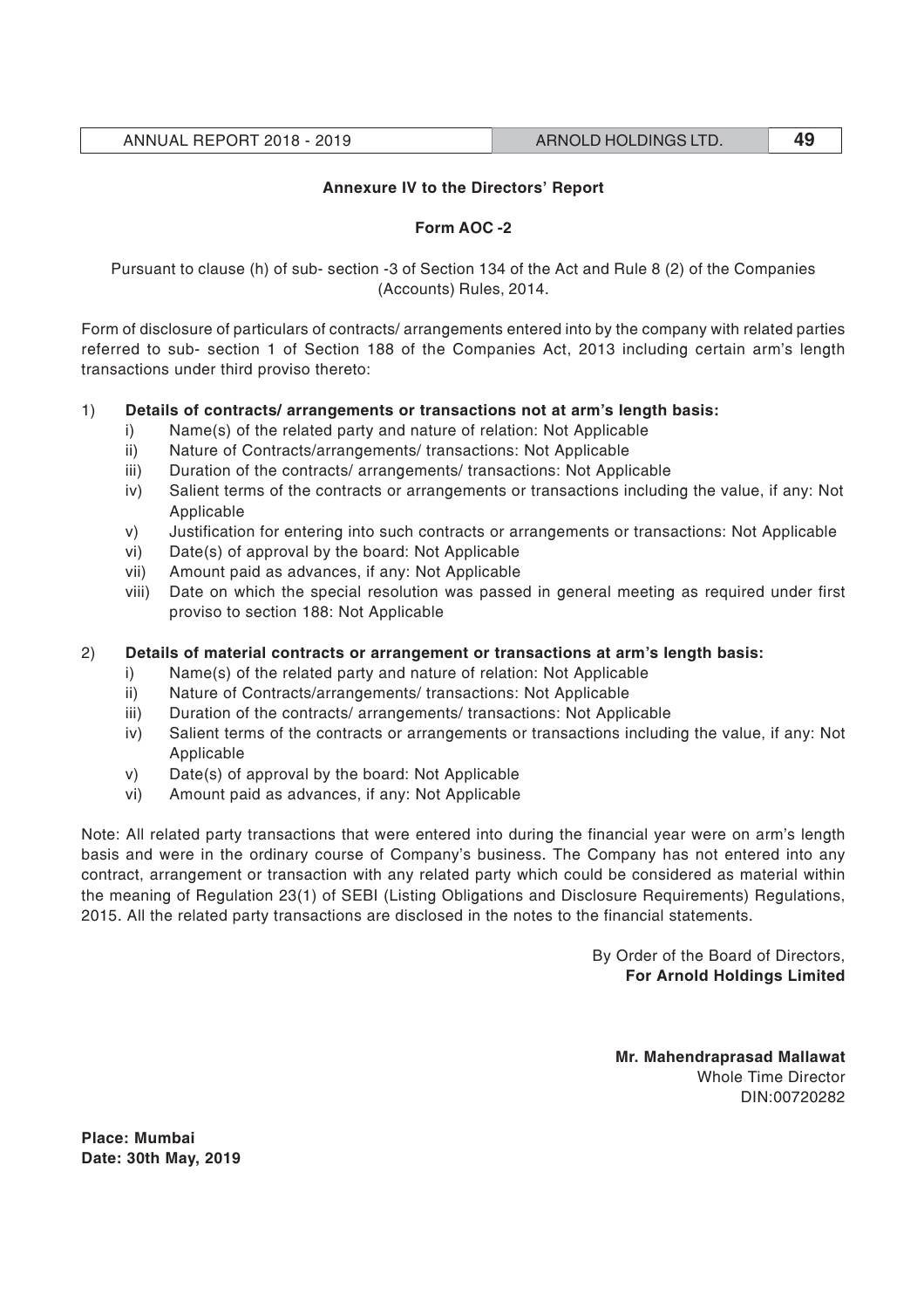## Annexure IV to the Directors' Report

### Form AOC -2

Pursuant to clause (h) of sub- section -3 of Section 134 of the Act and Rule 8 (2) of the Companies (Accounts) Rules, 2014.

Form of disclosure of particulars of contracts/ arrangements entered into by the company with related parties referred to sub- section 1 of Section 188 of the Companies Act, 2013 including certain arm's length transactions under third proviso thereto:

1) **Details of contracts/ arrangements or transactions not at arm's length basis:**
   - i) Name(s) of the related party and nature of relation: Not Applicable
   - ii) Nature of Contracts/arrangements/ transactions: Not Applicable
   - iii) Duration of the contracts/ arrangements/ transactions: Not Applicable
   - iv) Salient terms of the contracts or arrangements or transactions including the value, if any: Not Applicable
   - v) Justification for entering into such contracts or arrangements or transactions: Not Applicable
   - vi) Date(s) of approval by the board: Not Applicable
   - vii) Amount paid as advances, if any: Not Applicable
   - viii) Date on which the special resolution was passed in general meeting as required under first proviso to section 188: Not Applicable

2) **Details of material contracts or arrangement or transactions at arm's length basis:**
   - i) Name(s) of the related party and nature of relation: Not Applicable
   - ii) Nature of Contracts/arrangements/ transactions: Not Applicable
   - iii) Duration of the contracts/ arrangements/ transactions: Not Applicable
   - iv) Salient terms of the contracts or arrangements or transactions including the value, if any: Not Applicable
   - v) Date(s) of approval by the board: Not Applicable
   - vi) Amount paid as advances, if any: Not Applicable

Note: All related party transactions that were entered into during the financial year were on arm's length basis and were in the ordinary course of Company's business. The Company has not entered into any contract, arrangement or transaction with any related party which could be considered as material within the meaning of Regulation 23(1) of SEBI (Listing Obligations and Disclosure Requirements) Regulations, 2015. All the related party transactions are disclosed in the notes to the financial statements.

By Order of the Board of Directors,
**For Arnold Holdings Limited**

**Mr. Mahendraprasad Mallawat**
Whole Time Director
DIN:00720282

**Place: Mumbai**
**Date: 30th May, 2019**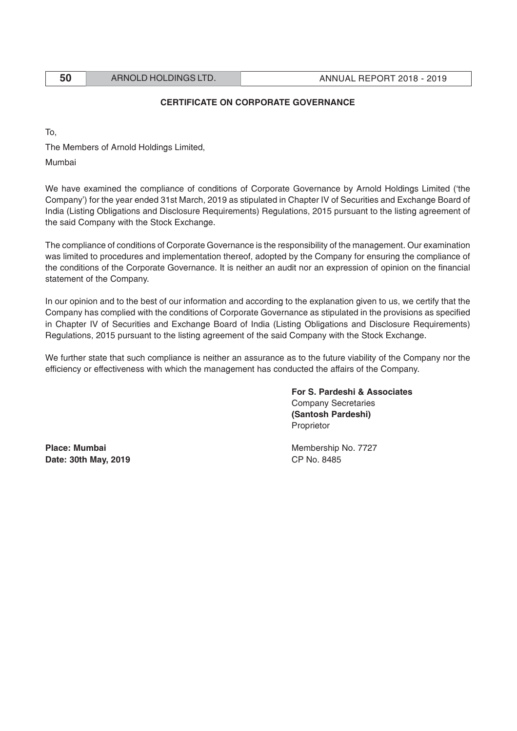## CERTIFICATE ON CORPORATE GOVERNANCE

To,

The Members of Arnold Holdings Limited,

Mumbai

We have examined the compliance of conditions of Corporate Governance by Arnold Holdings Limited ('the Company') for the year ended 31st March, 2019 as stipulated in Chapter IV of Securities and Exchange Board of India (Listing Obligations and Disclosure Requirements) Regulations, 2015 pursuant to the listing agreement of the said Company with the Stock Exchange.

The compliance of conditions of Corporate Governance is the responsibility of the management. Our examination was limited to procedures and implementation thereof, adopted by the Company for ensuring the compliance of the conditions of the Corporate Governance. It is neither an audit nor an expression of opinion on the financial statement of the Company.

In our opinion and to the best of our information and according to the explanation given to us, we certify that the Company has complied with the conditions of Corporate Governance as stipulated in the provisions as specified in Chapter IV of Securities and Exchange Board of India (Listing Obligations and Disclosure Requirements) Regulations, 2015 pursuant to the listing agreement of the said Company with the Stock Exchange.

We further state that such compliance is neither an assurance as to the future viability of the Company nor the efficiency or effectiveness with which the management has conducted the affairs of the Company.

**For S. Pardeshi & Associates**
Company Secretaries
**(Santosh Pardeshi)**
Proprietor

Membership No. 7727
CP No. 8485

**Place: Mumbai**
**Date: 30th May, 2019**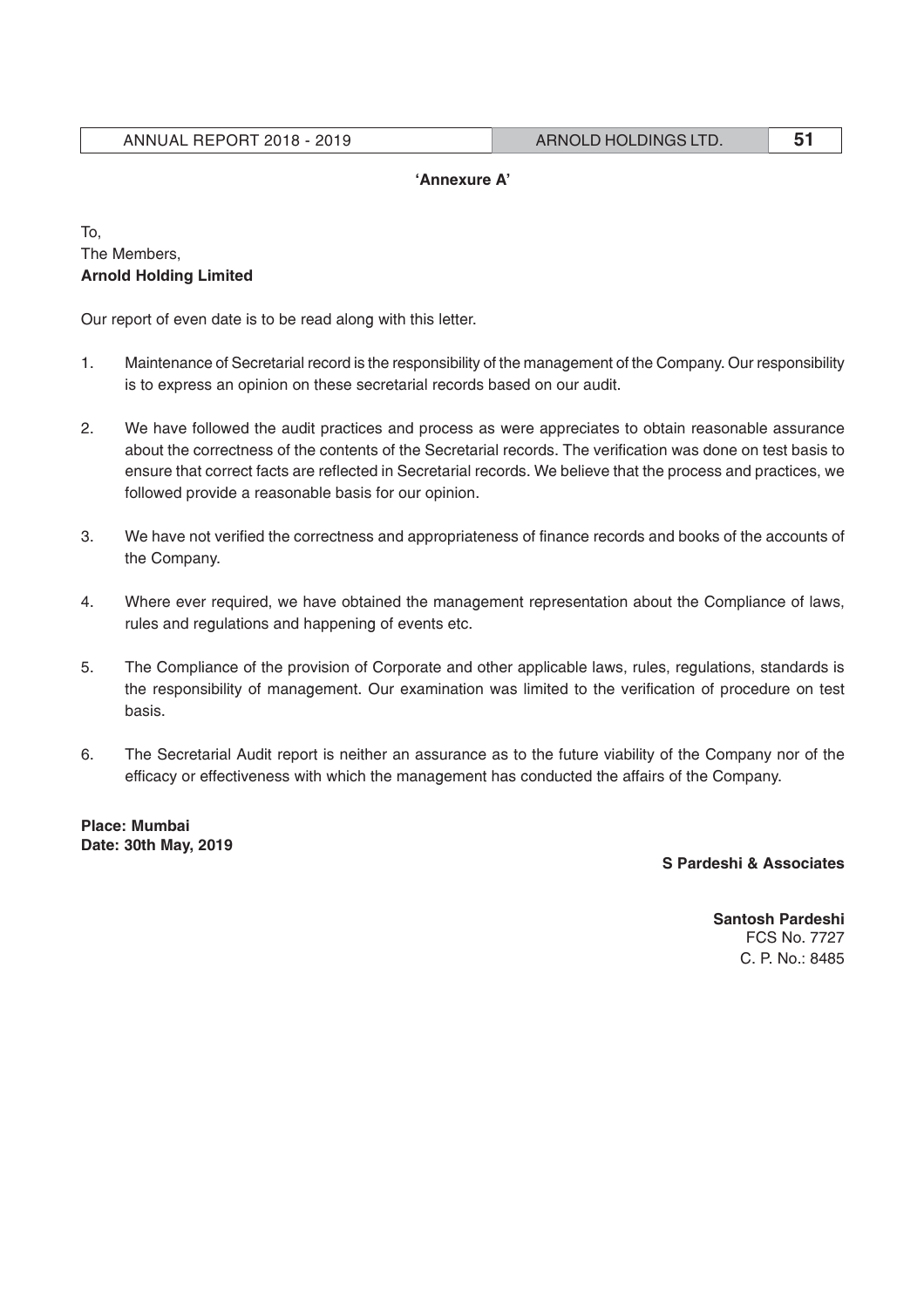**'Annexure A'**

To,
The Members,
**Arnold Holding Limited**

Our report of even date is to be read along with this letter.

1. Maintenance of Secretarial record is the responsibility of the management of the Company. Our responsibility is to express an opinion on these secretarial records based on our audit.

2. We have followed the audit practices and process as were appreciates to obtain reasonable assurance about the correctness of the contents of the Secretarial records. The verification was done on test basis to ensure that correct facts are reflected in Secretarial records. We believe that the process and practices, we followed provide a reasonable basis for our opinion.

3. We have not verified the correctness and appropriateness of finance records and books of the accounts of the Company.

4. Where ever required, we have obtained the management representation about the Compliance of laws, rules and regulations and happening of events etc.

5. The Compliance of the provision of Corporate and other applicable laws, rules, regulations, standards is the responsibility of management. Our examination was limited to the verification of procedure on test basis.

6. The Secretarial Audit report is neither an assurance as to the future viability of the Company nor of the efficacy or effectiveness with which the management has conducted the affairs of the Company.

**Place: Mumbai**
**Date: 30th May, 2019**

**S Pardeshi & Associates**

**Santosh Pardeshi**
FCS No. 7727
C. P. No.: 8485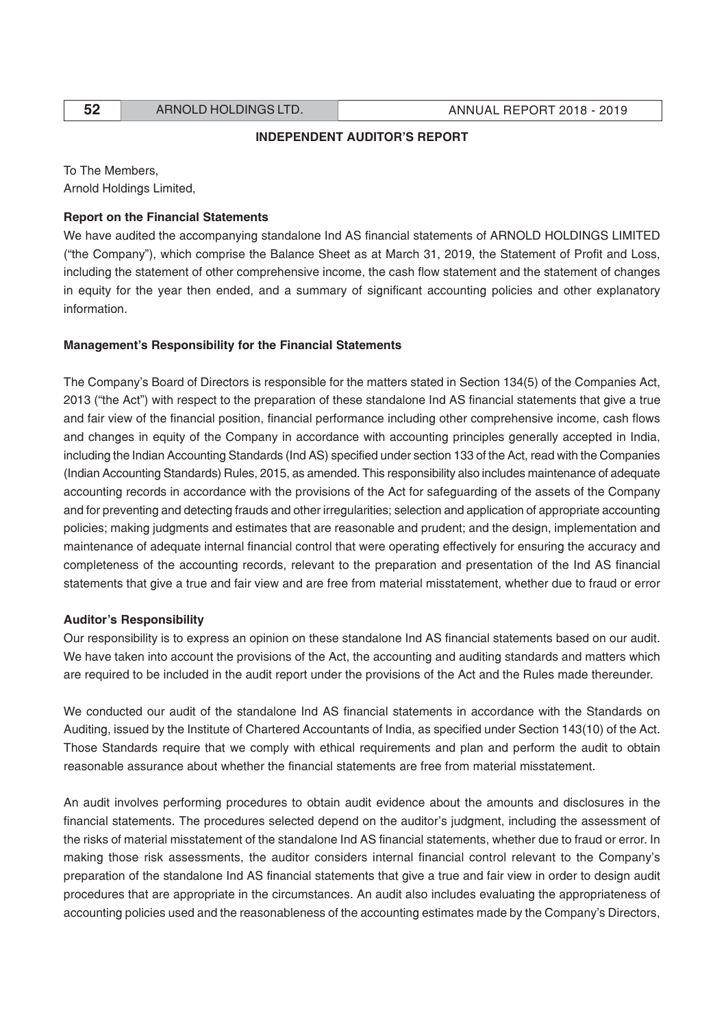## INDEPENDENT AUDITOR'S REPORT

To The Members,
Arnold Holdings Limited,

**Report on the Financial Statements**

We have audited the accompanying standalone Ind AS financial statements of ARNOLD HOLDINGS LIMITED ("the Company"), which comprise the Balance Sheet as at March 31, 2019, the Statement of Profit and Loss, including the statement of other comprehensive income, the cash flow statement and the statement of changes in equity for the year then ended, and a summary of significant accounting policies and other explanatory information.

**Management's Responsibility for the Financial Statements**

The Company's Board of Directors is responsible for the matters stated in Section 134(5) of the Companies Act, 2013 ("the Act") with respect to the preparation of these standalone Ind AS financial statements that give a true and fair view of the financial position, financial performance including other comprehensive income, cash flows and changes in equity of the Company in accordance with accounting principles generally accepted in India, including the Indian Accounting Standards (Ind AS) specified under section 133 of the Act, read with the Companies (Indian Accounting Standards) Rules, 2015, as amended. This responsibility also includes maintenance of adequate accounting records in accordance with the provisions of the Act for safeguarding of the assets of the Company and for preventing and detecting frauds and other irregularities; selection and application of appropriate accounting policies; making judgments and estimates that are reasonable and prudent; and the design, implementation and maintenance of adequate internal financial control that were operating effectively for ensuring the accuracy and completeness of the accounting records, relevant to the preparation and presentation of the Ind AS financial statements that give a true and fair view and are free from material misstatement, whether due to fraud or error

**Auditor's Responsibility**

Our responsibility is to express an opinion on these standalone Ind AS financial statements based on our audit. We have taken into account the provisions of the Act, the accounting and auditing standards and matters which are required to be included in the audit report under the provisions of the Act and the Rules made thereunder.

We conducted our audit of the standalone Ind AS financial statements in accordance with the Standards on Auditing, issued by the Institute of Chartered Accountants of India, as specified under Section 143(10) of the Act. Those Standards require that we comply with ethical requirements and plan and perform the audit to obtain reasonable assurance about whether the financial statements are free from material misstatement.

An audit involves performing procedures to obtain audit evidence about the amounts and disclosures in the financial statements. The procedures selected depend on the auditor's judgment, including the assessment of the risks of material misstatement of the standalone Ind AS financial statements, whether due to fraud or error. In making those risk assessments, the auditor considers internal financial control relevant to the Company's preparation of the standalone Ind AS financial statements that give a true and fair view in order to design audit procedures that are appropriate in the circumstances. An audit also includes evaluating the appropriateness of accounting policies used and the reasonableness of the accounting estimates made by the Company's Directors,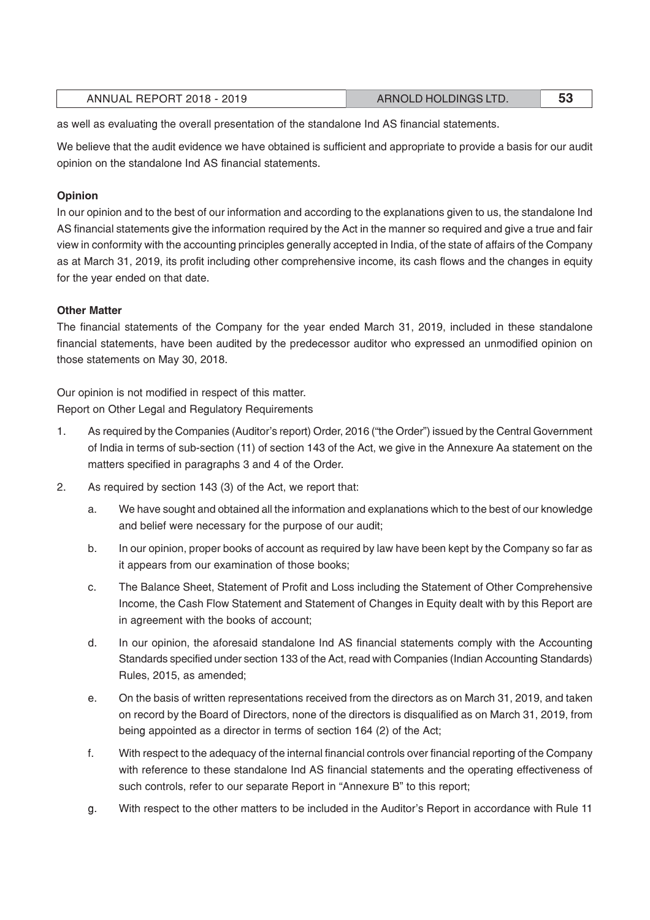as well as evaluating the overall presentation of the standalone Ind AS financial statements.

We believe that the audit evidence we have obtained is sufficient and appropriate to provide a basis for our audit opinion on the standalone Ind AS financial statements.

**Opinion**

In our opinion and to the best of our information and according to the explanations given to us, the standalone Ind AS financial statements give the information required by the Act in the manner so required and give a true and fair view in conformity with the accounting principles generally accepted in India, of the state of affairs of the Company as at March 31, 2019, its profit including other comprehensive income, its cash flows and the changes in equity for the year ended on that date.

**Other Matter**

The financial statements of the Company for the year ended March 31, 2019, included in these standalone financial statements, have been audited by the predecessor auditor who expressed an unmodified opinion on those statements on May 30, 2018.

Our opinion is not modified in respect of this matter.

Report on Other Legal and Regulatory Requirements

1. As required by the Companies (Auditor's report) Order, 2016 ("the Order") issued by the Central Government of India in terms of sub-section (11) of section 143 of the Act, we give in the Annexure Aa statement on the matters specified in paragraphs 3 and 4 of the Order.

2. As required by section 143 (3) of the Act, we report that:

   a. We have sought and obtained all the information and explanations which to the best of our knowledge and belief were necessary for the purpose of our audit;

   b. In our opinion, proper books of account as required by law have been kept by the Company so far as it appears from our examination of those books;

   c. The Balance Sheet, Statement of Profit and Loss including the Statement of Other Comprehensive Income, the Cash Flow Statement and Statement of Changes in Equity dealt with by this Report are in agreement with the books of account;

   d. In our opinion, the aforesaid standalone Ind AS financial statements comply with the Accounting Standards specified under section 133 of the Act, read with Companies (Indian Accounting Standards) Rules, 2015, as amended;

   e. On the basis of written representations received from the directors as on March 31, 2019, and taken on record by the Board of Directors, none of the directors is disqualified as on March 31, 2019, from being appointed as a director in terms of section 164 (2) of the Act;

   f. With respect to the adequacy of the internal financial controls over financial reporting of the Company with reference to these standalone Ind AS financial statements and the operating effectiveness of such controls, refer to our separate Report in "Annexure B" to this report;

   g. With respect to the other matters to be included in the Auditor's Report in accordance with Rule 11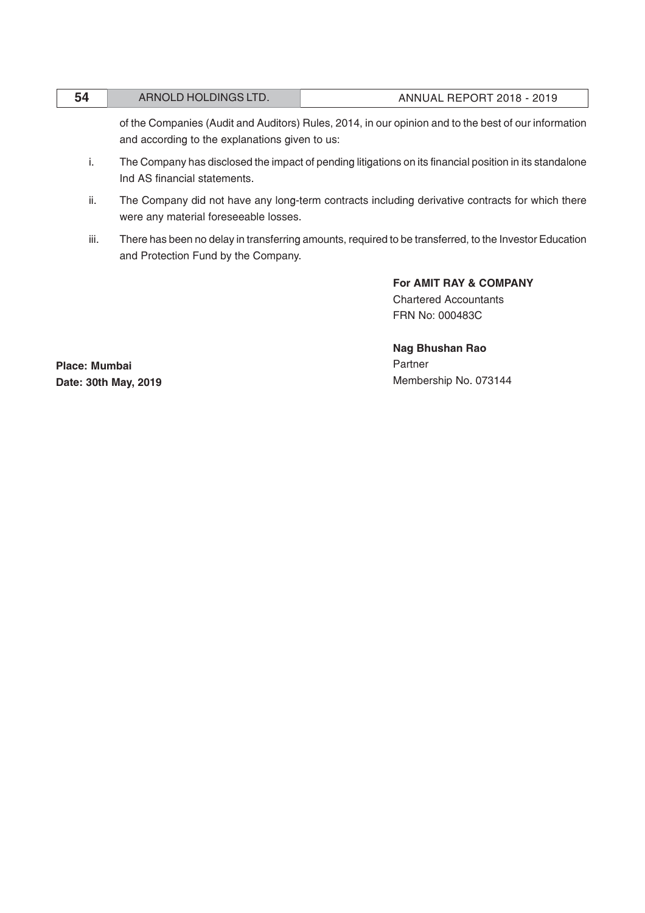of the Companies (Audit and Auditors) Rules, 2014, in our opinion and to the best of our information and according to the explanations given to us:

i. The Company has disclosed the impact of pending litigations on its financial position in its standalone Ind AS financial statements.

ii. The Company did not have any long-term contracts including derivative contracts for which there were any material foreseeable losses.

iii. There has been no delay in transferring amounts, required to be transferred, to the Investor Education and Protection Fund by the Company.

**For AMIT RAY & COMPANY**
Chartered Accountants
FRN No: 000483C

**Nag Bhushan Rao**
Partner
Membership No. 073144

**Place: Mumbai**
**Date: 30th May, 2019**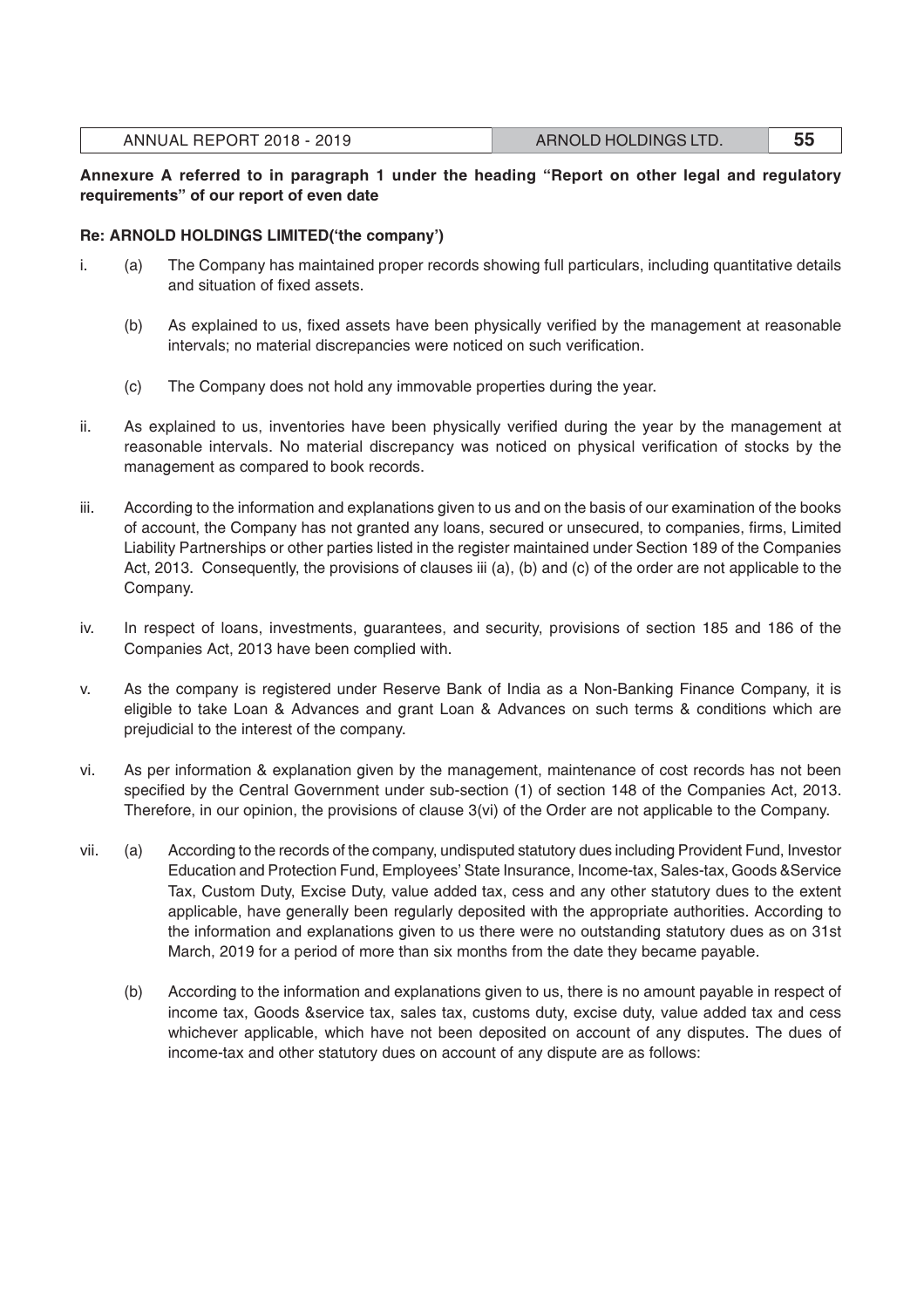**Annexure A referred to in paragraph 1 under the heading "Report on other legal and regulatory requirements" of our report of even date**

**Re: ARNOLD HOLDINGS LIMITED('the company')**

i. (a) The Company has maintained proper records showing full particulars, including quantitative details and situation of fixed assets.

   (b) As explained to us, fixed assets have been physically verified by the management at reasonable intervals; no material discrepancies were noticed on such verification.

   (c) The Company does not hold any immovable properties during the year.

ii. As explained to us, inventories have been physically verified during the year by the management at reasonable intervals. No material discrepancy was noticed on physical verification of stocks by the management as compared to book records.

iii. According to the information and explanations given to us and on the basis of our examination of the books of account, the Company has not granted any loans, secured or unsecured, to companies, firms, Limited Liability Partnerships or other parties listed in the register maintained under Section 189 of the Companies Act, 2013. Consequently, the provisions of clauses iii (a), (b) and (c) of the order are not applicable to the Company.

iv. In respect of loans, investments, guarantees, and security, provisions of section 185 and 186 of the Companies Act, 2013 have been complied with.

v. As the company is registered under Reserve Bank of India as a Non-Banking Finance Company, it is eligible to take Loan & Advances and grant Loan & Advances on such terms & conditions which are prejudicial to the interest of the company.

vi. As per information & explanation given by the management, maintenance of cost records has not been specified by the Central Government under sub-section (1) of section 148 of the Companies Act, 2013. Therefore, in our opinion, the provisions of clause 3(vi) of the Order are not applicable to the Company.

vii. (a) According to the records of the company, undisputed statutory dues including Provident Fund, Investor Education and Protection Fund, Employees' State Insurance, Income-tax, Sales-tax, Goods &Service Tax, Custom Duty, Excise Duty, value added tax, cess and any other statutory dues to the extent applicable, have generally been regularly deposited with the appropriate authorities. According to the information and explanations given to us there were no outstanding statutory dues as on 31st March, 2019 for a period of more than six months from the date they became payable.

   (b) According to the information and explanations given to us, there is no amount payable in respect of income tax, Goods &service tax, sales tax, customs duty, excise duty, value added tax and cess whichever applicable, which have not been deposited on account of any disputes. The dues of income-tax and other statutory dues on account of any dispute are as follows: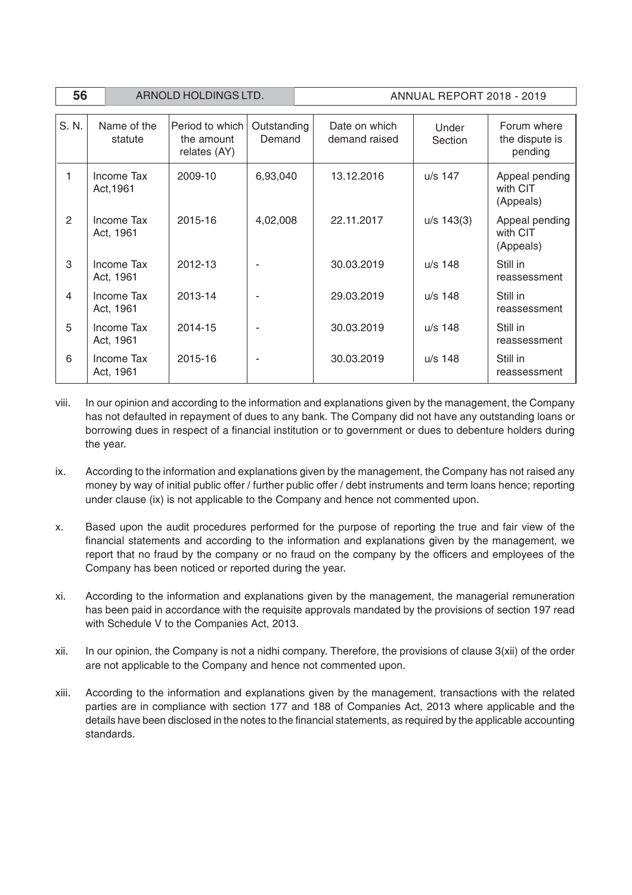| S. N. | Name of the statute | Period to which the amount relates (AY) | Outstanding Demand | Date on which demand raised | Under Section | Forum where the dispute is pending |
|---|---|---|---|---|---|---|
| 1 | Income Tax Act,1961 | 2009-10 | 6,93,040 | 13.12.2016 | u/s 147 | Appeal pending with CIT (Appeals) |
| 2 | Income Tax Act, 1961 | 2015-16 | 4,02,008 | 22.11.2017 | u/s 143(3) | Appeal pending with CIT (Appeals) |
| 3 | Income Tax Act, 1961 | 2012-13 | - | 30.03.2019 | u/s 148 | Still in reassessment |
| 4 | Income Tax Act, 1961 | 2013-14 | - | 29.03.2019 | u/s 148 | Still in reassessment |
| 5 | Income Tax Act, 1961 | 2014-15 | - | 30.03.2019 | u/s 148 | Still in reassessment |
| 6 | Income Tax Act, 1961 | 2015-16 | - | 30.03.2019 | u/s 148 | Still in reassessment |

viii. In our opinion and according to the information and explanations given by the management, the Company has not defaulted in repayment of dues to any bank. The Company did not have any outstanding loans or borrowing dues in respect of a financial institution or to government or dues to debenture holders during the year.

ix. According to the information and explanations given by the management, the Company has not raised any money by way of initial public offer / further public offer / debt instruments and term loans hence; reporting under clause (ix) is not applicable to the Company and hence not commented upon.

x. Based upon the audit procedures performed for the purpose of reporting the true and fair view of the financial statements and according to the information and explanations given by the management, we report that no fraud by the company or no fraud on the company by the officers and employees of the Company has been noticed or reported during the year.

xi. According to the information and explanations given by the management, the managerial remuneration has been paid in accordance with the requisite approvals mandated by the provisions of section 197 read with Schedule V to the Companies Act, 2013.

xii. In our opinion, the Company is not a nidhi company. Therefore, the provisions of clause 3(xii) of the order are not applicable to the Company and hence not commented upon.

xiii. According to the information and explanations given by the management, transactions with the related parties are in compliance with section 177 and 188 of Companies Act, 2013 where applicable and the details have been disclosed in the notes to the financial statements, as required by the applicable accounting standards.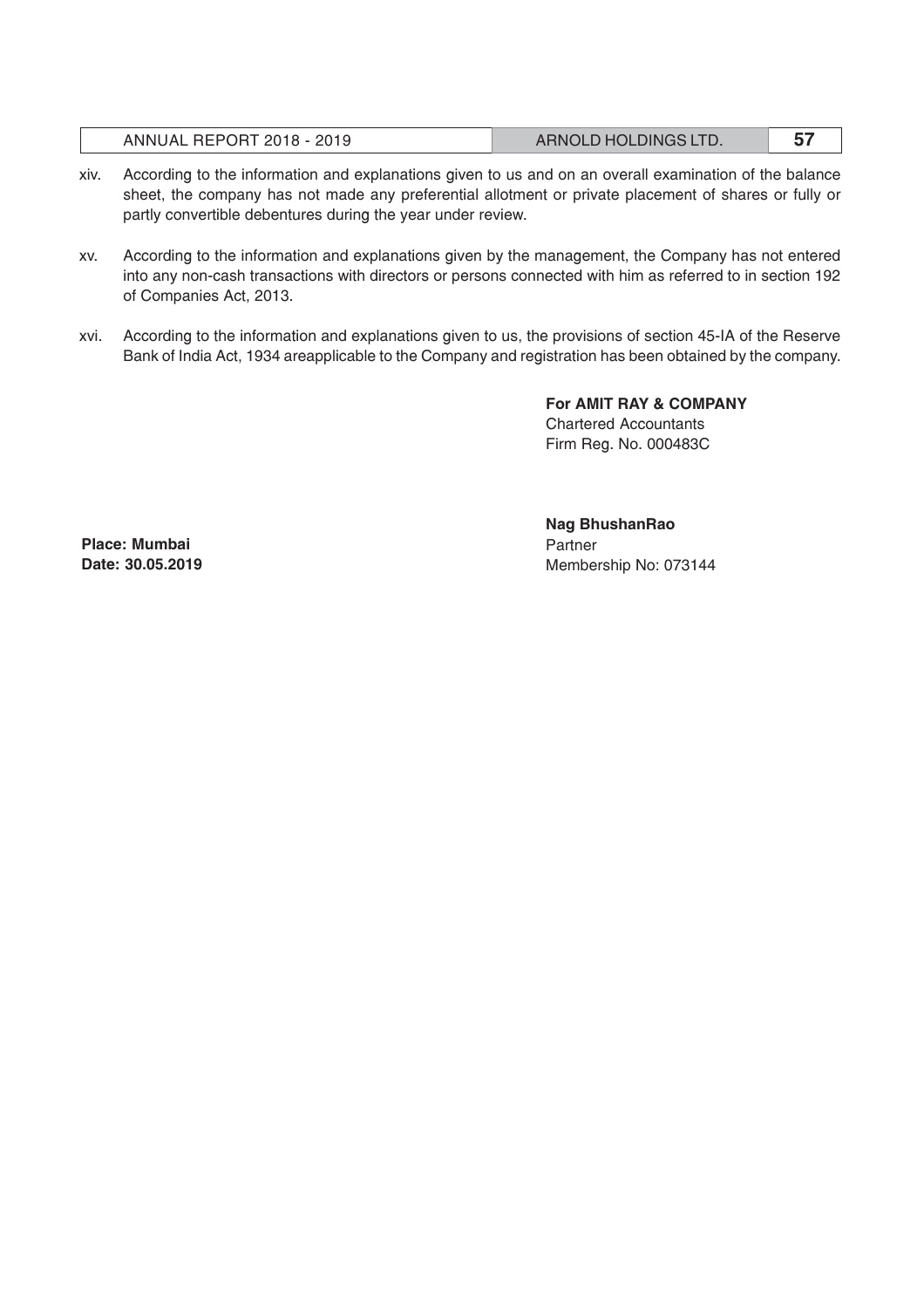xiv. According to the information and explanations given to us and on an overall examination of the balance sheet, the company has not made any preferential allotment or private placement of shares or fully or partly convertible debentures during the year under review.

xv. According to the information and explanations given by the management, the Company has not entered into any non-cash transactions with directors or persons connected with him as referred to in section 192 of Companies Act, 2013.

xvi. According to the information and explanations given to us, the provisions of section 45-IA of the Reserve Bank of India Act, 1934 areapplicable to the Company and registration has been obtained by the company.

**For AMIT RAY & COMPANY**
Chartered Accountants
Firm Reg. No. 000483C

**Nag BhushanRao**
Partner
Membership No: 073144

**Place: Mumbai**
**Date: 30.05.2019**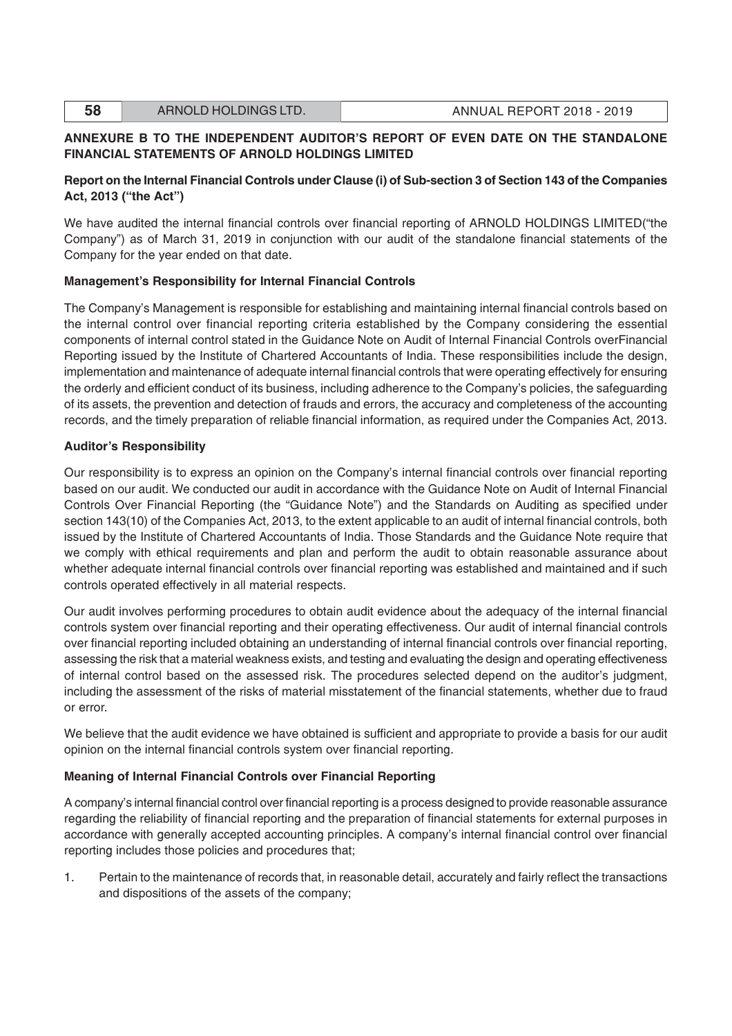## ANNEXURE B TO THE INDEPENDENT AUDITOR'S REPORT OF EVEN DATE ON THE STANDALONE FINANCIAL STATEMENTS OF ARNOLD HOLDINGS LIMITED

### Report on the Internal Financial Controls under Clause (i) of Sub-section 3 of Section 143 of the Companies Act, 2013 ("the Act")

We have audited the internal financial controls over financial reporting of ARNOLD HOLDINGS LIMITED("the Company") as of March 31, 2019 in conjunction with our audit of the standalone financial statements of the Company for the year ended on that date.

### Management's Responsibility for Internal Financial Controls

The Company's Management is responsible for establishing and maintaining internal financial controls based on the internal control over financial reporting criteria established by the Company considering the essential components of internal control stated in the Guidance Note on Audit of Internal Financial Controls overFinancial Reporting issued by the Institute of Chartered Accountants of India. These responsibilities include the design, implementation and maintenance of adequate internal financial controls that were operating effectively for ensuring the orderly and efficient conduct of its business, including adherence to the Company's policies, the safeguarding of its assets, the prevention and detection of frauds and errors, the accuracy and completeness of the accounting records, and the timely preparation of reliable financial information, as required under the Companies Act, 2013.

### Auditor's Responsibility

Our responsibility is to express an opinion on the Company's internal financial controls over financial reporting based on our audit. We conducted our audit in accordance with the Guidance Note on Audit of Internal Financial Controls Over Financial Reporting (the "Guidance Note") and the Standards on Auditing as specified under section 143(10) of the Companies Act, 2013, to the extent applicable to an audit of internal financial controls, both issued by the Institute of Chartered Accountants of India. Those Standards and the Guidance Note require that we comply with ethical requirements and plan and perform the audit to obtain reasonable assurance about whether adequate internal financial controls over financial reporting was established and maintained and if such controls operated effectively in all material respects.

Our audit involves performing procedures to obtain audit evidence about the adequacy of the internal financial controls system over financial reporting and their operating effectiveness. Our audit of internal financial controls over financial reporting included obtaining an understanding of internal financial controls over financial reporting, assessing the risk that a material weakness exists, and testing and evaluating the design and operating effectiveness of internal control based on the assessed risk. The procedures selected depend on the auditor's judgment, including the assessment of the risks of material misstatement of the financial statements, whether due to fraud or error.

We believe that the audit evidence we have obtained is sufficient and appropriate to provide a basis for our audit opinion on the internal financial controls system over financial reporting.

### Meaning of Internal Financial Controls over Financial Reporting

A company's internal financial control over financial reporting is a process designed to provide reasonable assurance regarding the reliability of financial reporting and the preparation of financial statements for external purposes in accordance with generally accepted accounting principles. A company's internal financial control over financial reporting includes those policies and procedures that;

1. Pertain to the maintenance of records that, in reasonable detail, accurately and fairly reflect the transactions and dispositions of the assets of the company;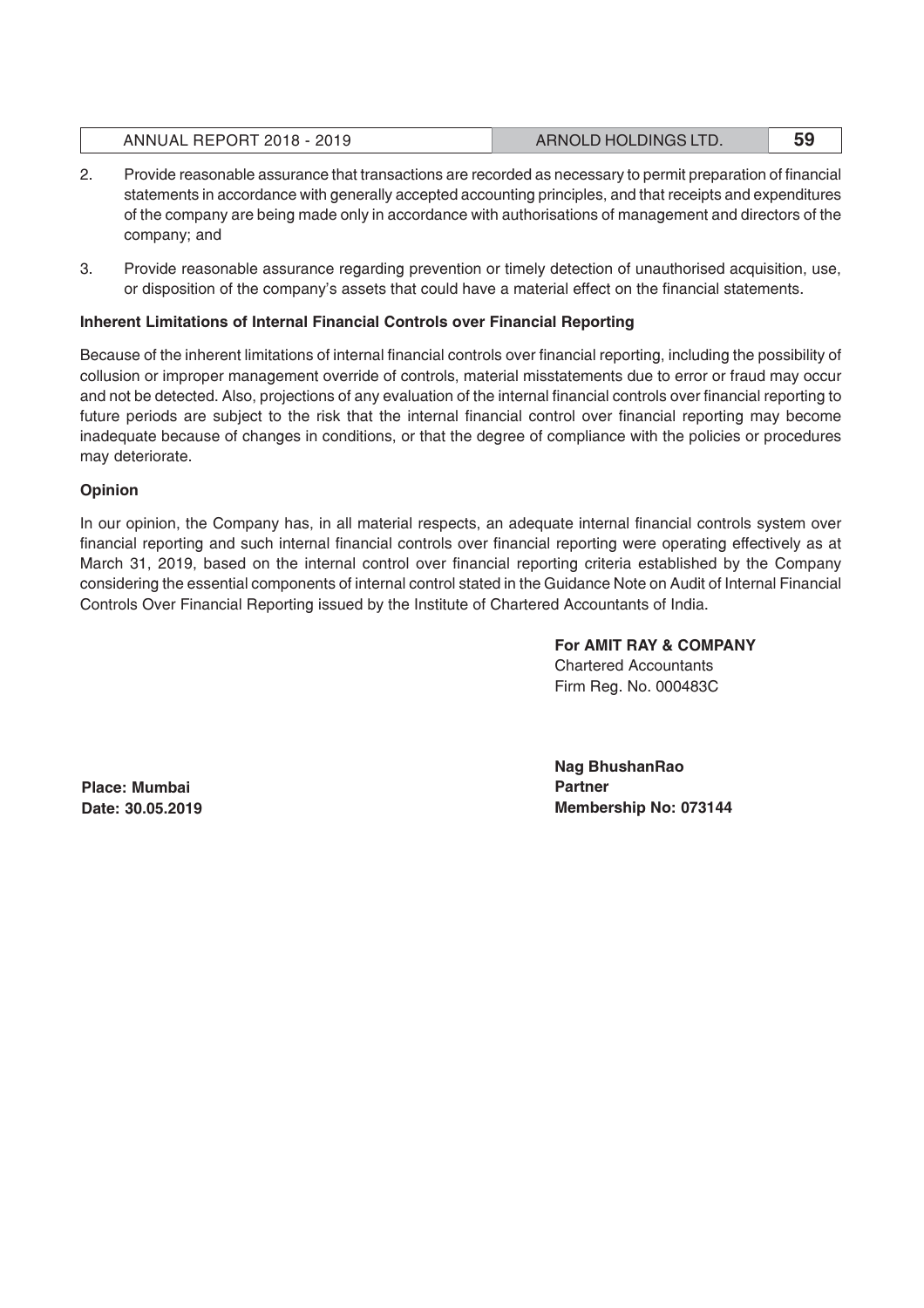2. Provide reasonable assurance that transactions are recorded as necessary to permit preparation of financial statements in accordance with generally accepted accounting principles, and that receipts and expenditures of the company are being made only in accordance with authorisations of management and directors of the company; and

3. Provide reasonable assurance regarding prevention or timely detection of unauthorised acquisition, use, or disposition of the company's assets that could have a material effect on the financial statements.

**Inherent Limitations of Internal Financial Controls over Financial Reporting**

Because of the inherent limitations of internal financial controls over financial reporting, including the possibility of collusion or improper management override of controls, material misstatements due to error or fraud may occur and not be detected. Also, projections of any evaluation of the internal financial controls over financial reporting to future periods are subject to the risk that the internal financial control over financial reporting may become inadequate because of changes in conditions, or that the degree of compliance with the policies or procedures may deteriorate.

**Opinion**

In our opinion, the Company has, in all material respects, an adequate internal financial controls system over financial reporting and such internal financial controls over financial reporting were operating effectively as at March 31, 2019, based on the internal control over financial reporting criteria established by the Company considering the essential components of internal control stated in the Guidance Note on Audit of Internal Financial Controls Over Financial Reporting issued by the Institute of Chartered Accountants of India.

**For AMIT RAY & COMPANY**
Chartered Accountants
Firm Reg. No. 000483C

**Nag BhushanRao**
**Partner**
**Membership No: 073144**

**Place: Mumbai**
**Date: 30.05.2019**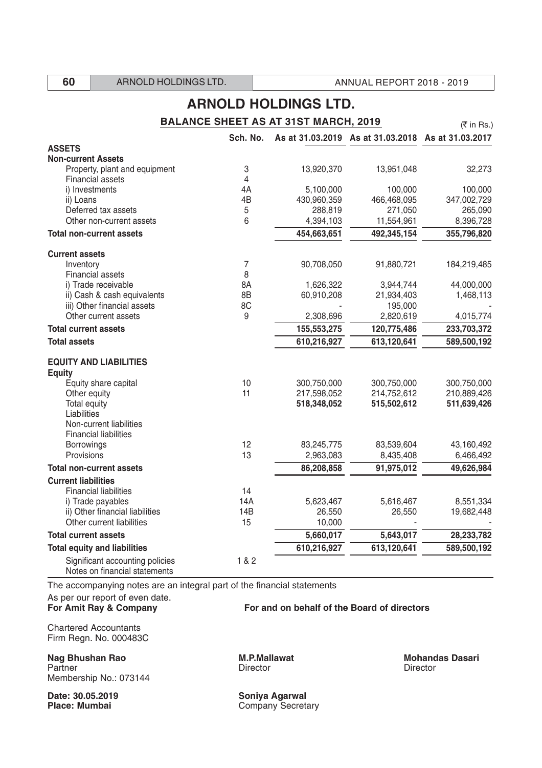# ARNOLD HOLDINGS LTD.

## BALANCE SHEET AS AT 31ST MARCH, 2019

(₹ in Rs.)

| | Sch. No. | As at 31.03.2019 | As at 31.03.2018 | As at 31.03.2017 |
|---|---|---|---|---|
| **ASSETS** | | | | |
| **Non-current Assets** | | | | |
| Property, plant and equipment | 3 | 13,920,370 | 13,951,048 | 32,273 |
| Financial assets | 4 | | | |
| i) Investments | 4A | 5,100,000 | 100,000 | 100,000 |
| ii) Loans | 4B | 430,960,359 | 466,468,095 | 347,002,729 |
| Deferred tax assets | 5 | 288,819 | 271,050 | 265,090 |
| Other non-current assets | 6 | 4,394,103 | 11,554,961 | 8,396,728 |
| **Total non-current assets** | | **454,663,651** | **492,345,154** | **355,796,820** |
| **Current assets** | | | | |
| Inventory | 7 | 90,708,050 | 91,880,721 | 184,219,485 |
| Financial assets | 8 | | | |
| i) Trade receivable | 8A | 1,626,322 | 3,944,744 | 44,000,000 |
| ii) Cash & cash equivalents | 8B | 60,910,208 | 21,934,403 | 1,468,113 |
| iii) Other financial assets | 8C | - | 195,000 | - |
| Other current assets | 9 | 2,308,696 | 2,820,619 | 4,015,774 |
| **Total current assets** | | **155,553,275** | **120,775,486** | **233,703,372** |
| **Total assets** | | **610,216,927** | **613,120,641** | **589,500,192** |
| **EQUITY AND LIABILITIES** | | | | |
| **Equity** | | | | |
| Equity share capital | 10 | 300,750,000 | 300,750,000 | 300,750,000 |
| Other equity | 11 | 217,598,052 | 214,752,612 | 210,889,426 |
| Total equity | | **518,348,052** | **515,502,612** | **511,639,426** |
| Liabilities | | | | |
| Non-current liabilities | | | | |
| Financial liabilities | | | | |
| Borrowings | 12 | 83,245,775 | 83,539,604 | 43,160,492 |
| Provisions | 13 | 2,963,083 | 8,435,408 | 6,466,492 |
| **Total non-current assets** | | **86,208,858** | **91,975,012** | **49,626,984** |
| **Current liabilities** | | | | |
| Financial liabilities | 14 | | | |
| i) Trade payables | 14A | 5,623,467 | 5,616,467 | 8,551,334 |
| ii) Other financial liabilities | 14B | 26,550 | 26,550 | 19,682,448 |
| Other current liabilities | 15 | 10,000 | - | - |
| **Total current assets** | | **5,660,017** | **5,643,017** | **28,233,782** |
| **Total equity and liabilities** | | **610,216,927** | **613,120,641** | **589,500,192** |
| Significant accounting policies<br>Notes on financial statements | 1 & 2 | | | |

The accompanying notes are an integral part of the financial statements

As per our report of even date.

**For Amit Ray & Company**

Chartered Accountants
Firm Regn. No. 000483C

**Nag Bhushan Rao**
Partner
Membership No.: 073144

**Date: 30.05.2019**
**Place: Mumbai**

**For and on behalf of the Board of directors**

**M.P.Mallawat**
Director

**Mohandas Dasari**
Director

**Soniya Agarwal**
Company Secretary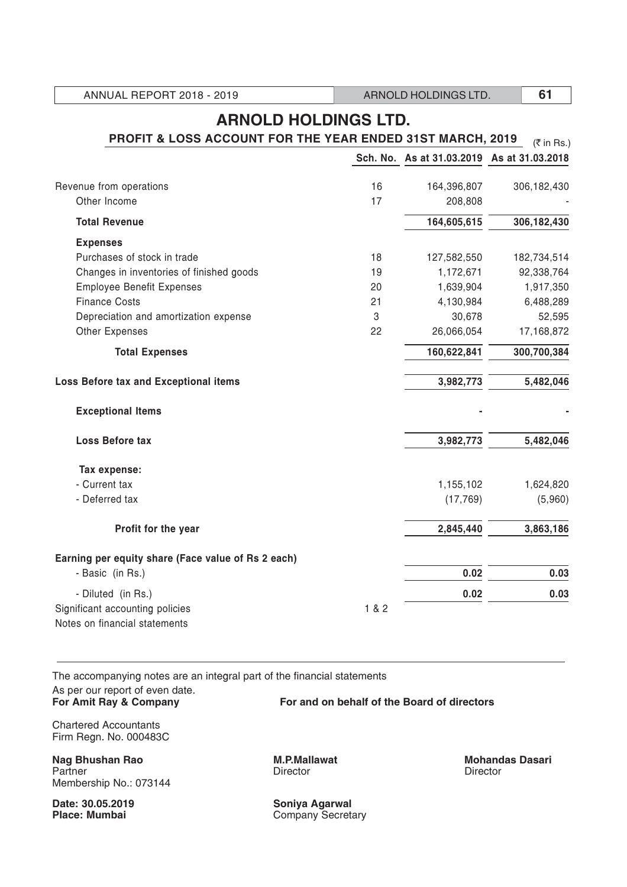# ARNOLD HOLDINGS LTD.

## PROFIT & LOSS ACCOUNT FOR THE YEAR ENDED 31ST MARCH, 2019

(₹ in Rs.)

| | Sch. No. | As at 31.03.2019 | As at 31.03.2018 |
|---|---|---|---|
| Revenue from operations | 16 | 164,396,807 | 306,182,430 |
| Other Income | 17 | 208,808 | - |
| **Total Revenue** | | **164,605,615** | **306,182,430** |
| **Expenses** | | | |
| Purchases of stock in trade | 18 | 127,582,550 | 182,734,514 |
| Changes in inventories of finished goods | 19 | 1,172,671 | 92,338,764 |
| Employee Benefit Expenses | 20 | 1,639,904 | 1,917,350 |
| Finance Costs | 21 | 4,130,984 | 6,488,289 |
| Depreciation and amortization expense | 3 | 30,678 | 52,595 |
| Other Expenses | 22 | 26,066,054 | 17,168,872 |
| **Total Expenses** | | **160,622,841** | **300,700,384** |
| **Loss Before tax and Exceptional items** | | **3,982,773** | **5,482,046** |
| **Exceptional Items** | | **-** | **-** |
| **Loss Before tax** | | **3,982,773** | **5,482,046** |
| **Tax expense:** | | | |
| - Current tax | | 1,155,102 | 1,624,820 |
| - Deferred tax | | (17,769) | (5,960) |
| **Profit for the year** | | **2,845,440** | **3,863,186** |
| **Earning per equity share (Face value of Rs 2 each)** | | | |
| - Basic (in Rs.) | | **0.02** | **0.03** |
| - Diluted (in Rs.) | | **0.02** | **0.03** |
| Significant accounting policies | 1 & 2 | | |
| Notes on financial statements | | | |

The accompanying notes are an integral part of the financial statements

As per our report of even date.

**For Amit Ray & Company**

Chartered Accountants
Firm Regn. No. 000483C

**For and on behalf of the Board of directors**

**Nag Bhushan Rao**
Partner
Membership No.: 073144

**M.P.Mallawat**
Director

**Mohandas Dasari**
Director

**Date: 30.05.2019**
**Place: Mumbai**

**Soniya Agarwal**
Company Secretary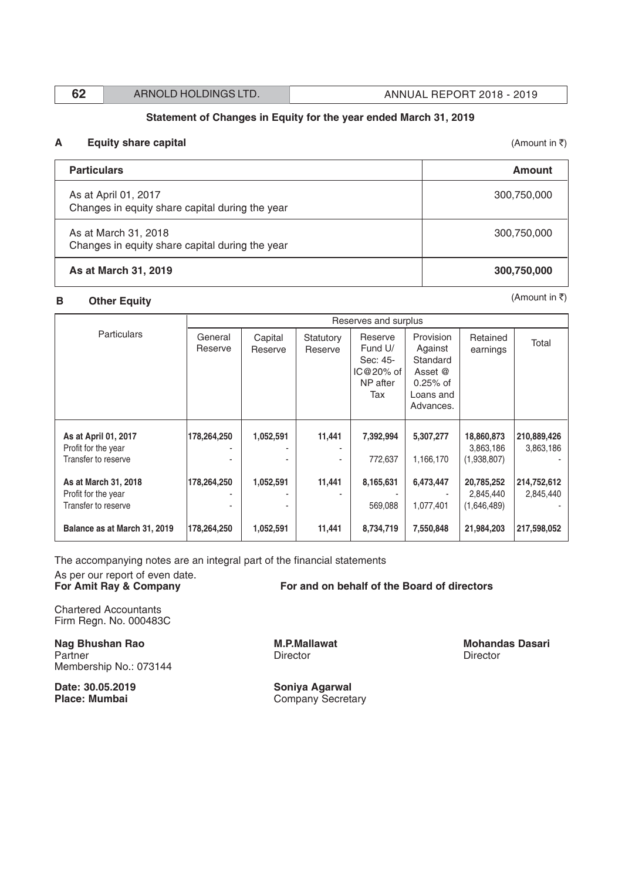## Statement of Changes in Equity for the year ended March 31, 2019

### A Equity share capital

(Amount in ₹)

| Particulars | Amount |
|---|---|
| As at April 01, 2017<br>Changes in equity share capital during the year | 300,750,000 |
| As at March 31, 2018<br>Changes in equity share capital during the year | 300,750,000 |
| **As at March 31, 2019** | **300,750,000** |

### B Other Equity

(Amount in ₹)

| Particulars | Reserves and surplus | | | | | | |
|---|---|---|---|---|---|---|---|
| | General Reserve | Capital Reserve | Statutory Reserve | Reserve Fund U/ Sec: 45-IC@20% of NP after Tax | Provision Against Standard Asset @ 0.25% of Loans and Advances. | Retained earnings | Total |
| **As at April 01, 2017** | **178,264,250** | **1,052,591** | **11,441** | **7,392,994** | **5,307,277** | **18,860,873** | **210,889,426** |
| Profit for the year | - | - | - | | | 3,863,186 | 3,863,186 |
| Transfer to reserve | - | - | - | 772,637 | 1,166,170 | (1,938,807) | - |
| **As at March 31, 2018** | **178,264,250** | **1,052,591** | **11,441** | **8,165,631** | **6,473,447** | **20,785,252** | **214,752,612** |
| Profit for the year | - | - | - | - | - | 2,845,440 | 2,845,440 |
| Transfer to reserve | - | - | | 569,088 | 1,077,401 | (1,646,489) | - |
| **Balance as at March 31, 2019** | **178,264,250** | **1,052,591** | **11,441** | **8,734,719** | **7,550,848** | **21,984,203** | **217,598,052** |

The accompanying notes are an integral part of the financial statements

As per our report of even date.

**For Amit Ray & Company**

Chartered Accountants
Firm Regn. No. 000483C

**Nag Bhushan Rao**
Partner
Membership No.: 073144

**Date: 30.05.2019**
**Place: Mumbai**

**For and on behalf of the Board of directors**

**M.P.Mallawat**
Director

**Mohandas Dasari**
Director

**Soniya Agarwal**
Company Secretary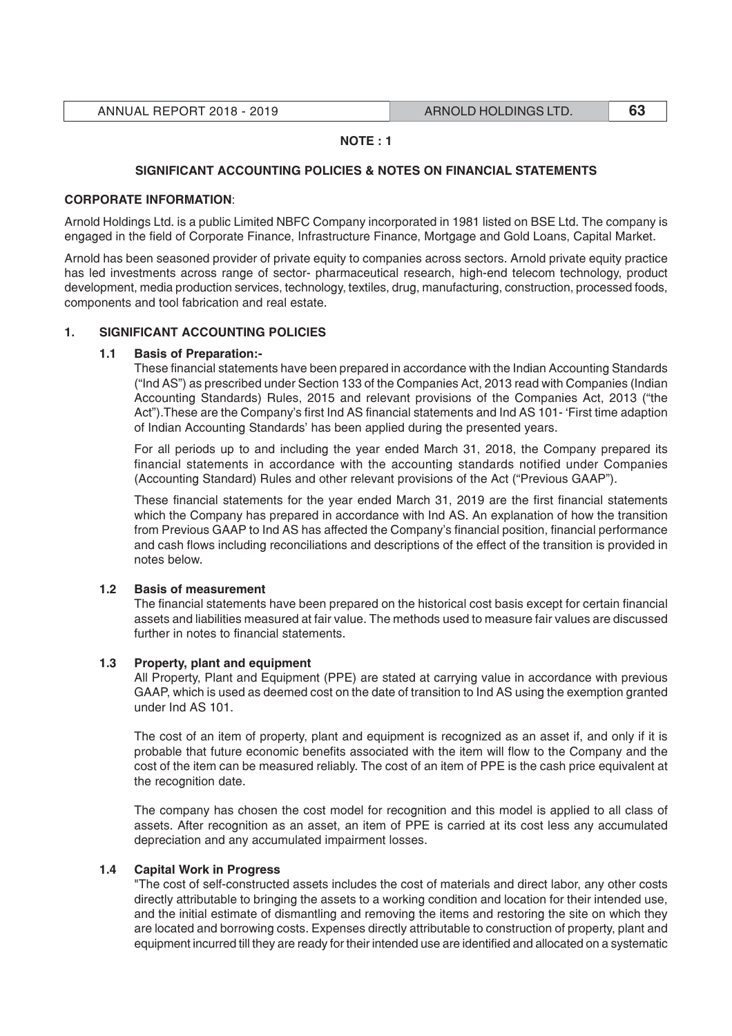**NOTE : 1**

## SIGNIFICANT ACCOUNTING POLICIES & NOTES ON FINANCIAL STATEMENTS

**CORPORATE INFORMATION**:

Arnold Holdings Ltd. is a public Limited NBFC Company incorporated in 1981 listed on BSE Ltd. The company is engaged in the field of Corporate Finance, Infrastructure Finance, Mortgage and Gold Loans, Capital Market.

Arnold has been seasoned provider of private equity to companies across sectors. Arnold private equity practice has led investments across range of sector- pharmaceutical research, high-end telecom technology, product development, media production services, technology, textiles, drug, manufacturing, construction, processed foods, components and tool fabrication and real estate.

### 1. SIGNIFICANT ACCOUNTING POLICIES

#### 1.1 Basis of Preparation:-

These financial statements have been prepared in accordance with the Indian Accounting Standards ("Ind AS") as prescribed under Section 133 of the Companies Act, 2013 read with Companies (Indian Accounting Standards) Rules, 2015 and relevant provisions of the Companies Act, 2013 ("the Act").These are the Company's first Ind AS financial statements and Ind AS 101- 'First time adaption of Indian Accounting Standards' has been applied during the presented years.

For all periods up to and including the year ended March 31, 2018, the Company prepared its financial statements in accordance with the accounting standards notified under Companies (Accounting Standard) Rules and other relevant provisions of the Act ("Previous GAAP").

These financial statements for the year ended March 31, 2019 are the first financial statements which the Company has prepared in accordance with Ind AS. An explanation of how the transition from Previous GAAP to Ind AS has affected the Company's financial position, financial performance and cash flows including reconciliations and descriptions of the effect of the transition is provided in notes below.

#### 1.2 Basis of measurement

The financial statements have been prepared on the historical cost basis except for certain financial assets and liabilities measured at fair value. The methods used to measure fair values are discussed further in notes to financial statements.

#### 1.3 Property, plant and equipment

All Property, Plant and Equipment (PPE) are stated at carrying value in accordance with previous GAAP, which is used as deemed cost on the date of transition to Ind AS using the exemption granted under Ind AS 101.

The cost of an item of property, plant and equipment is recognized as an asset if, and only if it is probable that future economic benefits associated with the item will flow to the Company and the cost of the item can be measured reliably. The cost of an item of PPE is the cash price equivalent at the recognition date.

The company has chosen the cost model for recognition and this model is applied to all class of assets. After recognition as an asset, an item of PPE is carried at its cost less any accumulated depreciation and any accumulated impairment losses.

#### 1.4 Capital Work in Progress

"The cost of self-constructed assets includes the cost of materials and direct labor, any other costs directly attributable to bringing the assets to a working condition and location for their intended use, and the initial estimate of dismantling and removing the items and restoring the site on which they are located and borrowing costs. Expenses directly attributable to construction of property, plant and equipment incurred till they are ready for their intended use are identified and allocated on a systematic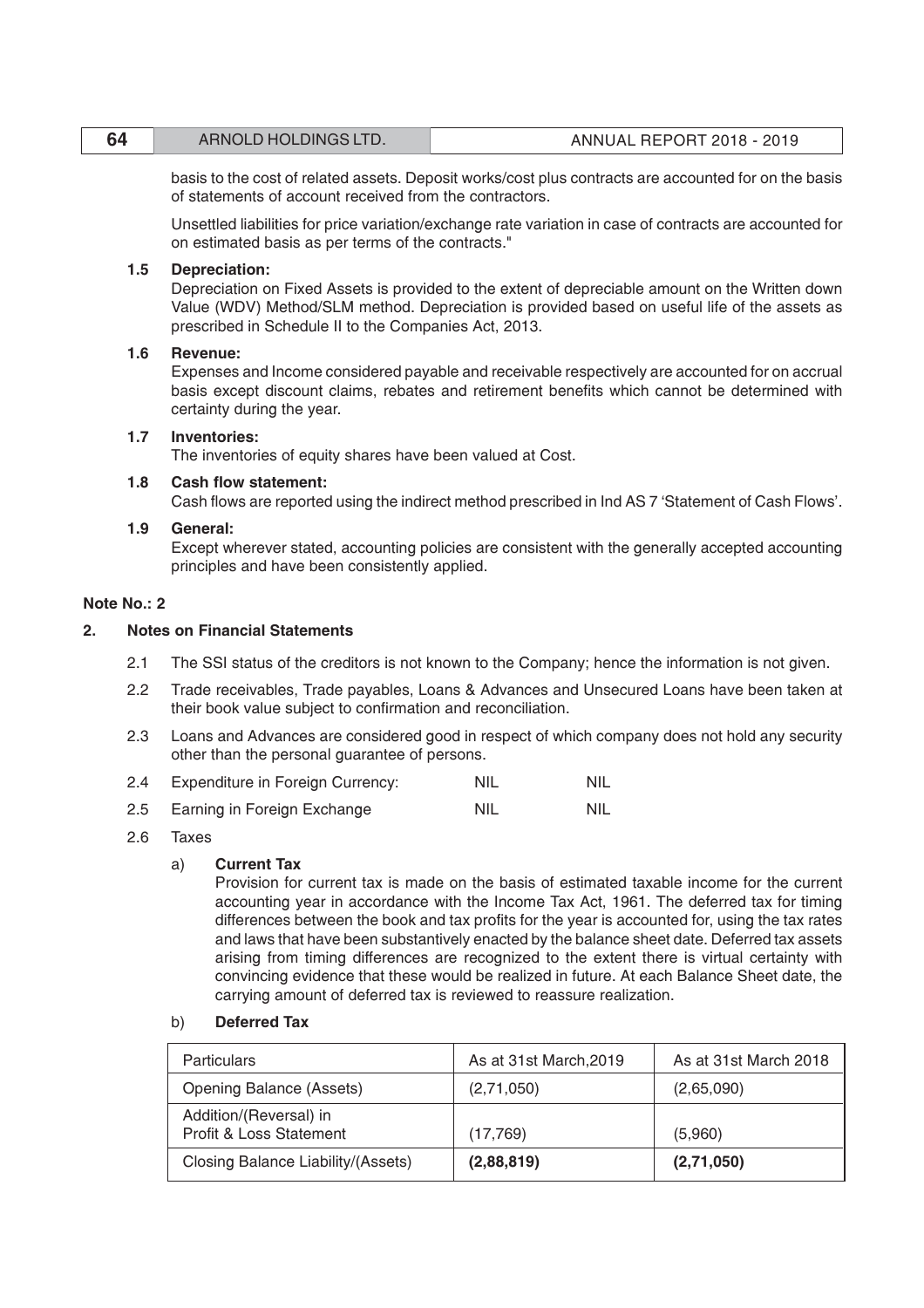basis to the cost of related assets. Deposit works/cost plus contracts are accounted for on the basis of statements of account received from the contractors.

Unsettled liabilities for price variation/exchange rate variation in case of contracts are accounted for on estimated basis as per terms of the contracts."

**1.5 Depreciation:**

Depreciation on Fixed Assets is provided to the extent of depreciable amount on the Written down Value (WDV) Method/SLM method. Depreciation is provided based on useful life of the assets as prescribed in Schedule II to the Companies Act, 2013.

**1.6 Revenue:**

Expenses and Income considered payable and receivable respectively are accounted for on accrual basis except discount claims, rebates and retirement benefits which cannot be determined with certainty during the year.

**1.7 Inventories:**

The inventories of equity shares have been valued at Cost.

**1.8 Cash flow statement:**

Cash flows are reported using the indirect method prescribed in Ind AS 7 'Statement of Cash Flows'.

**1.9 General:**

Except wherever stated, accounting policies are consistent with the generally accepted accounting principles and have been consistently applied.

**Note No.: 2**

**2. Notes on Financial Statements**

2.1 The SSI status of the creditors is not known to the Company; hence the information is not given.

2.2 Trade receivables, Trade payables, Loans & Advances and Unsecured Loans have been taken at their book value subject to confirmation and reconciliation.

2.3 Loans and Advances are considered good in respect of which company does not hold any security other than the personal guarantee of persons.

| | | | |
|---|---|---|---|
| 2.4 | Expenditure in Foreign Currency: | NIL | NIL |
| 2.5 | Earning in Foreign Exchange | NIL | NIL |

2.6 Taxes

a) **Current Tax**

Provision for current tax is made on the basis of estimated taxable income for the current accounting year in accordance with the Income Tax Act, 1961. The deferred tax for timing differences between the book and tax profits for the year is accounted for, using the tax rates and laws that have been substantively enacted by the balance sheet date. Deferred tax assets arising from timing differences are recognized to the extent there is virtual certainty with convincing evidence that these would be realized in future. At each Balance Sheet date, the carrying amount of deferred tax is reviewed to reassure realization.

b) **Deferred Tax**

| Particulars | As at 31st March,2019 | As at 31st March 2018 |
|---|---|---|
| Opening Balance (Assets) | (2,71,050) | (2,65,090) |
| Addition/(Reversal) in Profit & Loss Statement | (17,769) | (5,960) |
| Closing Balance Liability/(Assets) | **(2,88,819)** | **(2,71,050)** |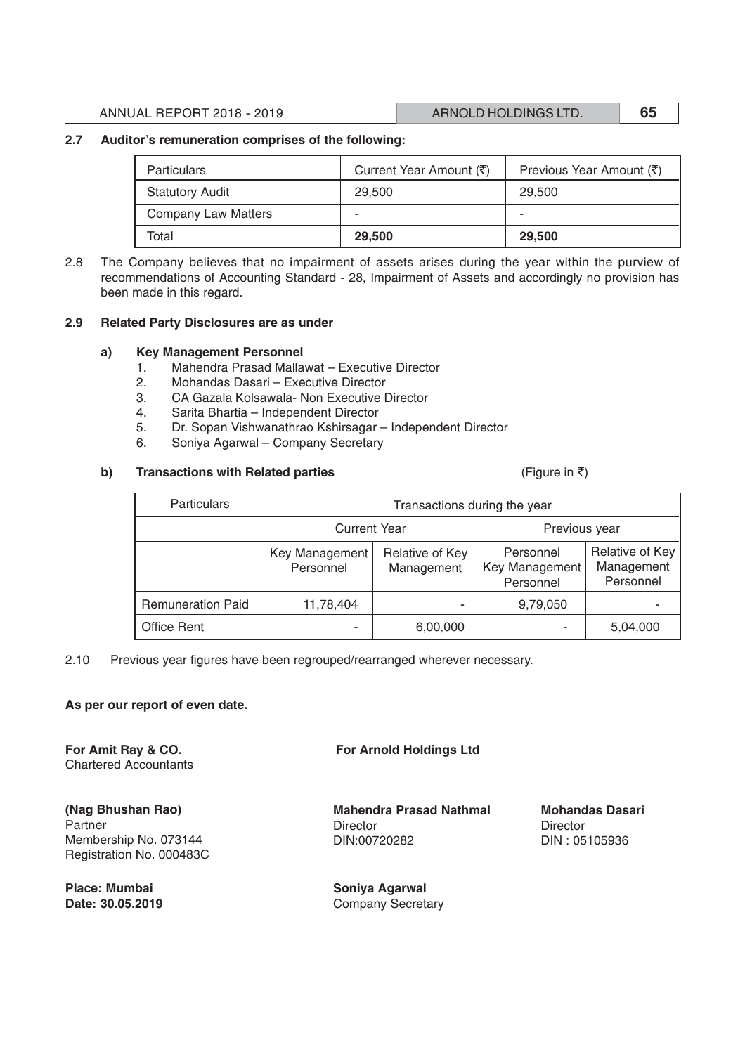**2.7 Auditor's remuneration comprises of the following:**

| Particulars | Current Year Amount (₹) | Previous Year Amount (₹) |
|---|---|---|
| Statutory Audit | 29,500 | 29,500 |
| Company Law Matters | - | - |
| Total | **29,500** | **29,500** |

2.8 The Company believes that no impairment of assets arises during the year within the purview of recommendations of Accounting Standard - 28, Impairment of Assets and accordingly no provision has been made in this regard.

**2.9 Related Party Disclosures are as under**

**a) Key Management Personnel**

1. Mahendra Prasad Mallawat – Executive Director
2. Mohandas Dasari – Executive Director
3. CA Gazala Kolsawala- Non Executive Director
4. Sarita Bhartia – Independent Director
5. Dr. Sopan Vishwanathrao Kshirsagar – Independent Director
6. Soniya Agarwal – Company Secretary

**b) Transactions with Related parties** (Figure in ₹)

| Particulars | Transactions during the year | | | |
|---|---|---|---|---|
| | Current Year | | Previous year | |
| | Key Management Personnel | Relative of Key Management | Personnel Key Management Personnel | Relative of Key Management Personnel |
| Remuneration Paid | 11,78,404 | - | 9,79,050 | - |
| Office Rent | - | 6,00,000 | - | 5,04,000 |

2.10 Previous year figures have been regrouped/rearranged wherever necessary.

**As per our report of even date.**

**For Amit Ray & CO.**
Chartered Accountants

**For Arnold Holdings Ltd**

**(Nag Bhushan Rao)**
Partner
Membership No. 073144
Registration No. 000483C

**Mahendra Prasad Nathmal**
Director
DIN:00720282

**Mohandas Dasari**
Director
DIN : 05105936

**Place: Mumbai**
**Date: 30.05.2019**

**Soniya Agarwal**
Company Secretary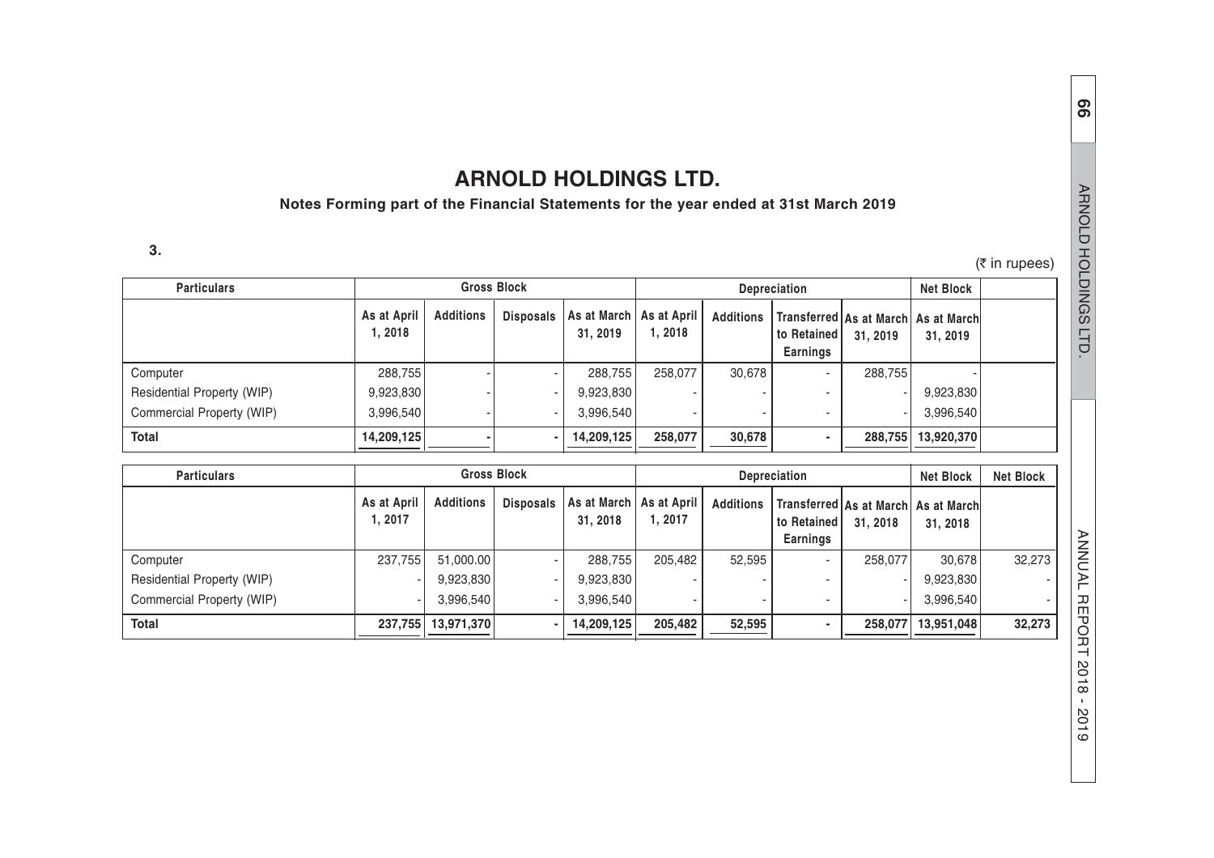# ARNOLD HOLDINGS LTD.

**Notes Forming part of the Financial Statements for the year ended at 31st March 2019**

**3.**

(₹ in rupees)

| Particulars | Gross Block | | | | Depreciation | | | | Net Block | |
|---|---|---|---|---|---|---|---|---|---|---|
| | As at April 1, 2018 | Additions | Disposals | As at March 31, 2019 | As at April 1, 2018 | Additions | Transferred to Retained Earnings | As at March 31, 2019 | As at March 31, 2019 | |
| Computer | 288,755 | - | - | 288,755 | 258,077 | 30,678 | - | 288,755 | - | |
| Residential Property (WIP) | 9,923,830 | - | - | 9,923,830 | - | - | - | - | 9,923,830 | |
| Commercial Property (WIP) | 3,996,540 | - | - | 3,996,540 | - | - | - | - | 3,996,540 | |
| **Total** | **14,209,125** | **-** | **-** | **14,209,125** | **258,077** | **30,678** | **-** | **288,755** | **13,920,370** | |

| Particulars | Gross Block | | | | Depreciation | | | | Net Block | Net Block |
|---|---|---|---|---|---|---|---|---|---|---|
| | As at April 1, 2017 | Additions | Disposals | As at March 31, 2018 | As at April 1, 2017 | Additions | Transferred to Retained Earnings | As at March 31, 2018 | As at March 31, 2018 | |
| Computer | 237,755 | 51,000.00 | - | 288,755 | 205,482 | 52,595 | - | 258,077 | 30,678 | 32,273 |
| Residential Property (WIP) | - | 9,923,830 | - | 9,923,830 | - | - | - | - | 9,923,830 | - |
| Commercial Property (WIP) | - | 3,996,540 | - | 3,996,540 | - | - | - | - | 3,996,540 | - |
| **Total** | **237,755** | **13,971,370** | **-** | **14,209,125** | **205,482** | **52,595** | **-** | **258,077** | **13,951,048** | **32,273** |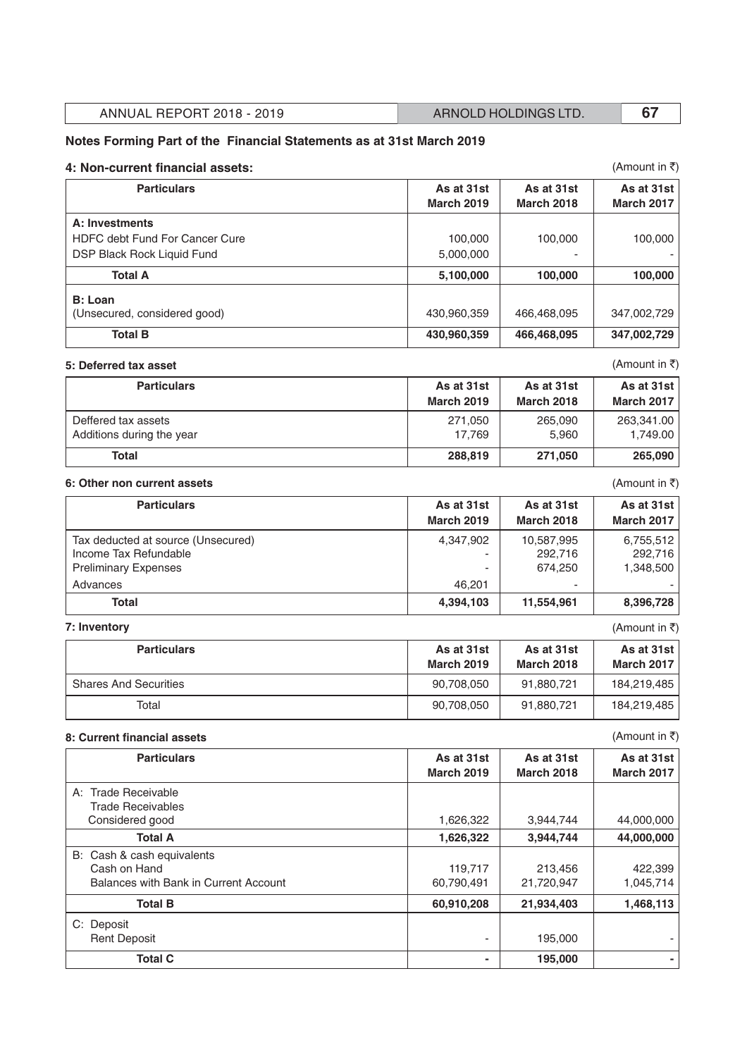## Notes Forming Part of the Financial Statements as at 31st March 2019

### 4: Non-current financial assets:

(Amount in ₹)

| Particulars | As at 31st March 2019 | As at 31st March 2018 | As at 31st March 2017 |
|---|---|---|---|
| **A: Investments** | | | |
| HDFC debt Fund For Cancer Cure | 100,000 | 100,000 | 100,000 |
| DSP Black Rock Liquid Fund | 5,000,000 | - | - |
| **Total A** | **5,100,000** | **100,000** | **100,000** |
| **B: Loan** | | | |
| (Unsecured, considered good) | 430,960,359 | 466,468,095 | 347,002,729 |
| **Total B** | **430,960,359** | **466,468,095** | **347,002,729** |

### 5: Deferred tax asset

(Amount in ₹)

| Particulars | As at 31st March 2019 | As at 31st March 2018 | As at 31st March 2017 |
|---|---|---|---|
| Deffered tax assets | 271,050 | 265,090 | 263,341.00 |
| Additions during the year | 17,769 | 5,960 | 1,749.00 |
| **Total** | **288,819** | **271,050** | **265,090** |

### 6: Other non current assets

(Amount in ₹)

| Particulars | As at 31st March 2019 | As at 31st March 2018 | As at 31st March 2017 |
|---|---|---|---|
| Tax deducted at source (Unsecured) | 4,347,902 | 10,587,995 | 6,755,512 |
| Income Tax Refundable | - | 292,716 | 292,716 |
| Preliminary Expenses | - | 674,250 | 1,348,500 |
| Advances | 46,201 | - | - |
| **Total** | **4,394,103** | **11,554,961** | **8,396,728** |

### 7: Inventory

(Amount in ₹)

| Particulars | As at 31st March 2019 | As at 31st March 2018 | As at 31st March 2017 |
|---|---|---|---|
| Shares And Securities | 90,708,050 | 91,880,721 | 184,219,485 |
| Total | 90,708,050 | 91,880,721 | 184,219,485 |

### 8: Current financial assets

(Amount in ₹)

| Particulars | As at 31st March 2019 | As at 31st March 2018 | As at 31st March 2017 |
|---|---|---|---|
| A: Trade Receivable | | | |
| Trade Receivables | | | |
| Considered good | 1,626,322 | 3,944,744 | 44,000,000 |
| **Total A** | **1,626,322** | **3,944,744** | **44,000,000** |
| B: Cash & cash equivalents | | | |
| Cash on Hand | 119,717 | 213,456 | 422,399 |
| Balances with Bank in Current Account | 60,790,491 | 21,720,947 | 1,045,714 |
| **Total B** | **60,910,208** | **21,934,403** | **1,468,113** |
| C: Deposit | | | |
| Rent Deposit | - | 195,000 | - |
| **Total C** | **-** | **195,000** | **-** |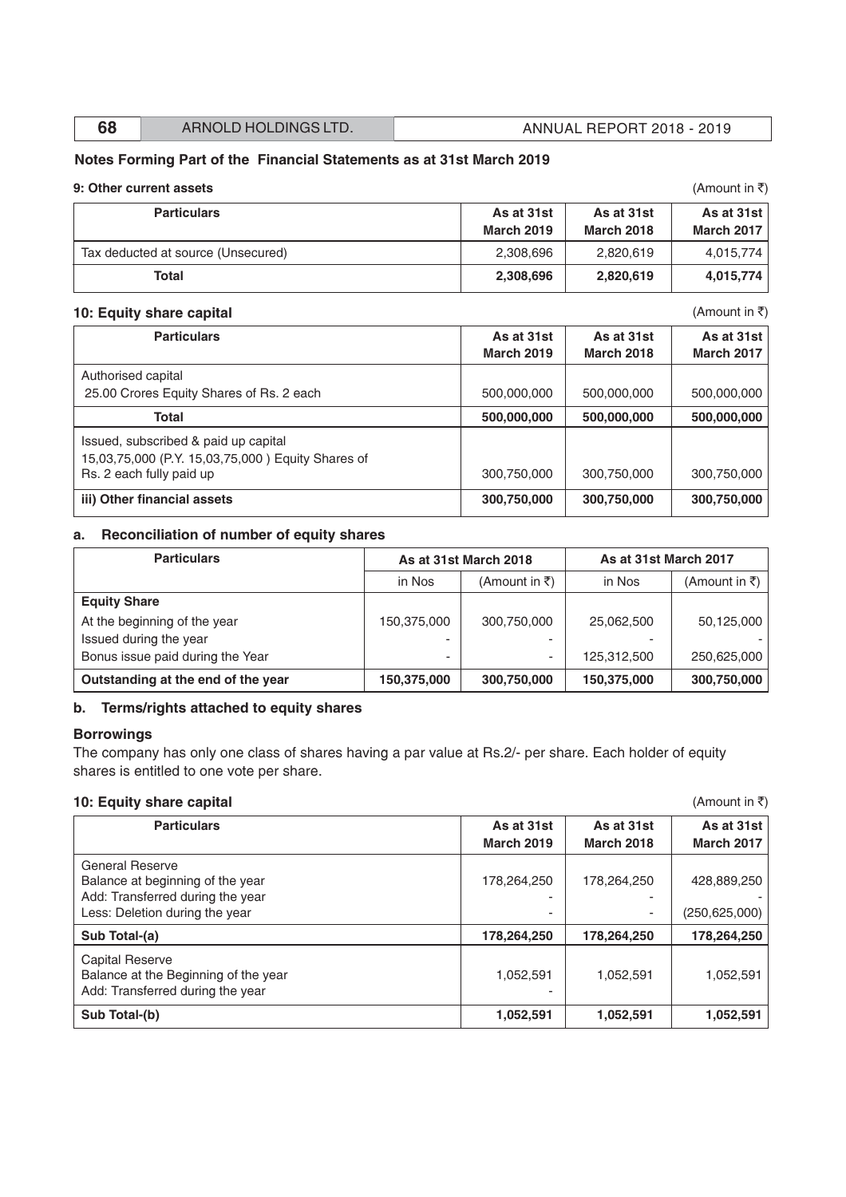## Notes Forming Part of the Financial Statements as at 31st March 2019

### 9: Other current assets

(Amount in ₹)

| Particulars | As at 31st March 2019 | As at 31st March 2018 | As at 31st March 2017 |
|---|---|---|---|
| Tax deducted at source (Unsecured) | 2,308,696 | 2,820,619 | 4,015,774 |
| **Total** | **2,308,696** | **2,820,619** | **4,015,774** |

### 10: Equity share capital

(Amount in ₹)

| Particulars | As at 31st March 2019 | As at 31st March 2018 | As at 31st March 2017 |
|---|---|---|---|
| Authorised capital<br>25.00 Crores Equity Shares of Rs. 2 each | 500,000,000 | 500,000,000 | 500,000,000 |
| **Total** | **500,000,000** | **500,000,000** | **500,000,000** |
| Issued, subscribed & paid up capital<br>15,03,75,000 (P.Y. 15,03,75,000 ) Equity Shares of Rs. 2 each fully paid up | 300,750,000 | 300,750,000 | 300,750,000 |
| **iii) Other financial assets** | **300,750,000** | **300,750,000** | **300,750,000** |

### a. Reconciliation of number of equity shares

| Particulars | As at 31st March 2018 | | As at 31st March 2017 | |
|---|---|---|---|---|
| | in Nos | (Amount in ₹) | in Nos | (Amount in ₹) |
| **Equity Share** | | | | |
| At the beginning of the year | 150,375,000 | 300,750,000 | 25,062,500 | 50,125,000 |
| Issued during the year | - | - | - | - |
| Bonus issue paid during the Year | - | - | 125,312,500 | 250,625,000 |
| **Outstanding at the end of the year** | **150,375,000** | **300,750,000** | **150,375,000** | **300,750,000** |

### b. Terms/rights attached to equity shares

**Borrowings**

The company has only one class of shares having a par value at Rs.2/- per share. Each holder of equity shares is entitled to one vote per share.

### 10: Equity share capital

(Amount in ₹)

| Particulars | As at 31st March 2019 | As at 31st March 2018 | As at 31st March 2017 |
|---|---|---|---|
| General Reserve<br>Balance at beginning of the year<br>Add: Transferred during the year<br>Less: Deletion during the year | 178,264,250<br>-<br>- | 178,264,250<br>-<br>- | 428,889,250<br>-<br>(250,625,000) |
| **Sub Total-(a)** | **178,264,250** | **178,264,250** | **178,264,250** |
| Capital Reserve<br>Balance at the Beginning of the year<br>Add: Transferred during the year | 1,052,591<br>- | 1,052,591 | 1,052,591 |
| **Sub Total-(b)** | **1,052,591** | **1,052,591** | **1,052,591** |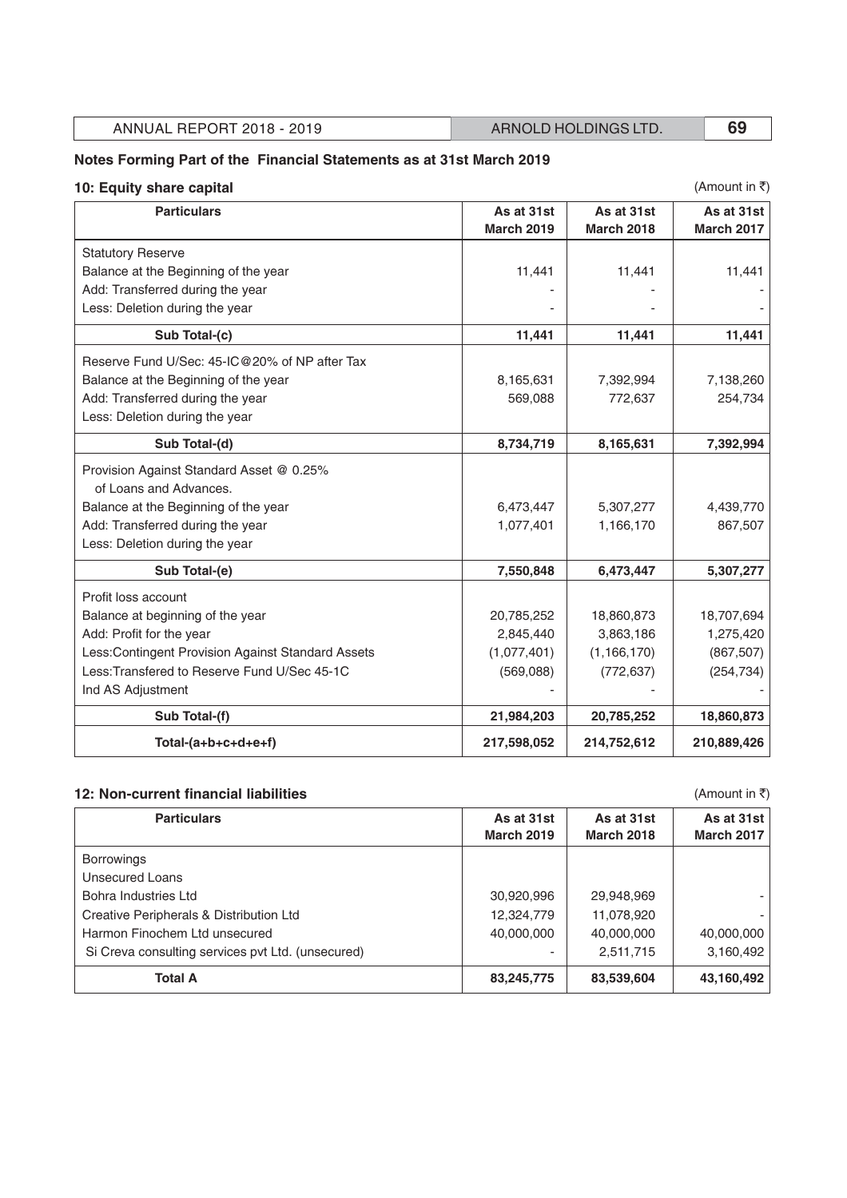## Notes Forming Part of the Financial Statements as at 31st March 2019

### 10: Equity share capital

(Amount in ₹)

| Particulars | As at 31st March 2019 | As at 31st March 2018 | As at 31st March 2017 |
|---|---|---|---|
| Statutory Reserve | | | |
| Balance at the Beginning of the year | 11,441 | 11,441 | 11,441 |
| Add: Transferred during the year | - | - | - |
| Less: Deletion during the year | - | - | - |
| **Sub Total-(c)** | **11,441** | **11,441** | **11,441** |
| Reserve Fund U/Sec: 45-IC@20% of NP after Tax | | | |
| Balance at the Beginning of the year | 8,165,631 | 7,392,994 | 7,138,260 |
| Add: Transferred during the year | 569,088 | 772,637 | 254,734 |
| Less: Deletion during the year | | | |
| **Sub Total-(d)** | **8,734,719** | **8,165,631** | **7,392,994** |
| Provision Against Standard Asset @ 0.25% of Loans and Advances. | | | |
| Balance at the Beginning of the year | 6,473,447 | 5,307,277 | 4,439,770 |
| Add: Transferred during the year | 1,077,401 | 1,166,170 | 867,507 |
| Less: Deletion during the year | | | |
| **Sub Total-(e)** | **7,550,848** | **6,473,447** | **5,307,277** |
| Profit loss account | | | |
| Balance at beginning of the year | 20,785,252 | 18,860,873 | 18,707,694 |
| Add: Profit for the year | 2,845,440 | 3,863,186 | 1,275,420 |
| Less:Contingent Provision Against Standard Assets | (1,077,401) | (1,166,170) | (867,507) |
| Less:Transfered to Reserve Fund U/Sec 45-1C | (569,088) | (772,637) | (254,734) |
| Ind AS Adjustment | - | - | - |
| **Sub Total-(f)** | **21,984,203** | **20,785,252** | **18,860,873** |
| **Total-(a+b+c+d+e+f)** | **217,598,052** | **214,752,612** | **210,889,426** |

### 12: Non-current financial liabilities

(Amount in ₹)

| Particulars | As at 31st March 2019 | As at 31st March 2018 | As at 31st March 2017 |
|---|---|---|---|
| Borrowings | | | |
| Unsecured Loans | | | |
| Bohra Industries Ltd | 30,920,996 | 29,948,969 | - |
| Creative Peripherals & Distribution Ltd | 12,324,779 | 11,078,920 | - |
| Harmon Finochem Ltd unsecured | 40,000,000 | 40,000,000 | 40,000,000 |
| Si Creva consulting services pvt Ltd. (unsecured) | - | 2,511,715 | 3,160,492 |
| **Total A** | **83,245,775** | **83,539,604** | **43,160,492** |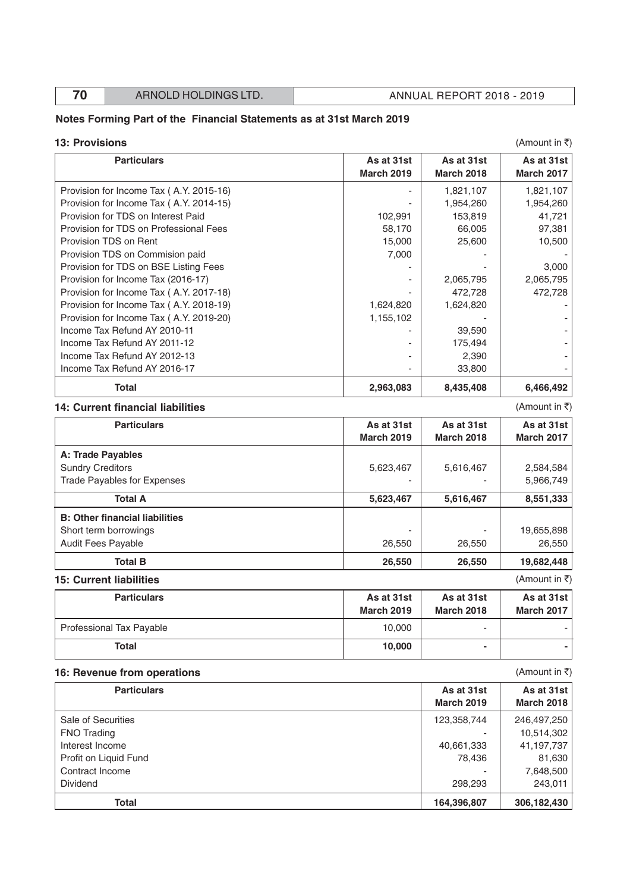## Notes Forming Part of the Financial Statements as at 31st March 2019

### 13: Provisions

(Amount in ₹)

| Particulars | As at 31st March 2019 | As at 31st March 2018 | As at 31st March 2017 |
|---|---|---|---|
| Provision for Income Tax ( A.Y. 2015-16) | - | 1,821,107 | 1,821,107 |
| Provision for Income Tax ( A.Y. 2014-15) | - | 1,954,260 | 1,954,260 |
| Provision for TDS on Interest Paid | 102,991 | 153,819 | 41,721 |
| Provision for TDS on Professional Fees | 58,170 | 66,005 | 97,381 |
| Provision TDS on Rent | 15,000 | 25,600 | 10,500 |
| Provision TDS on Commision paid | 7,000 | - | - |
| Provision for TDS on BSE Listing Fees | - | - | 3,000 |
| Provision for Income Tax (2016-17) | - | 2,065,795 | 2,065,795 |
| Provision for Income Tax ( A.Y. 2017-18) | - | 472,728 | 472,728 |
| Provision for Income Tax ( A.Y. 2018-19) | 1,624,820 | 1,624,820 | - |
| Provision for Income Tax ( A.Y. 2019-20) | 1,155,102 | - | - |
| Income Tax Refund AY 2010-11 | - | 39,590 | - |
| Income Tax Refund AY 2011-12 | - | 175,494 | - |
| Income Tax Refund AY 2012-13 | - | 2,390 | - |
| Income Tax Refund AY 2016-17 | - | 33,800 | - |
| **Total** | **2,963,083** | **8,435,408** | **6,466,492** |

### 14: Current financial liabilities

(Amount in ₹)

| Particulars | As at 31st March 2019 | As at 31st March 2018 | As at 31st March 2017 |
|---|---|---|---|
| **A: Trade Payables** | | | |
| Sundry Creditors | 5,623,467 | 5,616,467 | 2,584,584 |
| Trade Payables for Expenses | - | - | 5,966,749 |
| **Total A** | **5,623,467** | **5,616,467** | **8,551,333** |
| **B: Other financial liabilities** | | | |
| Short term borrowings | - | - | 19,655,898 |
| Audit Fees Payable | 26,550 | 26,550 | 26,550 |
| **Total B** | **26,550** | **26,550** | **19,682,448** |

### 15: Current liabilities

(Amount in ₹)

| Particulars | As at 31st March 2019 | As at 31st March 2018 | As at 31st March 2017 |
|---|---|---|---|
| Professional Tax Payable | 10,000 | - | - |
| **Total** | **10,000** | **-** | **-** |

### 16: Revenue from operations

(Amount in ₹)

| Particulars | As at 31st March 2019 | As at 31st March 2018 |
|---|---|---|
| Sale of Securities | 123,358,744 | 246,497,250 |
| FNO Trading | - | 10,514,302 |
| Interest Income | 40,661,333 | 41,197,737 |
| Profit on Liquid Fund | 78,436 | 81,630 |
| Contract Income | - | 7,648,500 |
| Dividend | 298,293 | 243,011 |
| **Total** | **164,396,807** | **306,182,430** |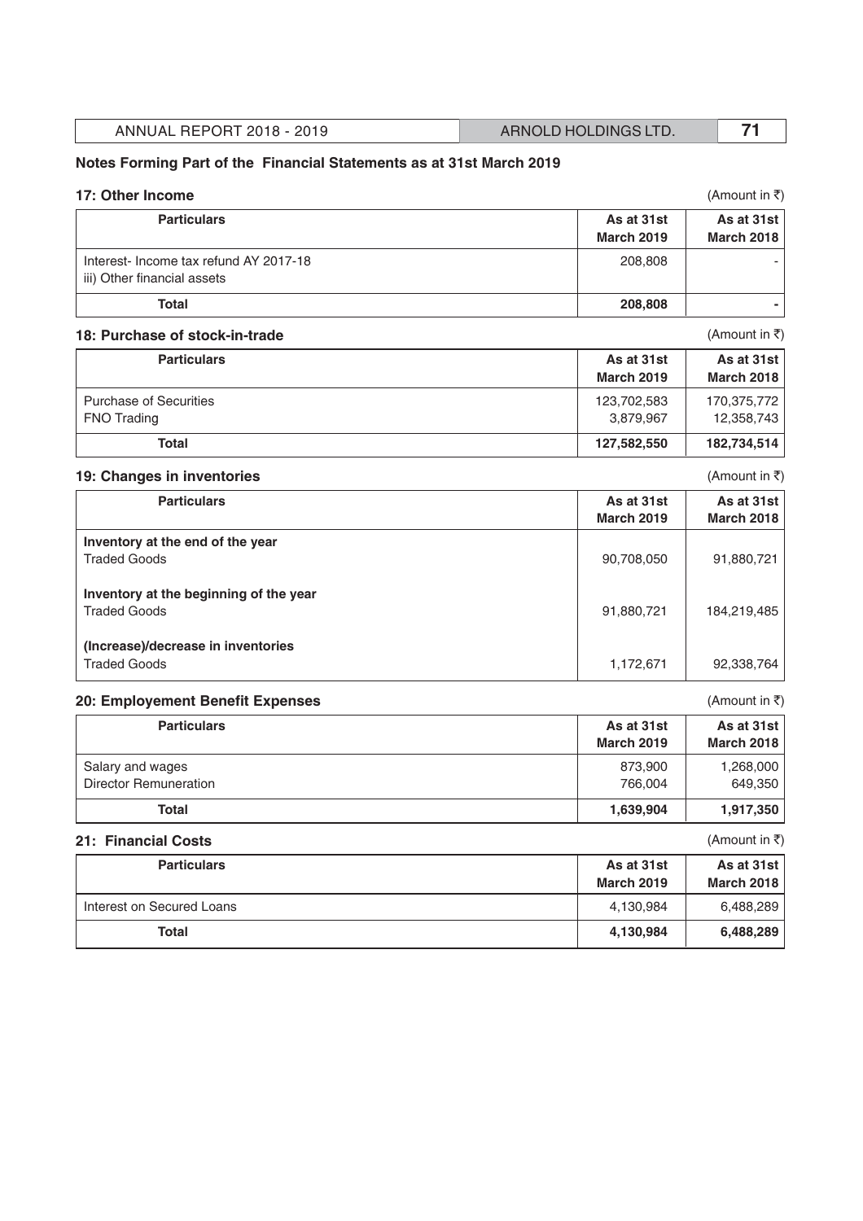## Notes Forming Part of the Financial Statements as at 31st March 2019

### 17: Other Income

(Amount in ₹)

| Particulars | As at 31st March 2019 | As at 31st March 2018 |
|---|---|---|
| Interest- Income tax refund AY 2017-18<br>iii) Other financial assets | 208,808 | - |
| **Total** | **208,808** | **-** |

### 18: Purchase of stock-in-trade

(Amount in ₹)

| Particulars | As at 31st March 2019 | As at 31st March 2018 |
|---|---|---|
| Purchase of Securities | 123,702,583 | 170,375,772 |
| FNO Trading | 3,879,967 | 12,358,743 |
| **Total** | **127,582,550** | **182,734,514** |

### 19: Changes in inventories

(Amount in ₹)

| Particulars | As at 31st March 2019 | As at 31st March 2018 |
|---|---|---|
| **Inventory at the end of the year** | | |
| Traded Goods | 90,708,050 | 91,880,721 |
| **Inventory at the beginning of the year** | | |
| Traded Goods | 91,880,721 | 184,219,485 |
| **(Increase)/decrease in inventories** | | |
| Traded Goods | 1,172,671 | 92,338,764 |

### 20: Employement Benefit Expenses

(Amount in ₹)

| Particulars | As at 31st March 2019 | As at 31st March 2018 |
|---|---|---|
| Salary and wages | 873,900 | 1,268,000 |
| Director Remuneration | 766,004 | 649,350 |
| **Total** | **1,639,904** | **1,917,350** |

### 21: Financial Costs

(Amount in ₹)

| Particulars | As at 31st March 2019 | As at 31st March 2018 |
|---|---|---|
| Interest on Secured Loans | 4,130,984 | 6,488,289 |
| **Total** | **4,130,984** | **6,488,289** |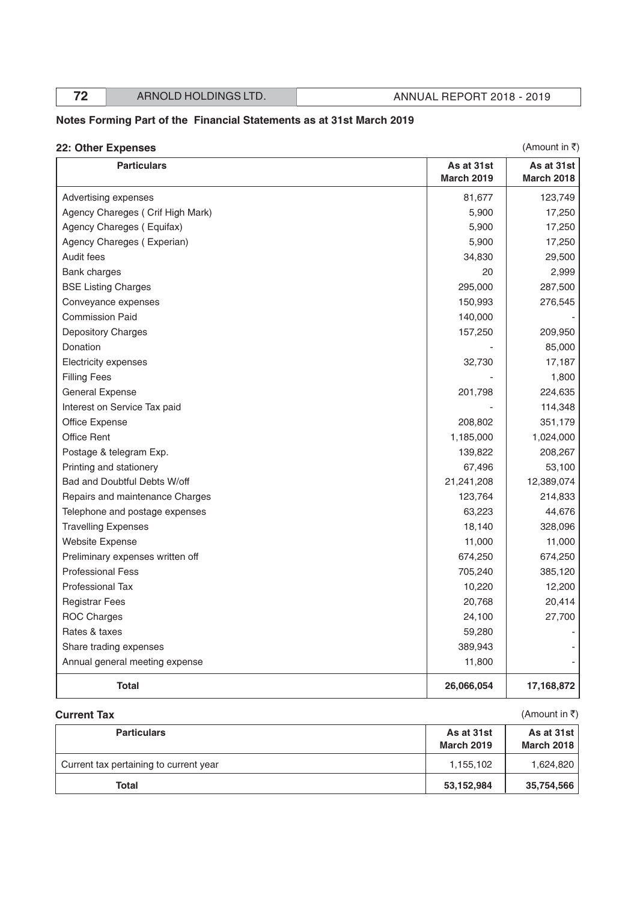## Notes Forming Part of the Financial Statements as at 31st March 2019

### 22: Other Expenses

(Amount in ₹)

| Particulars | As at 31st March 2019 | As at 31st March 2018 |
|---|---|---|
| Advertising expenses | 81,677 | 123,749 |
| Agency Chareges ( Crif High Mark) | 5,900 | 17,250 |
| Agency Chareges ( Equifax) | 5,900 | 17,250 |
| Agency Chareges ( Experian) | 5,900 | 17,250 |
| Audit fees | 34,830 | 29,500 |
| Bank charges | 20 | 2,999 |
| BSE Listing Charges | 295,000 | 287,500 |
| Conveyance expenses | 150,993 | 276,545 |
| Commission Paid | 140,000 | - |
| Depository Charges | 157,250 | 209,950 |
| Donation | - | 85,000 |
| Electricity expenses | 32,730 | 17,187 |
| Filling Fees | - | 1,800 |
| General Expense | 201,798 | 224,635 |
| Interest on Service Tax paid | - | 114,348 |
| Office Expense | 208,802 | 351,179 |
| Office Rent | 1,185,000 | 1,024,000 |
| Postage & telegram Exp. | 139,822 | 208,267 |
| Printing and stationery | 67,496 | 53,100 |
| Bad and Doubtful Debts W/off | 21,241,208 | 12,389,074 |
| Repairs and maintenance Charges | 123,764 | 214,833 |
| Telephone and postage expenses | 63,223 | 44,676 |
| Travelling Expenses | 18,140 | 328,096 |
| Website Expense | 11,000 | 11,000 |
| Preliminary expenses written off | 674,250 | 674,250 |
| Professional Fess | 705,240 | 385,120 |
| Professional Tax | 10,220 | 12,200 |
| Registrar Fees | 20,768 | 20,414 |
| ROC Charges | 24,100 | 27,700 |
| Rates & taxes | 59,280 | - |
| Share trading expenses | 389,943 | - |
| Annual general meeting expense | 11,800 | - |
| **Total** | **26,066,054** | **17,168,872** |

### Current Tax

(Amount in ₹)

| Particulars | As at 31st March 2019 | As at 31st March 2018 |
|---|---|---|
| Current tax pertaining to current year | 1,155,102 | 1,624,820 |
| **Total** | **53,152,984** | **35,754,566** |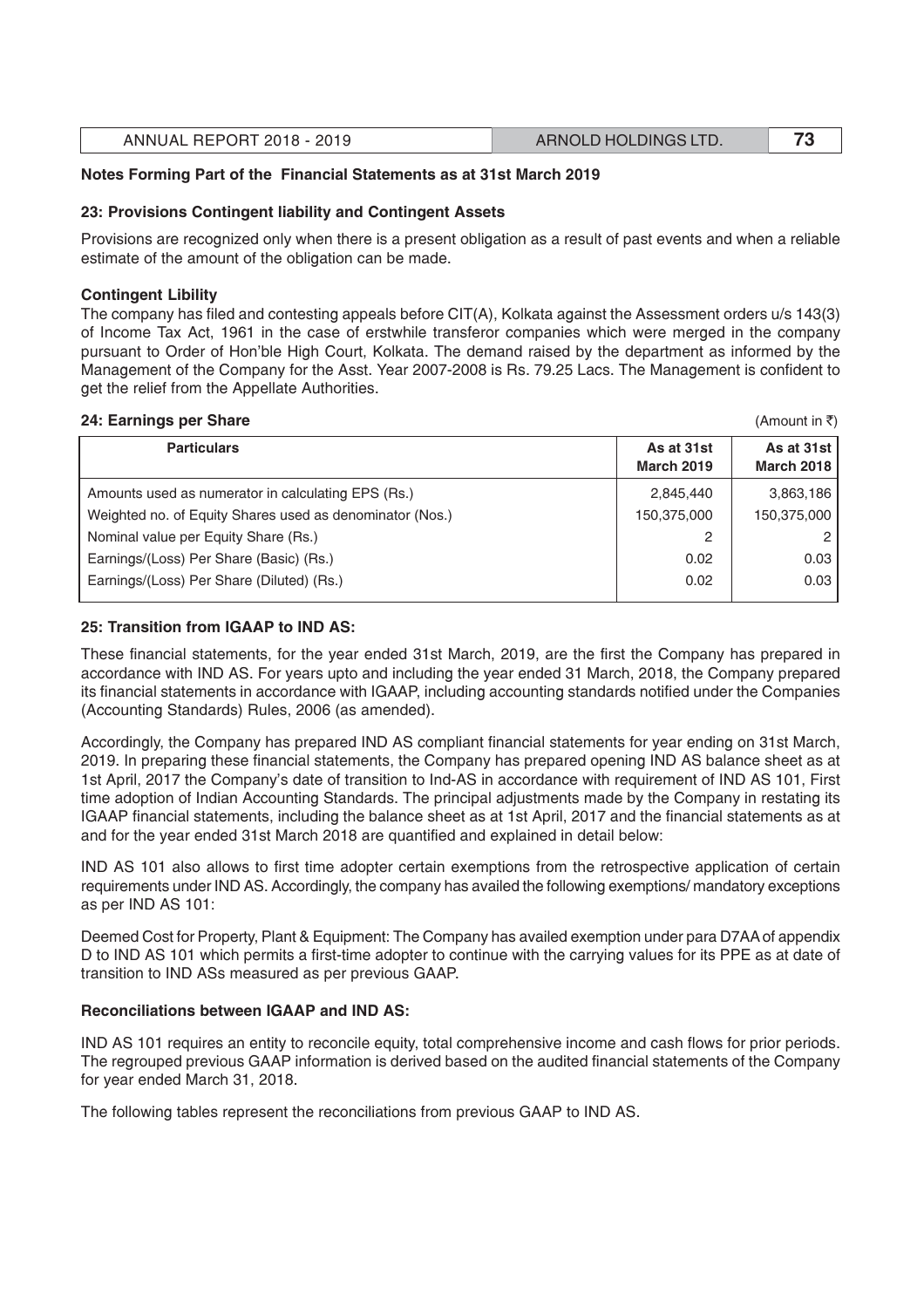## Notes Forming Part of the Financial Statements as at 31st March 2019

### 23: Provisions Contingent liability and Contingent Assets

Provisions are recognized only when there is a present obligation as a result of past events and when a reliable estimate of the amount of the obligation can be made.

**Contingent Libility**

The company has filed and contesting appeals before CIT(A), Kolkata against the Assessment orders u/s 143(3) of Income Tax Act, 1961 in the case of erstwhile transferor companies which were merged in the company pursuant to Order of Hon'ble High Court, Kolkata. The demand raised by the department as informed by the Management of the Company for the Asst. Year 2007-2008 is Rs. 79.25 Lacs. The Management is confident to get the relief from the Appellate Authorities.

### 24: Earnings per Share

(Amount in ₹)

| Particulars | As at 31st March 2019 | As at 31st March 2018 |
|---|---|---|
| Amounts used as numerator in calculating EPS (Rs.) | 2,845,440 | 3,863,186 |
| Weighted no. of Equity Shares used as denominator (Nos.) | 150,375,000 | 150,375,000 |
| Nominal value per Equity Share (Rs.) | 2 | 2 |
| Earnings/(Loss) Per Share (Basic) (Rs.) | 0.02 | 0.03 |
| Earnings/(Loss) Per Share (Diluted) (Rs.) | 0.02 | 0.03 |

### 25: Transition from IGAAP to IND AS:

These financial statements, for the year ended 31st March, 2019, are the first the Company has prepared in accordance with IND AS. For years upto and including the year ended 31 March, 2018, the Company prepared its financial statements in accordance with IGAAP, including accounting standards notified under the Companies (Accounting Standards) Rules, 2006 (as amended).

Accordingly, the Company has prepared IND AS compliant financial statements for year ending on 31st March, 2019. In preparing these financial statements, the Company has prepared opening IND AS balance sheet as at 1st April, 2017 the Company's date of transition to Ind-AS in accordance with requirement of IND AS 101, First time adoption of Indian Accounting Standards. The principal adjustments made by the Company in restating its IGAAP financial statements, including the balance sheet as at 1st April, 2017 and the financial statements as at and for the year ended 31st March 2018 are quantified and explained in detail below:

IND AS 101 also allows to first time adopter certain exemptions from the retrospective application of certain requirements under IND AS. Accordingly, the company has availed the following exemptions/ mandatory exceptions as per IND AS 101:

Deemed Cost for Property, Plant & Equipment: The Company has availed exemption under para D7AA of appendix D to IND AS 101 which permits a first-time adopter to continue with the carrying values for its PPE as at date of transition to IND ASs measured as per previous GAAP.

**Reconciliations between IGAAP and IND AS:**

IND AS 101 requires an entity to reconcile equity, total comprehensive income and cash flows for prior periods. The regrouped previous GAAP information is derived based on the audited financial statements of the Company for year ended March 31, 2018.

The following tables represent the reconciliations from previous GAAP to IND AS.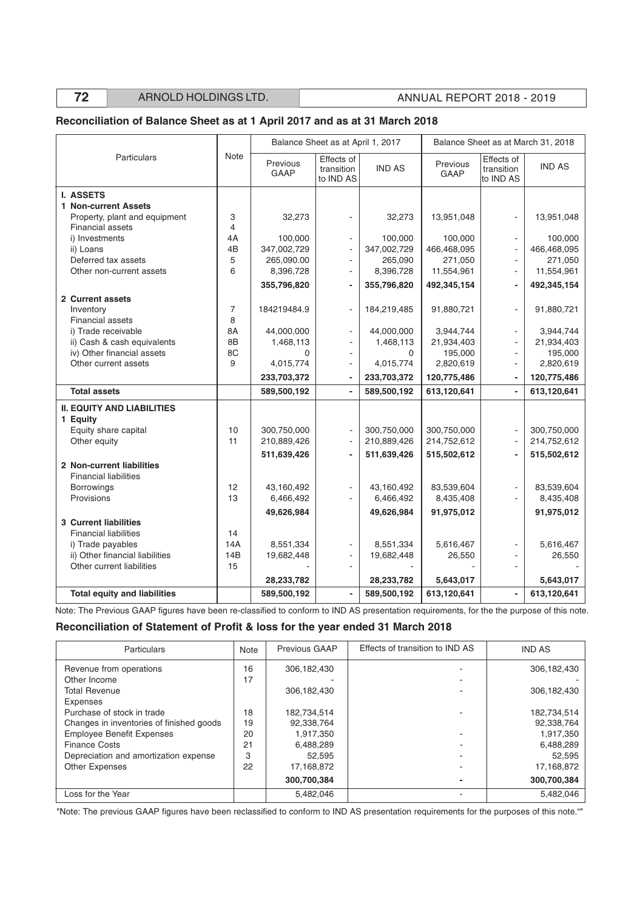## Reconciliation of Balance Sheet as at 1 April 2017 and as at 31 March 2018

| Particulars | Note | Balance Sheet as at April 1, 2017 | | | Balance Sheet as at March 31, 2018 | | |
|---|---|---|---|---|---|---|---|
| | | Previous GAAP | Effects of transition to IND AS | IND AS | Previous GAAP | Effects of transition to IND AS | IND AS |
| **I. ASSETS** | | | | | | | |
| **1 Non-current Assets** | | | | | | | |
| Property, plant and equipment | 3 | 32,273 | - | 32,273 | 13,951,048 | - | 13,951,048 |
| Financial assets | 4 | | | | | | |
| i) Investments | 4A | 100,000 | - | 100,000 | 100,000 | - | 100,000 |
| ii) Loans | 4B | 347,002,729 | - | 347,002,729 | 466,468,095 | - | 466,468,095 |
| Deferred tax assets | 5 | 265,090.00 | - | 265,090 | 271,050 | - | 271,050 |
| Other non-current assets | 6 | 8,396,728 | - | 8,396,728 | 11,554,961 | - | 11,554,961 |
| | | **355,796,820** | **-** | **355,796,820** | **492,345,154** | **-** | **492,345,154** |
| **2 Current assets** | | | | | | | |
| Inventory | 7 | 184219484.9 | - | 184,219,485 | 91,880,721 | - | 91,880,721 |
| Financial assets | 8 | | | | | | |
| i) Trade receivable | 8A | 44,000,000 | - | 44,000,000 | 3,944,744 | - | 3,944,744 |
| ii) Cash & cash equivalents | 8B | 1,468,113 | - | 1,468,113 | 21,934,403 | - | 21,934,403 |
| iv) Other financial assets | 8C | 0 | - | 0 | 195,000 | - | 195,000 |
| Other current assets | 9 | 4,015,774 | - | 4,015,774 | 2,820,619 | - | 2,820,619 |
| | | **233,703,372** | **-** | **233,703,372** | **120,775,486** | **-** | **120,775,486** |
| **Total assets** | | **589,500,192** | **-** | **589,500,192** | **613,120,641** | **-** | **613,120,641** |
| **II. EQUITY AND LIABILITIES** | | | | | | | |
| **1 Equity** | | | | | | | |
| Equity share capital | 10 | 300,750,000 | - | 300,750,000 | 300,750,000 | - | 300,750,000 |
| Other equity | 11 | 210,889,426 | - | 210,889,426 | 214,752,612 | - | 214,752,612 |
| | | **511,639,426** | **-** | **511,639,426** | **515,502,612** | **-** | **515,502,612** |
| **2 Non-current liabilities** | | | | | | | |
| Financial liabilities | | | | | | | |
| Borrowings | 12 | 43,160,492 | - | 43,160,492 | 83,539,604 | - | 83,539,604 |
| Provisions | 13 | 6,466,492 | - | 6,466,492 | 8,435,408 | - | 8,435,408 |
| | | **49,626,984** | | **49,626,984** | **91,975,012** | | **91,975,012** |
| **3 Current liabilities** | | | | | | | |
| Financial liabilities | 14 | | | | | | |
| i) Trade payables | 14A | 8,551,334 | - | 8,551,334 | 5,616,467 | - | 5,616,467 |
| ii) Other financial liabilities | 14B | 19,682,448 | - | 19,682,448 | 26,550 | - | 26,550 |
| Other current liabilities | 15 | - | - | - | - | - | - |
| | | **28,233,782** | | **28,233,782** | **5,643,017** | | **5,643,017** |
| **Total equity and liabilities** | | **589,500,192** | **-** | **589,500,192** | **613,120,641** | **-** | **613,120,641** |

Note: The Previous GAAP figures have been re-classified to conform to IND AS presentation requirements, for the the purpose of this note.

## Reconciliation of Statement of Profit & loss for the year ended 31 March 2018

| Particulars | Note | Previous GAAP | Effects of transition to IND AS | IND AS |
|---|---|---|---|---|
| Revenue from operations | 16 | 306,182,430 | - | 306,182,430 |
| Other Income | 17 | - | - | - |
| Total Revenue | | 306,182,430 | - | 306,182,430 |
| Expenses | | | | |
| Purchase of stock in trade | 18 | 182,734,514 | - | 182,734,514 |
| Changes in inventories of finished goods | 19 | 92,338,764 | | 92,338,764 |
| Employee Benefit Expenses | 20 | 1,917,350 | - | 1,917,350 |
| Finance Costs | 21 | 6,488,289 | - | 6,488,289 |
| Depreciation and amortization expense | 3 | 52,595 | - | 52,595 |
| Other Expenses | 22 | 17,168,872 | - | 17,168,872 |
| | | **300,700,384** | **-** | **300,700,384** |
| Loss for the Year | | 5,482,046 | - | 5,482,046 |

"Note: The previous GAAP figures have been reclassified to conform to IND AS presentation requirements for the purposes of this note.""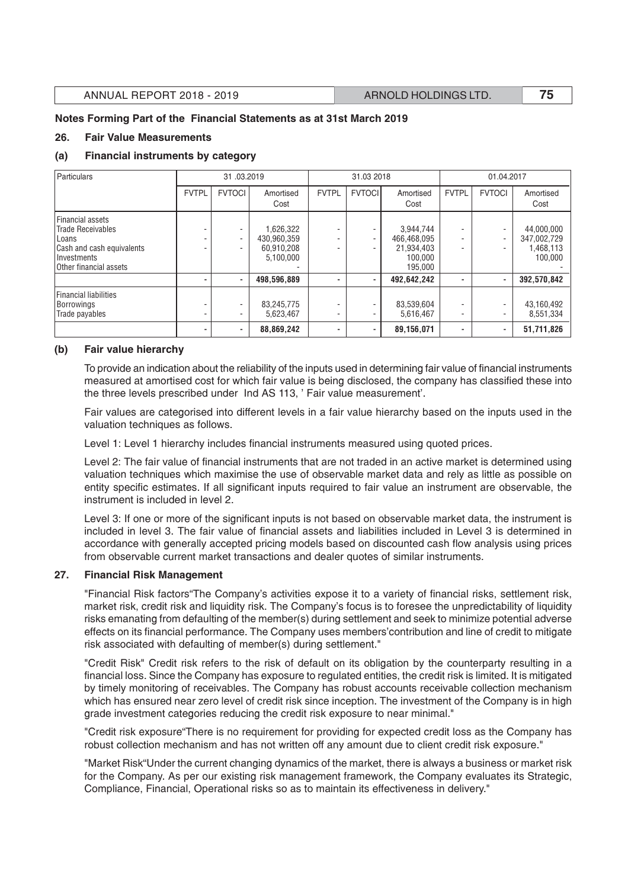**Notes Forming Part of the Financial Statements as at 31st March 2019**

## 26. Fair Value Measurements

### (a) Financial instruments by category

| Particulars | 31 .03.2019 | | | 31.03 2018 | | | 01.04.2017 | | |
|---|---|---|---|---|---|---|---|---|---|
| | FVTPL | FVTOCI | Amortised Cost | FVTPL | FVTOCI | Amortised Cost | FVTPL | FVTOCI | Amortised Cost |
| Financial assets | | | | | | | | | |
| Trade Receivables | - | - | 1,626,322 | - | - | 3,944,744 | - | - | 44,000,000 |
| Loans | - | - | 430,960,359 | - | - | 466,468,095 | - | - | 347,002,729 |
| Cash and cash equivalents | - | - | 60,910,208 | - | - | 21,934,403 | - | - | 1,468,113 |
| Investments | | | 5,100,000 | | | 100,000 | | | 100,000 |
| Other financial assets | | | - | | | 195,000 | | | - |
| | - | - | 498,596,889 | - | - | 492,642,242 | - | - | 392,570,842 |
| Financial liabilities | | | | | | | | | |
| Borrowings | - | - | 83,245,775 | - | - | 83,539,604 | - | - | 43,160,492 |
| Trade payables | - | - | 5,623,467 | - | - | 5,616,467 | - | - | 8,551,334 |
| | - | - | 88,869,242 | - | - | 89,156,071 | - | - | 51,711,826 |

### (b) Fair value hierarchy

To provide an indication about the reliability of the inputs used in determining fair value of financial instruments measured at amortised cost for which fair value is being disclosed, the company has classified these into the three levels prescribed under Ind AS 113, ' Fair value measurement'.

Fair values are categorised into different levels in a fair value hierarchy based on the inputs used in the valuation techniques as follows.

Level 1: Level 1 hierarchy includes financial instruments measured using quoted prices.

Level 2: The fair value of financial instruments that are not traded in an active market is determined using valuation techniques which maximise the use of observable market data and rely as little as possible on entity specific estimates. If all significant inputs required to fair value an instrument are observable, the instrument is included in level 2.

Level 3: If one or more of the significant inputs is not based on observable market data, the instrument is included in level 3. The fair value of financial assets and liabilities included in Level 3 is determined in accordance with generally accepted pricing models based on discounted cash flow analysis using prices from observable current market transactions and dealer quotes of similar instruments.

## 27. Financial Risk Management

"Financial Risk factors"The Company's activities expose it to a variety of financial risks, settlement risk, market risk, credit risk and liquidity risk. The Company's focus is to foresee the unpredictability of liquidity risks emanating from defaulting of the member(s) during settlement and seek to minimize potential adverse effects on its financial performance. The Company uses members'contribution and line of credit to mitigate risk associated with defaulting of member(s) during settlement."

"Credit Risk" Credit risk refers to the risk of default on its obligation by the counterparty resulting in a financial loss. Since the Company has exposure to regulated entities, the credit risk is limited. It is mitigated by timely monitoring of receivables. The Company has robust accounts receivable collection mechanism which has ensured near zero level of credit risk since inception. The investment of the Company is in high grade investment categories reducing the credit risk exposure to near minimal."

"Credit risk exposure"There is no requirement for providing for expected credit loss as the Company has robust collection mechanism and has not written off any amount due to client credit risk exposure."

"Market Risk"Under the current changing dynamics of the market, there is always a business or market risk for the Company. As per our existing risk management framework, the Company evaluates its Strategic, Compliance, Financial, Operational risks so as to maintain its effectiveness in delivery."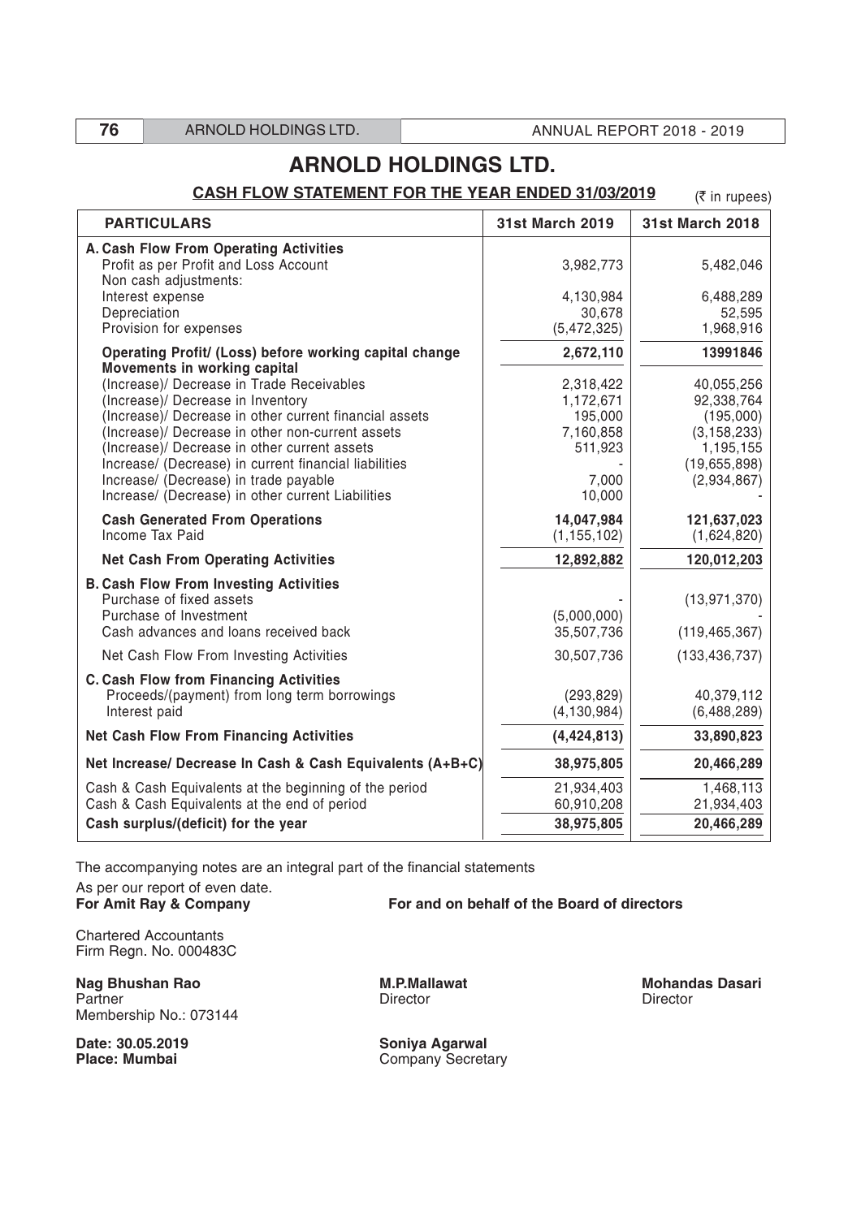# ARNOLD HOLDINGS LTD.

## CASH FLOW STATEMENT FOR THE YEAR ENDED 31/03/2019

(₹ in rupees)

| PARTICULARS | 31st March 2019 | 31st March 2018 |
|---|---|---|
| **A. Cash Flow From Operating Activities** | | |
| Profit as per Profit and Loss Account | 3,982,773 | 5,482,046 |
| Non cash adjustments: | | |
| Interest expense | 4,130,984 | 6,488,289 |
| Depreciation | 30,678 | 52,595 |
| Provision for expenses | (5,472,325) | 1,968,916 |
| **Operating Profit/ (Loss) before working capital change** | **2,672,110** | **13991846** |
| **Movements in working capital** | | |
| (Increase)/ Decrease in Trade Receivables | 2,318,422 | 40,055,256 |
| (Increase)/ Decrease in Inventory | 1,172,671 | 92,338,764 |
| (Increase)/ Decrease in other current financial assets | 195,000 | (195,000) |
| (Increase)/ Decrease in other non-current assets | 7,160,858 | (3,158,233) |
| (Increase)/ Decrease in other current assets | 511,923 | 1,195,155 |
| Increase/ (Decrease) in current financial liabilities | - | (19,655,898) |
| Increase/ (Decrease) in trade payable | 7,000 | (2,934,867) |
| Increase/ (Decrease) in other current Liabilities | 10,000 | - |
| **Cash Generated From Operations** | **14,047,984** | **121,637,023** |
| Income Tax Paid | (1,155,102) | (1,624,820) |
| **Net Cash From Operating Activities** | **12,892,882** | **120,012,203** |
| **B. Cash Flow From Investing Activities** | | |
| Purchase of fixed assets | - | (13,971,370) |
| Purchase of Investment | (5,000,000) | - |
| Cash advances and loans received back | 35,507,736 | (119,465,367) |
| Net Cash Flow From Investing Activities | 30,507,736 | (133,436,737) |
| **C. Cash Flow from Financing Activities** | | |
| Proceeds/(payment) from long term borrowings | (293,829) | 40,379,112 |
| Interest paid | (4,130,984) | (6,488,289) |
| **Net Cash Flow From Financing Activities** | **(4,424,813)** | **33,890,823** |
| **Net Increase/ Decrease In Cash & Cash Equivalents (A+B+C)** | **38,975,805** | **20,466,289** |
| Cash & Cash Equivalents at the beginning of the period | 21,934,403 | 1,468,113 |
| Cash & Cash Equivalents at the end of period | 60,910,208 | 21,934,403 |
| **Cash surplus/(deficit) for the year** | **38,975,805** | **20,466,289** |

The accompanying notes are an integral part of the financial statements

As per our report of even date.

**For Amit Ray & Company**

Chartered Accountants
Firm Regn. No. 000483C

**Nag Bhushan Rao**
Partner
Membership No.: 073144

**Date: 30.05.2019**
**Place: Mumbai**

**For and on behalf of the Board of directors**

**M.P.Mallawat**
Director

**Mohandas Dasari**
Director

**Soniya Agarwal**
Company Secretary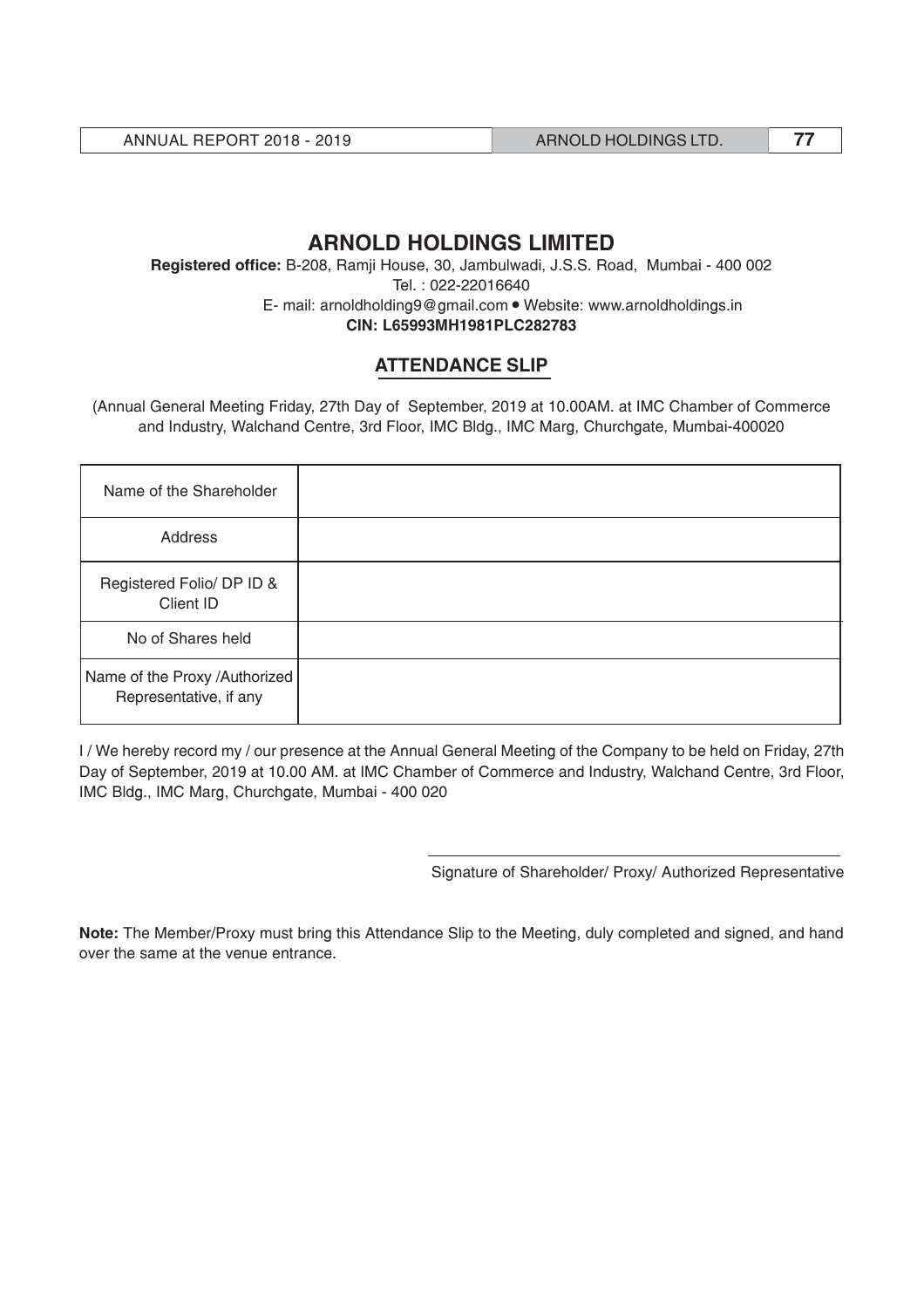# ARNOLD HOLDINGS LIMITED

**Registered office:** B-208, Ramji House, 30, Jambulwadi, J.S.S. Road, Mumbai - 400 002
Tel. : 022-22016640
E- mail: arnoldholding9@gmail.com • Website: www.arnoldholdings.in
**CIN: L65993MH1981PLC282783**

## ATTENDANCE SLIP

(Annual General Meeting Friday, 27th Day of September, 2019 at 10.00AM. at IMC Chamber of Commerce and Industry, Walchand Centre, 3rd Floor, IMC Bldg., IMC Marg, Churchgate, Mumbai-400020

| | |
|---|---|
| Name of the Shareholder | |
| Address | |
| Registered Folio/ DP ID & Client ID | |
| No of Shares held | |
| Name of the Proxy /Authorized Representative, if any | |

I / We hereby record my / our presence at the Annual General Meeting of the Company to be held on Friday, 27th Day of September, 2019 at 10.00 AM. at IMC Chamber of Commerce and Industry, Walchand Centre, 3rd Floor, IMC Bldg., IMC Marg, Churchgate, Mumbai - 400 020

Signature of Shareholder/ Proxy/ Authorized Representative

**Note:** The Member/Proxy must bring this Attendance Slip to the Meeting, duly completed and signed, and hand over the same at the venue entrance.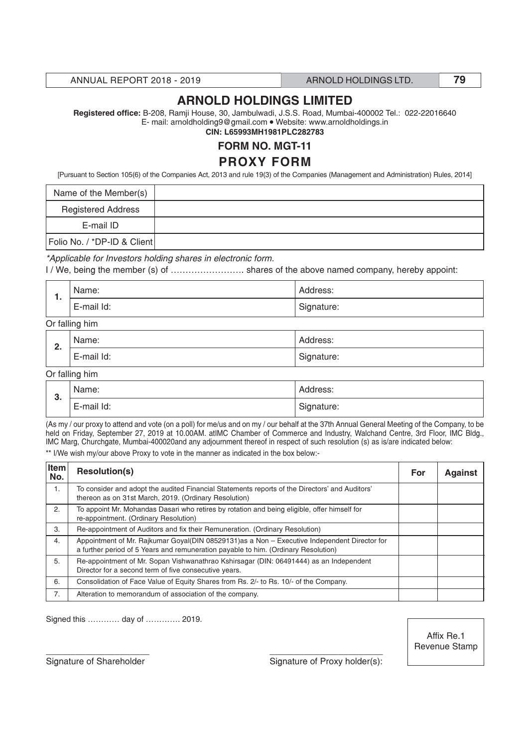# ARNOLD HOLDINGS LIMITED

**Registered office:** B-208, Ramji House, 30, Jambulwadi, J.S.S. Road, Mumbai-400002 Tel.: 022-22016640
E- mail: arnoldholding9@gmail.com • Website: www.arnoldholdings.in
**CIN: L65993MH1981PLC282783**

## FORM NO. MGT-11

## PROXY FORM

[Pursuant to Section 105(6) of the Companies Act, 2013 and rule 19(3) of the Companies (Management and Administration) Rules, 2014]

| | |
|---|---|
| Name of the Member(s) | |
| Registered Address | |
| E-mail ID | |
| Folio No. / *DP-ID & Client | |

*Applicable for Investors holding shares in electronic form.*

I / We, being the member (s) of ……………………. shares of the above named company, hereby appoint:

| | | |
|---|---|---|
| 1. | Name: | Address: |
| | E-mail Id: | Signature: |

Or falling him

| | | |
|---|---|---|
| 2. | Name: | Address: |
| | E-mail Id: | Signature: |

Or falling him

| | | |
|---|---|---|
| 3. | Name: | Address: |
| | E-mail Id: | Signature: |

(As my / our proxy to attend and vote (on a poll) for me/us and on my / our behalf at the 37th Annual General Meeting of the Company, to be held on Friday, September 27, 2019 at 10.00AM. atIMC Chamber of Commerce and Industry, Walchand Centre, 3rd Floor, IMC Bldg., IMC Marg, Churchgate, Mumbai-400020and any adjournment thereof in respect of such resolution (s) as is/are indicated below:

** I/We wish my/our above Proxy to vote in the manner as indicated in the box below:-

| Item No. | Resolution(s) | For | Against |
|---|---|---|---|
| 1. | To consider and adopt the audited Financial Statements reports of the Directors' and Auditors' thereon as on 31st March, 2019. (Ordinary Resolution) | | |
| 2. | To appoint Mr. Mohandas Dasari who retires by rotation and being eligible, offer himself for re-appointment. (Ordinary Resolution) | | |
| 3. | Re-appointment of Auditors and fix their Remuneration. (Ordinary Resolution) | | |
| 4. | Appointment of Mr. Rajkumar Goyal(DIN 08529131)as a Non – Executive Independent Director for a further period of 5 Years and remuneration payable to him. (Ordinary Resolution) | | |
| 5. | Re-appointment of Mr. Sopan Vishwanathrao Kshirsagar (DIN: 06491444) as an Independent Director for a second term of five consecutive years. | | |
| 6. | Consolidation of Face Value of Equity Shares from Rs. 2/- to Rs. 10/- of the Company. | | |
| 7. | Alteration to memorandum of association of the company. | | |

Signed this ………… day of …………. 2019.

Affix Re.1 Revenue Stamp

______________________
Signature of Shareholder

______________________
Signature of Proxy holder(s):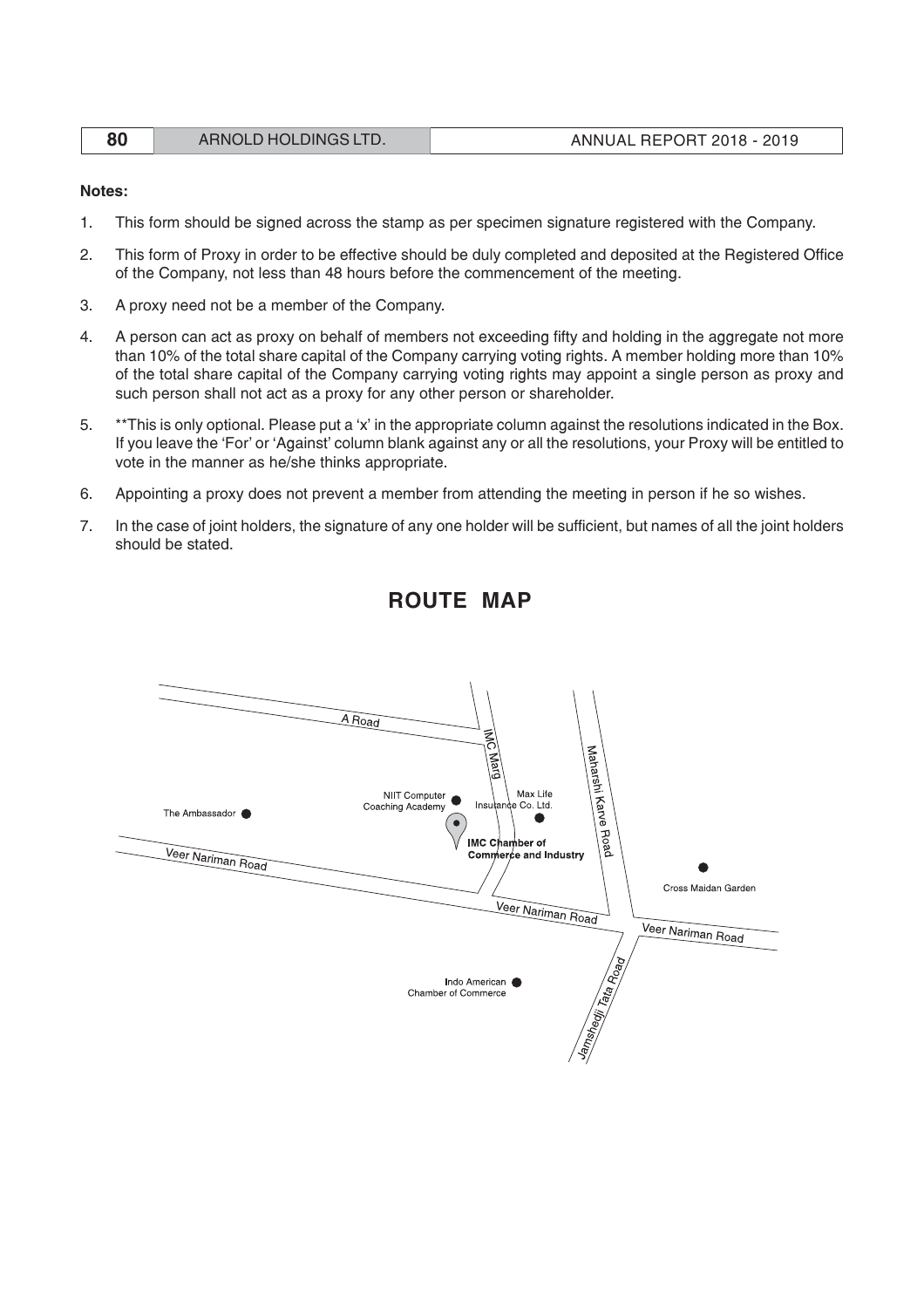**Notes:**

1. This form should be signed across the stamp as per specimen signature registered with the Company.
2. This form of Proxy in order to be effective should be duly completed and deposited at the Registered Office of the Company, not less than 48 hours before the commencement of the meeting.
3. A proxy need not be a member of the Company.
4. A person can act as proxy on behalf of members not exceeding fifty and holding in the aggregate not more than 10% of the total share capital of the Company carrying voting rights. A member holding more than 10% of the total share capital of the Company carrying voting rights may appoint a single person as proxy and such person shall not act as a proxy for any other person or shareholder.
5. **This is only optional. Please put a 'x' in the appropriate column against the resolutions indicated in the Box. If you leave the 'For' or 'Against' column blank against any or all the resolutions, your Proxy will be entitled to vote in the manner as he/she thinks appropriate.
6. Appointing a proxy does not prevent a member from attending the meeting in person if he so wishes.
7. In the case of joint holders, the signature of any one holder will be sufficient, but names of all the joint holders should be stated.

## ROUTE MAP

A Road

IMC Marg

Maharshi Karve Road

The Ambassador

NIIT Computer Coaching Academy

Max Life Insurance Co. Ltd.

IMC Chamber of Commerce and Industry

Veer Nariman Road

Cross Maidan Garden

Veer Nariman Road

Veer Nariman Road

Jamshedji Tata Road

Indo American Chamber of Commerce